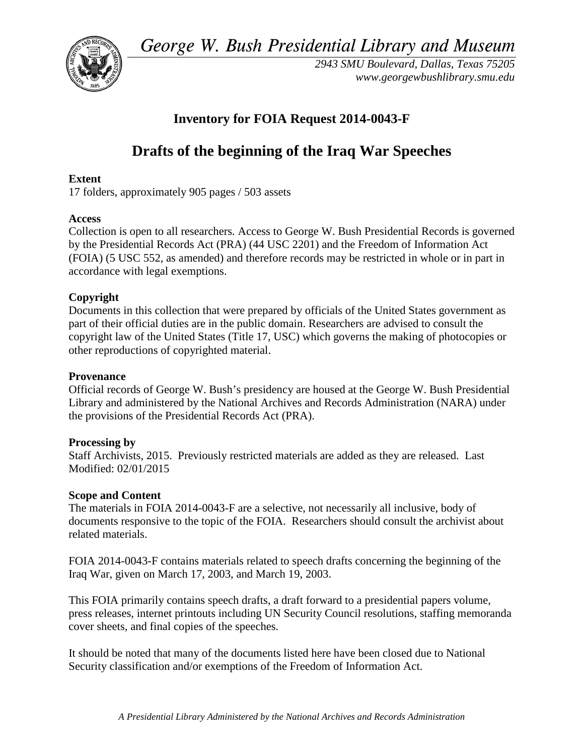*George W. Bush Presidential Library and Museum*

*2943 SMU Boulevard, Dallas, Texas 75205*
*www.georgewbushlibrary.smu.edu*

## Inventory for FOIA Request 2014-0043-F

# Drafts of the beginning of the Iraq War Speeches

**Extent**
17 folders, approximately 905 pages / 503 assets

**Access**
Collection is open to all researchers. Access to George W. Bush Presidential Records is governed by the Presidential Records Act (PRA) (44 USC 2201) and the Freedom of Information Act (FOIA) (5 USC 552, as amended) and therefore records may be restricted in whole or in part in accordance with legal exemptions.

**Copyright**
Documents in this collection that were prepared by officials of the United States government as part of their official duties are in the public domain. Researchers are advised to consult the copyright law of the United States (Title 17, USC) which governs the making of photocopies or other reproductions of copyrighted material.

**Provenance**
Official records of George W. Bush's presidency are housed at the George W. Bush Presidential Library and administered by the National Archives and Records Administration (NARA) under the provisions of the Presidential Records Act (PRA).

**Processing by**
Staff Archivists, 2015. Previously restricted materials are added as they are released. Last Modified: 02/01/2015

**Scope and Content**
The materials in FOIA 2014-0043-F are a selective, not necessarily all inclusive, body of documents responsive to the topic of the FOIA. Researchers should consult the archivist about related materials.

FOIA 2014-0043-F contains materials related to speech drafts concerning the beginning of the Iraq War, given on March 17, 2003, and March 19, 2003.

This FOIA primarily contains speech drafts, a draft forward to a presidential papers volume, press releases, internet printouts including UN Security Council resolutions, staffing memoranda cover sheets, and final copies of the speeches.

It should be noted that many of the documents listed here have been closed due to National Security classification and/or exemptions of the Freedom of Information Act.

*A Presidential Library Administered by the National Archives and Records Administration*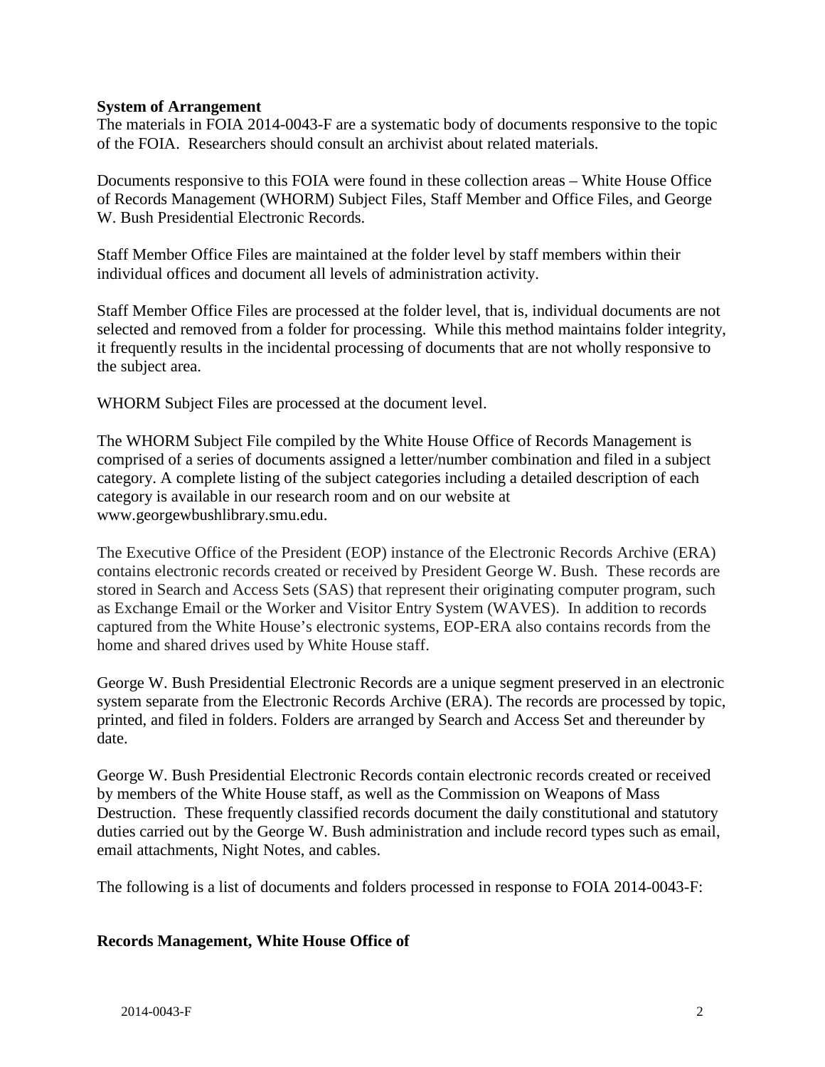**System of Arrangement**

The materials in FOIA 2014-0043-F are a systematic body of documents responsive to the topic of the FOIA. Researchers should consult an archivist about related materials.

Documents responsive to this FOIA were found in these collection areas – White House Office of Records Management (WHORM) Subject Files, Staff Member and Office Files, and George W. Bush Presidential Electronic Records.

Staff Member Office Files are maintained at the folder level by staff members within their individual offices and document all levels of administration activity.

Staff Member Office Files are processed at the folder level, that is, individual documents are not selected and removed from a folder for processing. While this method maintains folder integrity, it frequently results in the incidental processing of documents that are not wholly responsive to the subject area.

WHORM Subject Files are processed at the document level.

The WHORM Subject File compiled by the White House Office of Records Management is comprised of a series of documents assigned a letter/number combination and filed in a subject category. A complete listing of the subject categories including a detailed description of each category is available in our research room and on our website at www.georgewbushlibrary.smu.edu.

The Executive Office of the President (EOP) instance of the Electronic Records Archive (ERA) contains electronic records created or received by President George W. Bush. These records are stored in Search and Access Sets (SAS) that represent their originating computer program, such as Exchange Email or the Worker and Visitor Entry System (WAVES). In addition to records captured from the White House's electronic systems, EOP-ERA also contains records from the home and shared drives used by White House staff.

George W. Bush Presidential Electronic Records are a unique segment preserved in an electronic system separate from the Electronic Records Archive (ERA). The records are processed by topic, printed, and filed in folders. Folders are arranged by Search and Access Set and thereunder by date.

George W. Bush Presidential Electronic Records contain electronic records created or received by members of the White House staff, as well as the Commission on Weapons of Mass Destruction. These frequently classified records document the daily constitutional and statutory duties carried out by the George W. Bush administration and include record types such as email, email attachments, Night Notes, and cables.

The following is a list of documents and folders processed in response to FOIA 2014-0043-F:

**Records Management, White House Office of**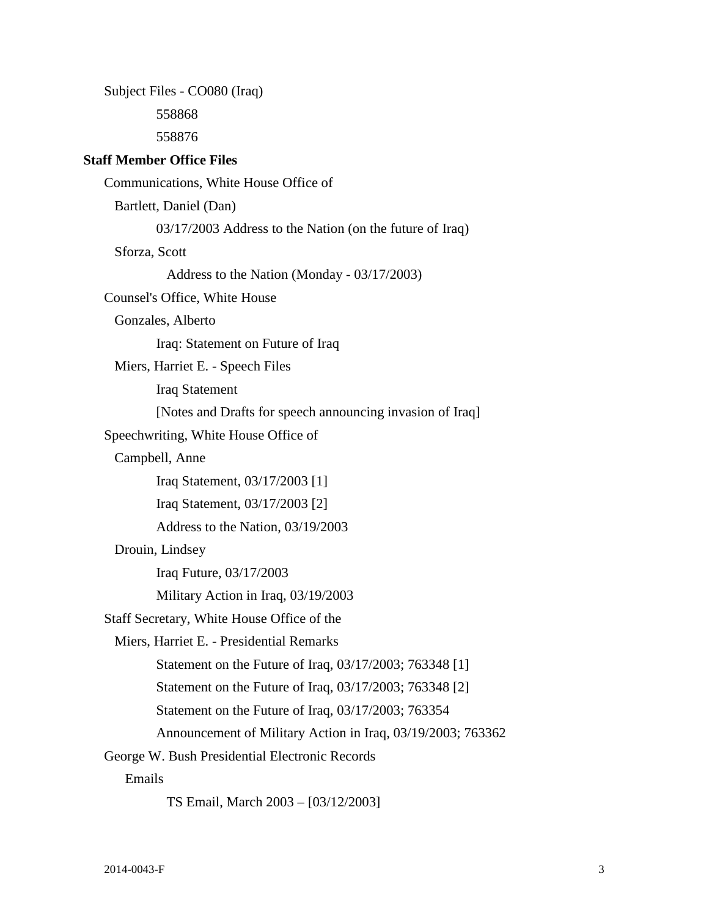Subject Files - CO080 (Iraq)

558868

558876

**Staff Member Office Files**

Communications, White House Office of

Bartlett, Daniel (Dan)

03/17/2003 Address to the Nation (on the future of Iraq)

Sforza, Scott

Address to the Nation (Monday - 03/17/2003)

Counsel's Office, White House

Gonzales, Alberto

Iraq: Statement on Future of Iraq

Miers, Harriet E. - Speech Files

Iraq Statement

[Notes and Drafts for speech announcing invasion of Iraq]

Speechwriting, White House Office of

Campbell, Anne

Iraq Statement, 03/17/2003 [1]

Iraq Statement, 03/17/2003 [2]

Address to the Nation, 03/19/2003

Drouin, Lindsey

Iraq Future, 03/17/2003

Military Action in Iraq, 03/19/2003

Staff Secretary, White House Office of the

Miers, Harriet E. - Presidential Remarks

Statement on the Future of Iraq, 03/17/2003; 763348 [1]

Statement on the Future of Iraq, 03/17/2003; 763348 [2]

Statement on the Future of Iraq, 03/17/2003; 763354

Announcement of Military Action in Iraq, 03/19/2003; 763362

George W. Bush Presidential Electronic Records

Emails

TS Email, March 2003 – [03/12/2003]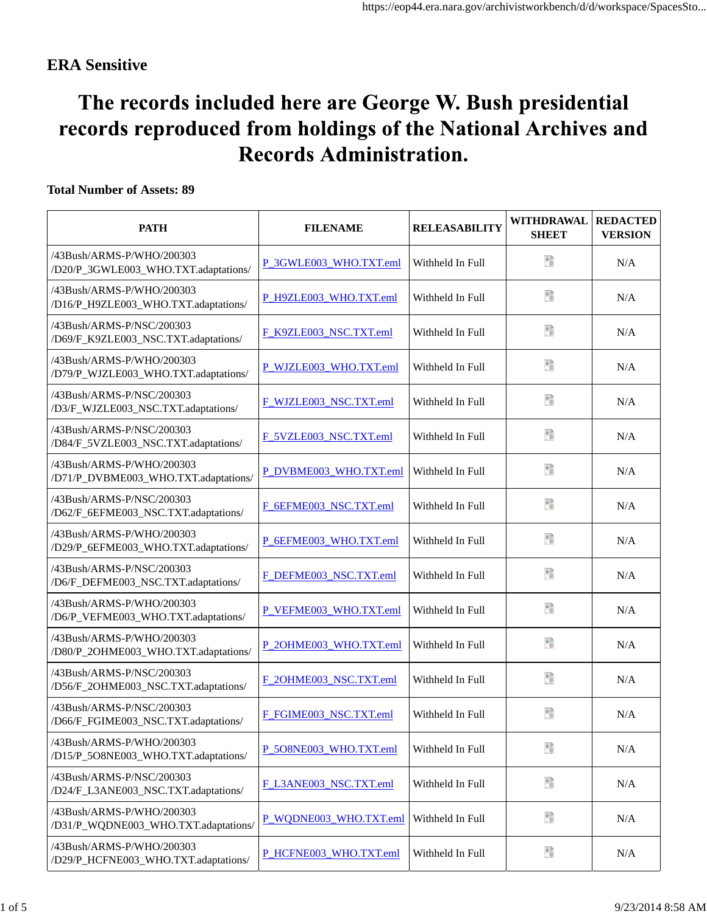**ERA Sensitive**

# The records included here are George W. Bush presidential records reproduced from holdings of the National Archives and Records Administration.

**Total Number of Assets: 89**

| PATH | FILENAME | RELEASABILITY | WITHDRAWAL SHEET | REDACTED VERSION |
|---|---|---|---|---|
| /43Bush/ARMS-P/WHO/200303 /D20/P_3GWLE003_WHO.TXT.adaptations/ | P_3GWLE003_WHO.TXT.eml | Withheld In Full | | N/A |
| /43Bush/ARMS-P/WHO/200303 /D16/P_H9ZLE003_WHO.TXT.adaptations/ | P_H9ZLE003_WHO.TXT.eml | Withheld In Full | | N/A |
| /43Bush/ARMS-P/NSC/200303 /D69/F_K9ZLE003_NSC.TXT.adaptations/ | F_K9ZLE003_NSC.TXT.eml | Withheld In Full | | N/A |
| /43Bush/ARMS-P/WHO/200303 /D79/P_WJZLE003_WHO.TXT.adaptations/ | P_WJZLE003_WHO.TXT.eml | Withheld In Full | | N/A |
| /43Bush/ARMS-P/NSC/200303 /D3/F_WJZLE003_NSC.TXT.adaptations/ | F_WJZLE003_NSC.TXT.eml | Withheld In Full | | N/A |
| /43Bush/ARMS-P/NSC/200303 /D84/F_5VZLE003_NSC.TXT.adaptations/ | F_5VZLE003_NSC.TXT.eml | Withheld In Full | | N/A |
| /43Bush/ARMS-P/WHO/200303 /D71/P_DVBME003_WHO.TXT.adaptations/ | P_DVBME003_WHO.TXT.eml | Withheld In Full | | N/A |
| /43Bush/ARMS-P/NSC/200303 /D62/F_6EFME003_NSC.TXT.adaptations/ | F_6EFME003_NSC.TXT.eml | Withheld In Full | | N/A |
| /43Bush/ARMS-P/WHO/200303 /D29/P_6EFME003_WHO.TXT.adaptations/ | P_6EFME003_WHO.TXT.eml | Withheld In Full | | N/A |
| /43Bush/ARMS-P/NSC/200303 /D6/F_DEFME003_NSC.TXT.adaptations/ | F_DEFME003_NSC.TXT.eml | Withheld In Full | | N/A |
| /43Bush/ARMS-P/WHO/200303 /D6/P_VEFME003_WHO.TXT.adaptations/ | P_VEFME003_WHO.TXT.eml | Withheld In Full | | N/A |
| /43Bush/ARMS-P/WHO/200303 /D80/P_2OHME003_WHO.TXT.adaptations/ | P_2OHME003_WHO.TXT.eml | Withheld In Full | | N/A |
| /43Bush/ARMS-P/NSC/200303 /D56/F_2OHME003_NSC.TXT.adaptations/ | F_2OHME003_NSC.TXT.eml | Withheld In Full | | N/A |
| /43Bush/ARMS-P/NSC/200303 /D66/F_FGIME003_NSC.TXT.adaptations/ | F_FGIME003_NSC.TXT.eml | Withheld In Full | | N/A |
| /43Bush/ARMS-P/WHO/200303 /D15/P_5O8NE003_WHO.TXT.adaptations/ | P_5O8NE003_WHO.TXT.eml | Withheld In Full | | N/A |
| /43Bush/ARMS-P/NSC/200303 /D24/F_L3ANE003_NSC.TXT.adaptations/ | F_L3ANE003_NSC.TXT.eml | Withheld In Full | | N/A |
| /43Bush/ARMS-P/WHO/200303 /D31/P_WQDNE003_WHO.TXT.adaptations/ | P_WQDNE003_WHO.TXT.eml | Withheld In Full | | N/A |
| /43Bush/ARMS-P/WHO/200303 /D29/P_HCFNE003_WHO.TXT.adaptations/ | P_HCFNE003_WHO.TXT.eml | Withheld In Full | | N/A |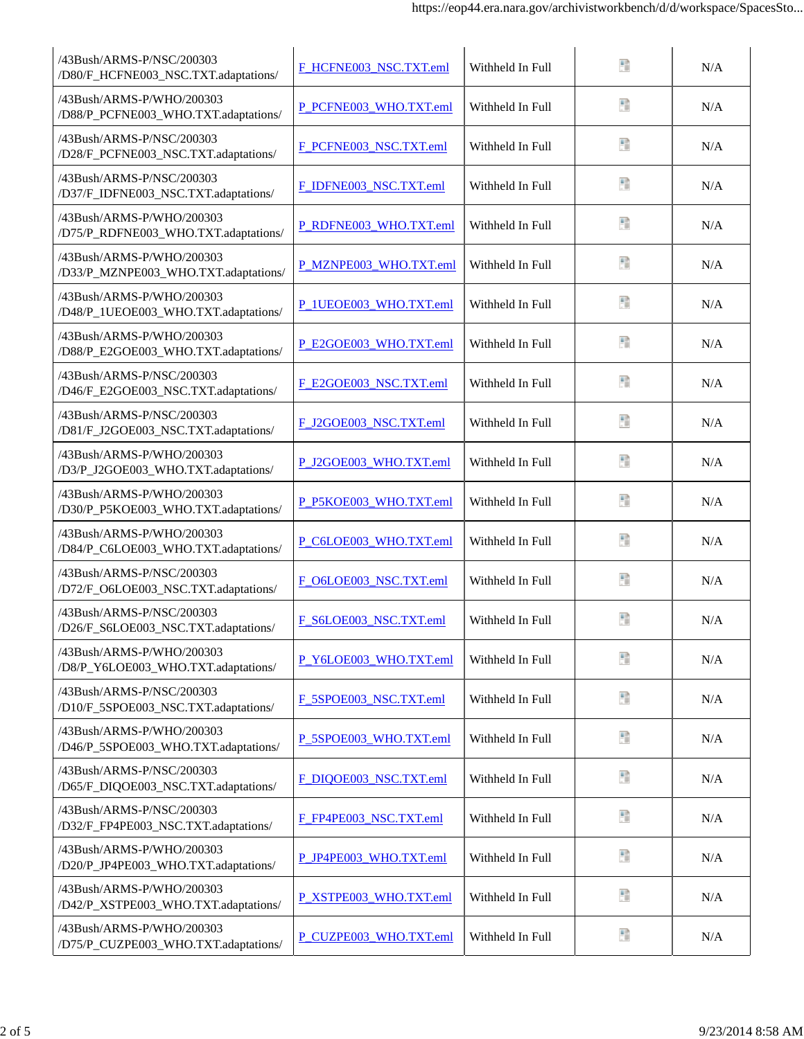| | | | | |
|---|---|---|---|---|
| /43Bush/ARMS-P/NSC/200303/D80/F_HCFNE003_NSC.TXT.adaptations/ | F_HCFNE003_NSC.TXT.eml | Withheld In Full | | N/A |
| /43Bush/ARMS-P/WHO/200303/D88/P_PCFNE003_WHO.TXT.adaptations/ | P_PCFNE003_WHO.TXT.eml | Withheld In Full | | N/A |
| /43Bush/ARMS-P/NSC/200303/D28/F_PCFNE003_NSC.TXT.adaptations/ | F_PCFNE003_NSC.TXT.eml | Withheld In Full | | N/A |
| /43Bush/ARMS-P/NSC/200303/D37/F_IDFNE003_NSC.TXT.adaptations/ | F_IDFNE003_NSC.TXT.eml | Withheld In Full | | N/A |
| /43Bush/ARMS-P/WHO/200303/D75/P_RDFNE003_WHO.TXT.adaptations/ | P_RDFNE003_WHO.TXT.eml | Withheld In Full | | N/A |
| /43Bush/ARMS-P/WHO/200303/D33/P_MZNPE003_WHO.TXT.adaptations/ | P_MZNPE003_WHO.TXT.eml | Withheld In Full | | N/A |
| /43Bush/ARMS-P/WHO/200303/D48/P_1UEOE003_WHO.TXT.adaptations/ | P_1UEOE003_WHO.TXT.eml | Withheld In Full | | N/A |
| /43Bush/ARMS-P/WHO/200303/D88/P_E2GOE003_WHO.TXT.adaptations/ | P_E2GOE003_WHO.TXT.eml | Withheld In Full | | N/A |
| /43Bush/ARMS-P/NSC/200303/D46/F_E2GOE003_NSC.TXT.adaptations/ | F_E2GOE003_NSC.TXT.eml | Withheld In Full | | N/A |
| /43Bush/ARMS-P/NSC/200303/D81/F_J2GOE003_NSC.TXT.adaptations/ | F_J2GOE003_NSC.TXT.eml | Withheld In Full | | N/A |
| /43Bush/ARMS-P/WHO/200303/D3/P_J2GOE003_WHO.TXT.adaptations/ | P_J2GOE003_WHO.TXT.eml | Withheld In Full | | N/A |
| /43Bush/ARMS-P/WHO/200303/D30/P_P5KOE003_WHO.TXT.adaptations/ | P_P5KOE003_WHO.TXT.eml | Withheld In Full | | N/A |
| /43Bush/ARMS-P/WHO/200303/D84/P_C6LOE003_WHO.TXT.adaptations/ | P_C6LOE003_WHO.TXT.eml | Withheld In Full | | N/A |
| /43Bush/ARMS-P/NSC/200303/D72/F_O6LOE003_NSC.TXT.adaptations/ | F_O6LOE003_NSC.TXT.eml | Withheld In Full | | N/A |
| /43Bush/ARMS-P/NSC/200303/D26/F_S6LOE003_NSC.TXT.adaptations/ | F_S6LOE003_NSC.TXT.eml | Withheld In Full | | N/A |
| /43Bush/ARMS-P/WHO/200303/D8/P_Y6LOE003_WHO.TXT.adaptations/ | P_Y6LOE003_WHO.TXT.eml | Withheld In Full | | N/A |
| /43Bush/ARMS-P/NSC/200303/D10/F_5SPOE003_NSC.TXT.adaptations/ | F_5SPOE003_NSC.TXT.eml | Withheld In Full | | N/A |
| /43Bush/ARMS-P/WHO/200303/D46/P_5SPOE003_WHO.TXT.adaptations/ | P_5SPOE003_WHO.TXT.eml | Withheld In Full | | N/A |
| /43Bush/ARMS-P/NSC/200303/D65/F_DIQOE003_NSC.TXT.adaptations/ | F_DIQOE003_NSC.TXT.eml | Withheld In Full | | N/A |
| /43Bush/ARMS-P/NSC/200303/D32/F_FP4PE003_NSC.TXT.adaptations/ | F_FP4PE003_NSC.TXT.eml | Withheld In Full | | N/A |
| /43Bush/ARMS-P/WHO/200303/D20/P_JP4PE003_WHO.TXT.adaptations/ | P_JP4PE003_WHO.TXT.eml | Withheld In Full | | N/A |
| /43Bush/ARMS-P/WHO/200303/D42/P_XSTPE003_WHO.TXT.adaptations/ | P_XSTPE003_WHO.TXT.eml | Withheld In Full | | N/A |
| /43Bush/ARMS-P/WHO/200303/D75/P_CUZPE003_WHO.TXT.adaptations/ | P_CUZPE003_WHO.TXT.eml | Withheld In Full | | N/A |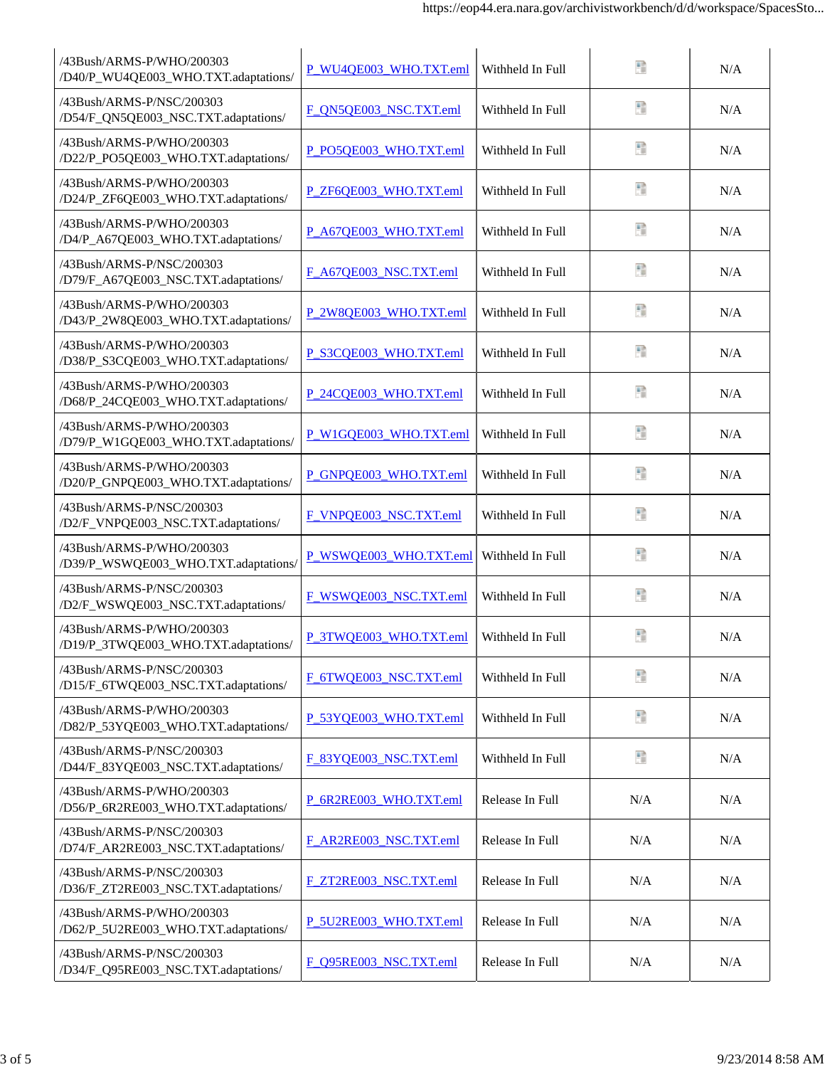| | | | | |
|---|---|---|---|---|
| /43Bush/ARMS-P/WHO/200303 /D40/P_WU4QE003_WHO.TXT.adaptations/ | P_WU4QE003_WHO.TXT.eml | Withheld In Full | | N/A |
| /43Bush/ARMS-P/NSC/200303 /D54/F_QN5QE003_NSC.TXT.adaptations/ | F_QN5QE003_NSC.TXT.eml | Withheld In Full | | N/A |
| /43Bush/ARMS-P/WHO/200303 /D22/P_PO5QE003_WHO.TXT.adaptations/ | P_PO5QE003_WHO.TXT.eml | Withheld In Full | | N/A |
| /43Bush/ARMS-P/WHO/200303 /D24/P_ZF6QE003_WHO.TXT.adaptations/ | P_ZF6QE003_WHO.TXT.eml | Withheld In Full | | N/A |
| /43Bush/ARMS-P/WHO/200303 /D4/P_A67QE003_WHO.TXT.adaptations/ | P_A67QE003_WHO.TXT.eml | Withheld In Full | | N/A |
| /43Bush/ARMS-P/NSC/200303 /D79/F_A67QE003_NSC.TXT.adaptations/ | F_A67QE003_NSC.TXT.eml | Withheld In Full | | N/A |
| /43Bush/ARMS-P/WHO/200303 /D43/P_2W8QE003_WHO.TXT.adaptations/ | P_2W8QE003_WHO.TXT.eml | Withheld In Full | | N/A |
| /43Bush/ARMS-P/WHO/200303 /D38/P_S3CQE003_WHO.TXT.adaptations/ | P_S3CQE003_WHO.TXT.eml | Withheld In Full | | N/A |
| /43Bush/ARMS-P/WHO/200303 /D68/P_24CQE003_WHO.TXT.adaptations/ | P_24CQE003_WHO.TXT.eml | Withheld In Full | | N/A |
| /43Bush/ARMS-P/WHO/200303 /D79/P_W1GQE003_WHO.TXT.adaptations/ | P_W1GQE003_WHO.TXT.eml | Withheld In Full | | N/A |
| /43Bush/ARMS-P/WHO/200303 /D20/P_GNPQE003_WHO.TXT.adaptations/ | P_GNPQE003_WHO.TXT.eml | Withheld In Full | | N/A |
| /43Bush/ARMS-P/NSC/200303 /D2/F_VNPQE003_NSC.TXT.adaptations/ | F_VNPQE003_NSC.TXT.eml | Withheld In Full | | N/A |
| /43Bush/ARMS-P/WHO/200303 /D39/P_WSWQE003_WHO.TXT.adaptations/ | P_WSWQE003_WHO.TXT.eml | Withheld In Full | | N/A |
| /43Bush/ARMS-P/NSC/200303 /D2/F_WSWQE003_NSC.TXT.adaptations/ | F_WSWQE003_NSC.TXT.eml | Withheld In Full | | N/A |
| /43Bush/ARMS-P/WHO/200303 /D19/P_3TWQE003_WHO.TXT.adaptations/ | P_3TWQE003_WHO.TXT.eml | Withheld In Full | | N/A |
| /43Bush/ARMS-P/NSC/200303 /D15/F_6TWQE003_NSC.TXT.adaptations/ | F_6TWQE003_NSC.TXT.eml | Withheld In Full | | N/A |
| /43Bush/ARMS-P/WHO/200303 /D82/P_53YQE003_WHO.TXT.adaptations/ | P_53YQE003_WHO.TXT.eml | Withheld In Full | | N/A |
| /43Bush/ARMS-P/NSC/200303 /D44/F_83YQE003_NSC.TXT.adaptations/ | F_83YQE003_NSC.TXT.eml | Withheld In Full | | N/A |
| /43Bush/ARMS-P/WHO/200303 /D56/P_6R2RE003_WHO.TXT.adaptations/ | P_6R2RE003_WHO.TXT.eml | Release In Full | N/A | N/A |
| /43Bush/ARMS-P/NSC/200303 /D74/F_AR2RE003_NSC.TXT.adaptations/ | F_AR2RE003_NSC.TXT.eml | Release In Full | N/A | N/A |
| /43Bush/ARMS-P/NSC/200303 /D36/F_ZT2RE003_NSC.TXT.adaptations/ | F_ZT2RE003_NSC.TXT.eml | Release In Full | N/A | N/A |
| /43Bush/ARMS-P/WHO/200303 /D62/P_5U2RE003_WHO.TXT.adaptations/ | P_5U2RE003_WHO.TXT.eml | Release In Full | N/A | N/A |
| /43Bush/ARMS-P/NSC/200303 /D34/F_Q95RE003_NSC.TXT.adaptations/ | F_Q95RE003_NSC.TXT.eml | Release In Full | N/A | N/A |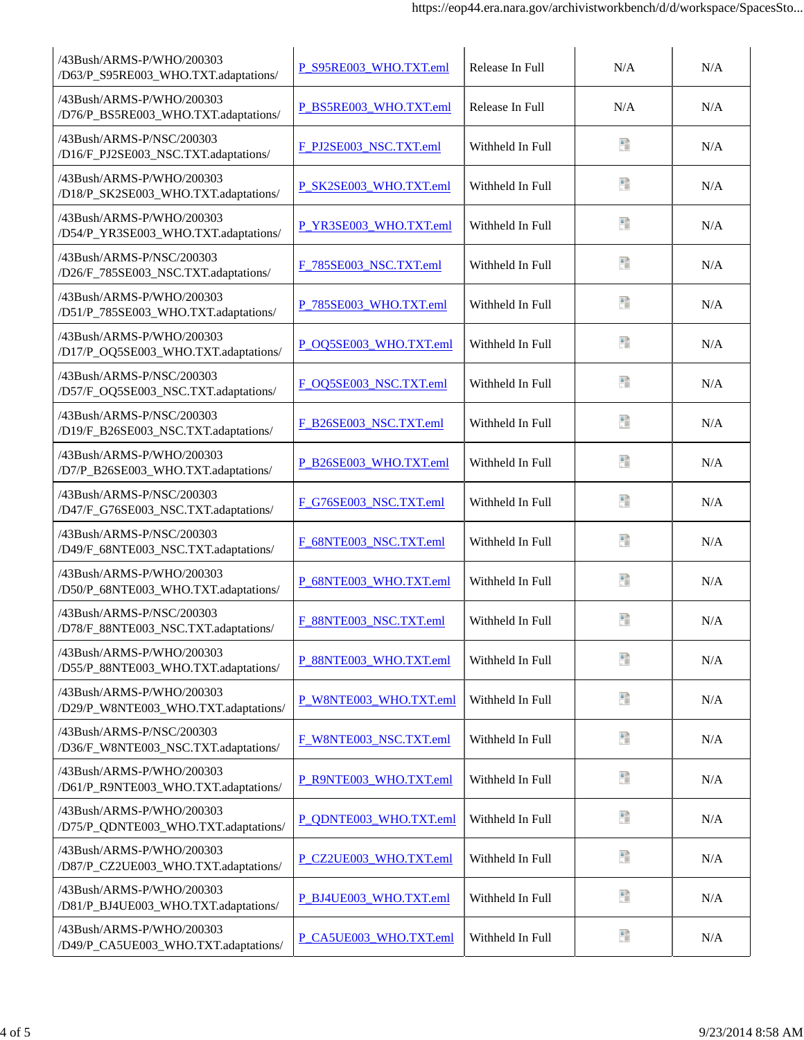| | | | | |
|---|---|---|---|---|
| /43Bush/ARMS-P/WHO/200303 /D63/P_S95RE003_WHO.TXT.adaptations/ | P_S95RE003_WHO.TXT.eml | Release In Full | N/A | N/A |
| /43Bush/ARMS-P/WHO/200303 /D76/P_BS5RE003_WHO.TXT.adaptations/ | P_BS5RE003_WHO.TXT.eml | Release In Full | N/A | N/A |
| /43Bush/ARMS-P/NSC/200303 /D16/F_PJ2SE003_NSC.TXT.adaptations/ | F_PJ2SE003_NSC.TXT.eml | Withheld In Full | | N/A |
| /43Bush/ARMS-P/WHO/200303 /D18/P_SK2SE003_WHO.TXT.adaptations/ | P_SK2SE003_WHO.TXT.eml | Withheld In Full | | N/A |
| /43Bush/ARMS-P/WHO/200303 /D54/P_YR3SE003_WHO.TXT.adaptations/ | P_YR3SE003_WHO.TXT.eml | Withheld In Full | | N/A |
| /43Bush/ARMS-P/NSC/200303 /D26/F_785SE003_NSC.TXT.adaptations/ | F_785SE003_NSC.TXT.eml | Withheld In Full | | N/A |
| /43Bush/ARMS-P/WHO/200303 /D51/P_785SE003_WHO.TXT.adaptations/ | P_785SE003_WHO.TXT.eml | Withheld In Full | | N/A |
| /43Bush/ARMS-P/WHO/200303 /D17/P_OQ5SE003_WHO.TXT.adaptations/ | P_OQ5SE003_WHO.TXT.eml | Withheld In Full | | N/A |
| /43Bush/ARMS-P/NSC/200303 /D57/F_OQ5SE003_NSC.TXT.adaptations/ | F_OQ5SE003_NSC.TXT.eml | Withheld In Full | | N/A |
| /43Bush/ARMS-P/NSC/200303 /D19/F_B26SE003_NSC.TXT.adaptations/ | F_B26SE003_NSC.TXT.eml | Withheld In Full | | N/A |
| /43Bush/ARMS-P/WHO/200303 /D7/P_B26SE003_WHO.TXT.adaptations/ | P_B26SE003_WHO.TXT.eml | Withheld In Full | | N/A |
| /43Bush/ARMS-P/NSC/200303 /D47/F_G76SE003_NSC.TXT.adaptations/ | F_G76SE003_NSC.TXT.eml | Withheld In Full | | N/A |
| /43Bush/ARMS-P/NSC/200303 /D49/F_68NTE003_NSC.TXT.adaptations/ | F_68NTE003_NSC.TXT.eml | Withheld In Full | | N/A |
| /43Bush/ARMS-P/WHO/200303 /D50/P_68NTE003_WHO.TXT.adaptations/ | P_68NTE003_WHO.TXT.eml | Withheld In Full | | N/A |
| /43Bush/ARMS-P/NSC/200303 /D78/F_88NTE003_NSC.TXT.adaptations/ | F_88NTE003_NSC.TXT.eml | Withheld In Full | | N/A |
| /43Bush/ARMS-P/WHO/200303 /D55/P_88NTE003_WHO.TXT.adaptations/ | P_88NTE003_WHO.TXT.eml | Withheld In Full | | N/A |
| /43Bush/ARMS-P/WHO/200303 /D29/P_W8NTE003_WHO.TXT.adaptations/ | P_W8NTE003_WHO.TXT.eml | Withheld In Full | | N/A |
| /43Bush/ARMS-P/NSC/200303 /D36/F_W8NTE003_NSC.TXT.adaptations/ | F_W8NTE003_NSC.TXT.eml | Withheld In Full | | N/A |
| /43Bush/ARMS-P/WHO/200303 /D61/P_R9NTE003_WHO.TXT.adaptations/ | P_R9NTE003_WHO.TXT.eml | Withheld In Full | | N/A |
| /43Bush/ARMS-P/WHO/200303 /D75/P_QDNTE003_WHO.TXT.adaptations/ | P_QDNTE003_WHO.TXT.eml | Withheld In Full | | N/A |
| /43Bush/ARMS-P/WHO/200303 /D87/P_CZ2UE003_WHO.TXT.adaptations/ | P_CZ2UE003_WHO.TXT.eml | Withheld In Full | | N/A |
| /43Bush/ARMS-P/WHO/200303 /D81/P_BJ4UE003_WHO.TXT.adaptations/ | P_BJ4UE003_WHO.TXT.eml | Withheld In Full | | N/A |
| /43Bush/ARMS-P/WHO/200303 /D49/P_CA5UE003_WHO.TXT.adaptations/ | P_CA5UE003_WHO.TXT.eml | Withheld In Full | | N/A |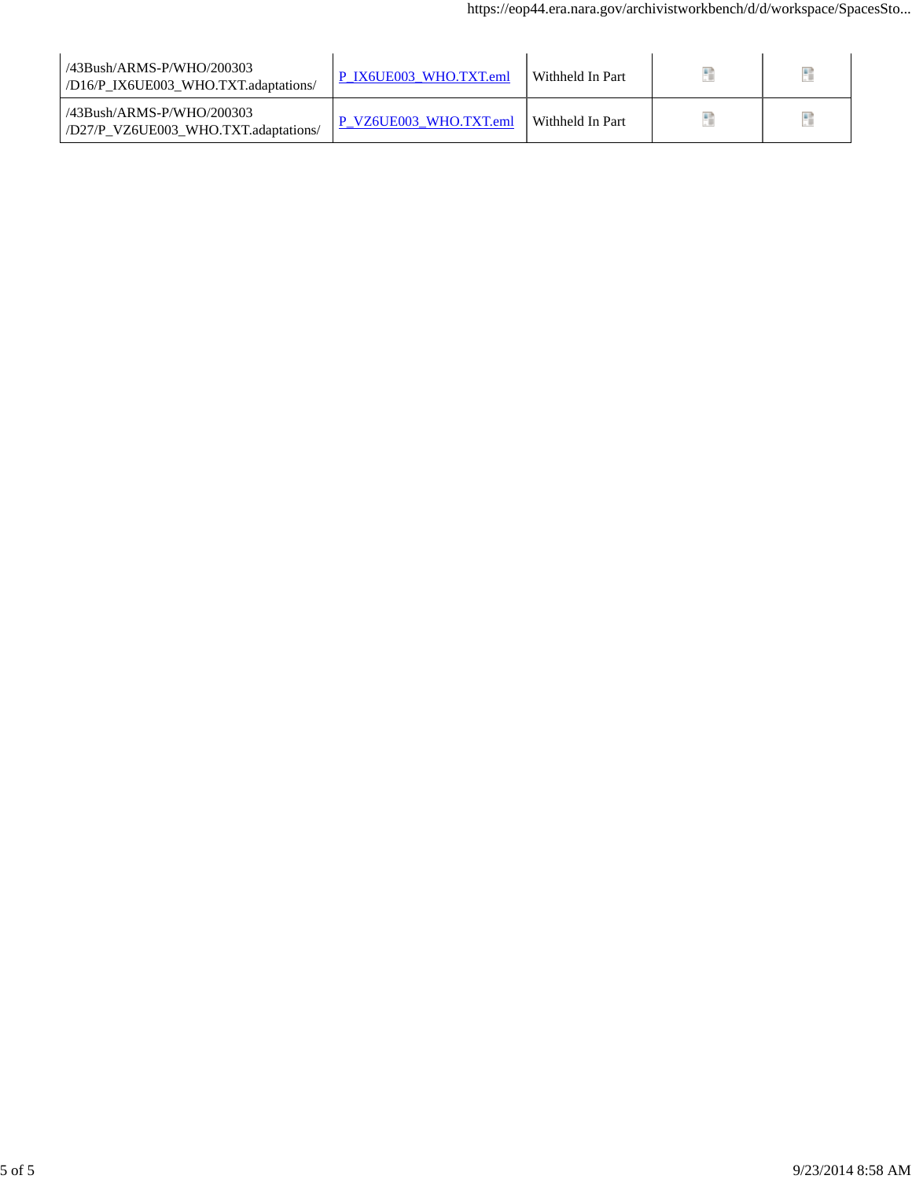| | | | | |
|---|---|---|---|---|
| /43Bush/ARMS-P/WHO/200303 /D16/P_IX6UE003_WHO.TXT.adaptations/ | P_IX6UE003_WHO.TXT.eml | Withheld In Part | | |
| /43Bush/ARMS-P/WHO/200303 /D27/P_VZ6UE003_WHO.TXT.adaptations/ | P_VZ6UE003_WHO.TXT.eml | Withheld In Part | | |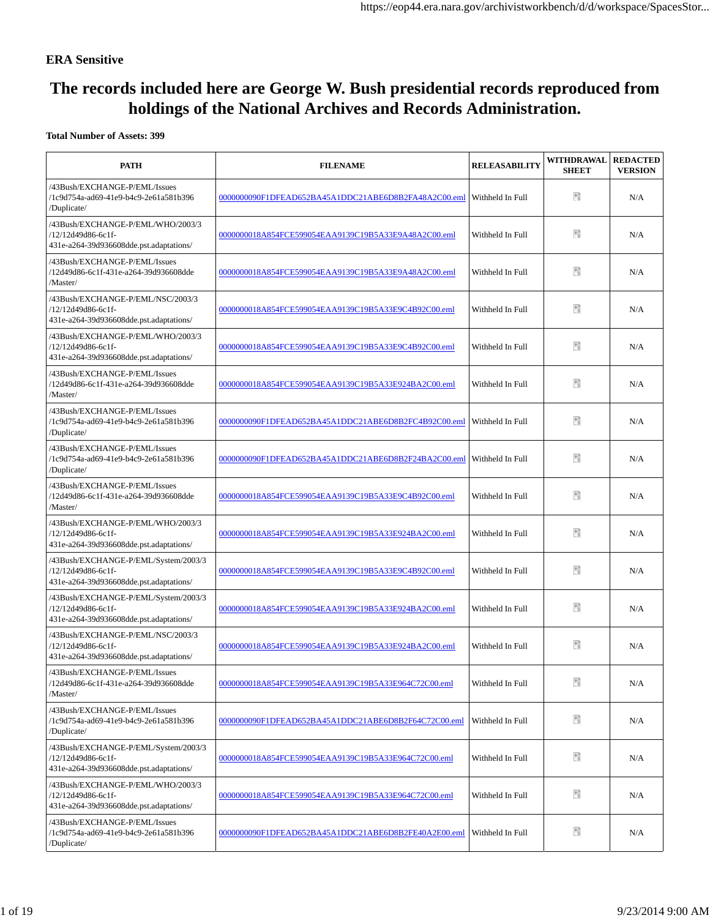**ERA Sensitive**

# The records included here are George W. Bush presidential records reproduced from holdings of the National Archives and Records Administration.

**Total Number of Assets: 399**

| PATH | FILENAME | RELEASABILITY | WITHDRAWAL SHEET | REDACTED VERSION |
|---|---|---|---|---|
| /43Bush/EXCHANGE-P/EML/Issues/1c9d754a-ad69-41e9-b4c9-2e61a581b396/Duplicate/ | 0000000090F1DFEAD652BA45A1DDC21ABE6D8B2FA48A2C00.eml | Withheld In Full | | N/A |
| /43Bush/EXCHANGE-P/EML/WHO/2003/3/12/12d49d86-6c1f-431e-a264-39d936608dde.pst.adaptations/ | 0000000018A854FCE599054EAA9139C19B5A33E9A48A2C00.eml | Withheld In Full | | N/A |
| /43Bush/EXCHANGE-P/EML/Issues/12d49d86-6c1f-431e-a264-39d936608dde/Master/ | 0000000018A854FCE599054EAA9139C19B5A33E9A48A2C00.eml | Withheld In Full | | N/A |
| /43Bush/EXCHANGE-P/EML/NSC/2003/3/12/12d49d86-6c1f-431e-a264-39d936608dde.pst.adaptations/ | 0000000018A854FCE599054EAA9139C19B5A33E9C4B92C00.eml | Withheld In Full | | N/A |
| /43Bush/EXCHANGE-P/EML/WHO/2003/3/12/12d49d86-6c1f-431e-a264-39d936608dde.pst.adaptations/ | 0000000018A854FCE599054EAA9139C19B5A33E9C4B92C00.eml | Withheld In Full | | N/A |
| /43Bush/EXCHANGE-P/EML/Issues/12d49d86-6c1f-431e-a264-39d936608dde/Master/ | 0000000018A854FCE599054EAA9139C19B5A33E924BA2C00.eml | Withheld In Full | | N/A |
| /43Bush/EXCHANGE-P/EML/Issues/1c9d754a-ad69-41e9-b4c9-2e61a581b396/Duplicate/ | 0000000090F1DFEAD652BA45A1DDC21ABE6D8B2FC4B92C00.eml | Withheld In Full | | N/A |
| /43Bush/EXCHANGE-P/EML/Issues/1c9d754a-ad69-41e9-b4c9-2e61a581b396/Duplicate/ | 0000000090F1DFEAD652BA45A1DDC21ABE6D8B2F24BA2C00.eml | Withheld In Full | | N/A |
| /43Bush/EXCHANGE-P/EML/Issues/12d49d86-6c1f-431e-a264-39d936608dde/Master/ | 0000000018A854FCE599054EAA9139C19B5A33E9C4B92C00.eml | Withheld In Full | | N/A |
| /43Bush/EXCHANGE-P/EML/WHO/2003/3/12/12d49d86-6c1f-431e-a264-39d936608dde.pst.adaptations/ | 0000000018A854FCE599054EAA9139C19B5A33E924BA2C00.eml | Withheld In Full | | N/A |
| /43Bush/EXCHANGE-P/EML/System/2003/3/12/12d49d86-6c1f-431e-a264-39d936608dde.pst.adaptations/ | 0000000018A854FCE599054EAA9139C19B5A33E9C4B92C00.eml | Withheld In Full | | N/A |
| /43Bush/EXCHANGE-P/EML/System/2003/3/12/12d49d86-6c1f-431e-a264-39d936608dde.pst.adaptations/ | 0000000018A854FCE599054EAA9139C19B5A33E924BA2C00.eml | Withheld In Full | | N/A |
| /43Bush/EXCHANGE-P/EML/NSC/2003/3/12/12d49d86-6c1f-431e-a264-39d936608dde.pst.adaptations/ | 0000000018A854FCE599054EAA9139C19B5A33E924BA2C00.eml | Withheld In Full | | N/A |
| /43Bush/EXCHANGE-P/EML/Issues/12d49d86-6c1f-431e-a264-39d936608dde/Master/ | 0000000018A854FCE599054EAA9139C19B5A33E964C72C00.eml | Withheld In Full | | N/A |
| /43Bush/EXCHANGE-P/EML/Issues/1c9d754a-ad69-41e9-b4c9-2e61a581b396/Duplicate/ | 0000000090F1DFEAD652BA45A1DDC21ABE6D8B2F64C72C00.eml | Withheld In Full | | N/A |
| /43Bush/EXCHANGE-P/EML/System/2003/3/12/12d49d86-6c1f-431e-a264-39d936608dde.pst.adaptations/ | 0000000018A854FCE599054EAA9139C19B5A33E964C72C00.eml | Withheld In Full | | N/A |
| /43Bush/EXCHANGE-P/EML/WHO/2003/3/12/12d49d86-6c1f-431e-a264-39d936608dde.pst.adaptations/ | 0000000018A854FCE599054EAA9139C19B5A33E964C72C00.eml | Withheld In Full | | N/A |
| /43Bush/EXCHANGE-P/EML/Issues/1c9d754a-ad69-41e9-b4c9-2e61a581b396/Duplicate/ | 0000000090F1DFEAD652BA45A1DDC21ABE6D8B2FE40A2E00.eml | Withheld In Full | | N/A |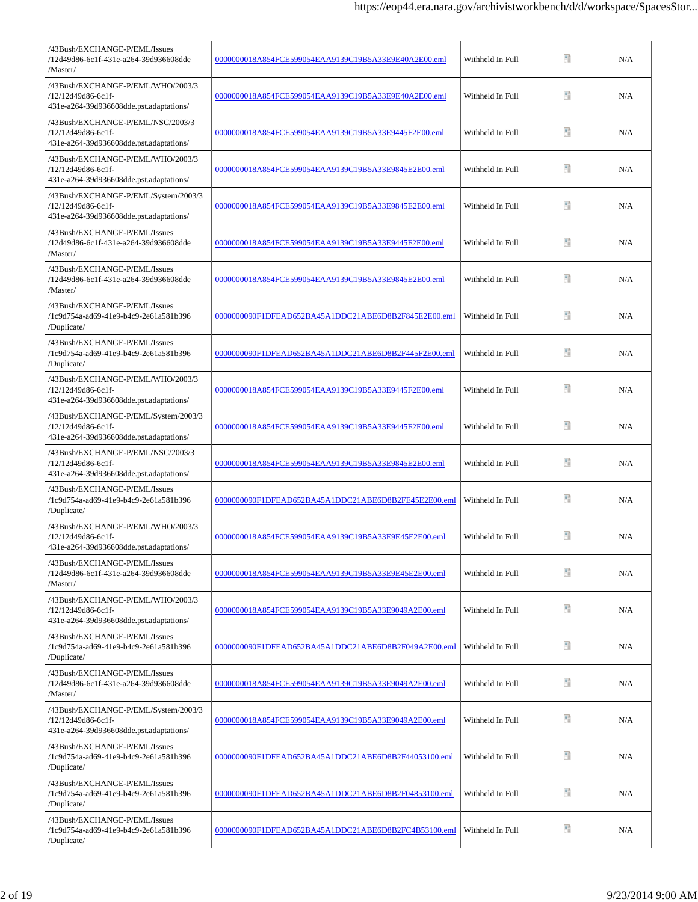| | | | | |
|---|---|---|---|---|
| /43Bush/EXCHANGE-P/EML/Issues /12d49d86-6c1f-431e-a264-39d936608dde /Master/ | 0000000018A854FCE599054EAA9139C19B5A33E9E40A2E00.eml | Withheld In Full | | N/A |
| /43Bush/EXCHANGE-P/EML/WHO/2003/3 /12/12d49d86-6c1f-431e-a264-39d936608dde.pst.adaptations/ | 0000000018A854FCE599054EAA9139C19B5A33E9E40A2E00.eml | Withheld In Full | | N/A |
| /43Bush/EXCHANGE-P/EML/NSC/2003/3 /12/12d49d86-6c1f-431e-a264-39d936608dde.pst.adaptations/ | 0000000018A854FCE599054EAA9139C19B5A33E9445F2E00.eml | Withheld In Full | | N/A |
| /43Bush/EXCHANGE-P/EML/WHO/2003/3 /12/12d49d86-6c1f-431e-a264-39d936608dde.pst.adaptations/ | 0000000018A854FCE599054EAA9139C19B5A33E9845E2E00.eml | Withheld In Full | | N/A |
| /43Bush/EXCHANGE-P/EML/System/2003/3 /12/12d49d86-6c1f-431e-a264-39d936608dde.pst.adaptations/ | 0000000018A854FCE599054EAA9139C19B5A33E9845E2E00.eml | Withheld In Full | | N/A |
| /43Bush/EXCHANGE-P/EML/Issues /12d49d86-6c1f-431e-a264-39d936608dde /Master/ | 0000000018A854FCE599054EAA9139C19B5A33E9445F2E00.eml | Withheld In Full | | N/A |
| /43Bush/EXCHANGE-P/EML/Issues /12d49d86-6c1f-431e-a264-39d936608dde /Master/ | 0000000018A854FCE599054EAA9139C19B5A33E9845E2E00.eml | Withheld In Full | | N/A |
| /43Bush/EXCHANGE-P/EML/Issues /1c9d754a-ad69-41e9-b4c9-2e61a581b396 /Duplicate/ | 0000000090F1DFEAD652BA45A1DDC21ABE6D8B2F845E2E00.eml | Withheld In Full | | N/A |
| /43Bush/EXCHANGE-P/EML/Issues /1c9d754a-ad69-41e9-b4c9-2e61a581b396 /Duplicate/ | 0000000090F1DFEAD652BA45A1DDC21ABE6D8B2F445F2E00.eml | Withheld In Full | | N/A |
| /43Bush/EXCHANGE-P/EML/WHO/2003/3 /12/12d49d86-6c1f-431e-a264-39d936608dde.pst.adaptations/ | 0000000018A854FCE599054EAA9139C19B5A33E9445F2E00.eml | Withheld In Full | | N/A |
| /43Bush/EXCHANGE-P/EML/System/2003/3 /12/12d49d86-6c1f-431e-a264-39d936608dde.pst.adaptations/ | 0000000018A854FCE599054EAA9139C19B5A33E9445F2E00.eml | Withheld In Full | | N/A |
| /43Bush/EXCHANGE-P/EML/NSC/2003/3 /12/12d49d86-6c1f-431e-a264-39d936608dde.pst.adaptations/ | 0000000018A854FCE599054EAA9139C19B5A33E9845E2E00.eml | Withheld In Full | | N/A |
| /43Bush/EXCHANGE-P/EML/Issues /1c9d754a-ad69-41e9-b4c9-2e61a581b396 /Duplicate/ | 0000000090F1DFEAD652BA45A1DDC21ABE6D8B2FE45E2E00.eml | Withheld In Full | | N/A |
| /43Bush/EXCHANGE-P/EML/WHO/2003/3 /12/12d49d86-6c1f-431e-a264-39d936608dde.pst.adaptations/ | 0000000018A854FCE599054EAA9139C19B5A33E9E45E2E00.eml | Withheld In Full | | N/A |
| /43Bush/EXCHANGE-P/EML/Issues /12d49d86-6c1f-431e-a264-39d936608dde /Master/ | 0000000018A854FCE599054EAA9139C19B5A33E9E45E2E00.eml | Withheld In Full | | N/A |
| /43Bush/EXCHANGE-P/EML/WHO/2003/3 /12/12d49d86-6c1f-431e-a264-39d936608dde.pst.adaptations/ | 0000000018A854FCE599054EAA9139C19B5A33E9049A2E00.eml | Withheld In Full | | N/A |
| /43Bush/EXCHANGE-P/EML/Issues /1c9d754a-ad69-41e9-b4c9-2e61a581b396 /Duplicate/ | 0000000090F1DFEAD652BA45A1DDC21ABE6D8B2F049A2E00.eml | Withheld In Full | | N/A |
| /43Bush/EXCHANGE-P/EML/Issues /12d49d86-6c1f-431e-a264-39d936608dde /Master/ | 0000000018A854FCE599054EAA9139C19B5A33E9049A2E00.eml | Withheld In Full | | N/A |
| /43Bush/EXCHANGE-P/EML/System/2003/3 /12/12d49d86-6c1f-431e-a264-39d936608dde.pst.adaptations/ | 0000000018A854FCE599054EAA9139C19B5A33E9049A2E00.eml | Withheld In Full | | N/A |
| /43Bush/EXCHANGE-P/EML/Issues /1c9d754a-ad69-41e9-b4c9-2e61a581b396 /Duplicate/ | 0000000090F1DFEAD652BA45A1DDC21ABE6D8B2F44053100.eml | Withheld In Full | | N/A |
| /43Bush/EXCHANGE-P/EML/Issues /1c9d754a-ad69-41e9-b4c9-2e61a581b396 /Duplicate/ | 0000000090F1DFEAD652BA45A1DDC21ABE6D8B2F04853100.eml | Withheld In Full | | N/A |
| /43Bush/EXCHANGE-P/EML/Issues /1c9d754a-ad69-41e9-b4c9-2e61a581b396 /Duplicate/ | 0000000090F1DFEAD652BA45A1DDC21ABE6D8B2FC4B53100.eml | Withheld In Full | | N/A |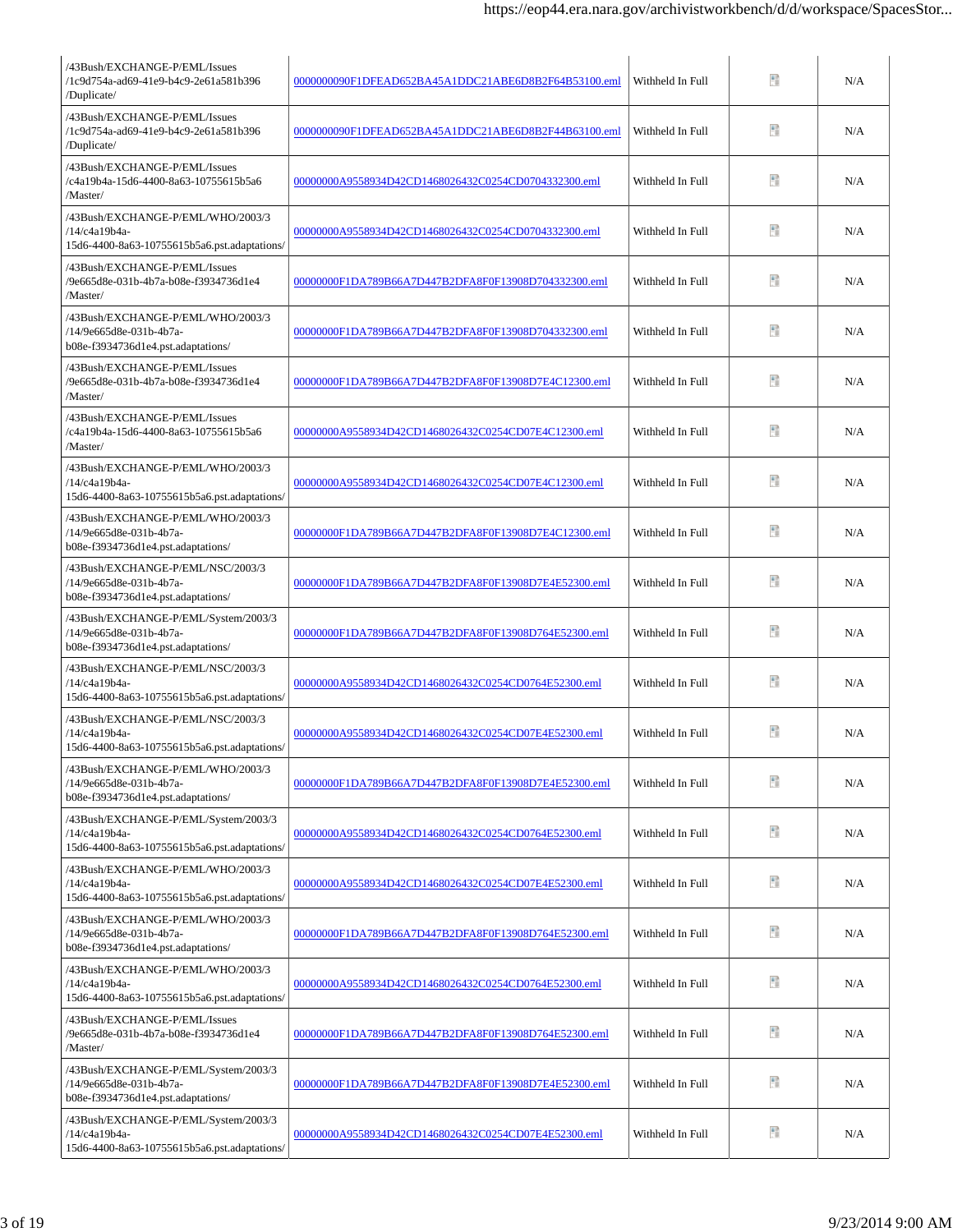| | | | | |
|---|---|---|---|---|
| /43Bush/EXCHANGE-P/EML/Issues /1c9d754a-ad69-41e9-b4c9-2e61a581b396 /Duplicate/ | 0000000090F1DFEAD652BA45A1DDC21ABE6D8B2F64B53100.eml | Withheld In Full | | N/A |
| /43Bush/EXCHANGE-P/EML/Issues /1c9d754a-ad69-41e9-b4c9-2e61a581b396 /Duplicate/ | 0000000090F1DFEAD652BA45A1DDC21ABE6D8B2F44B63100.eml | Withheld In Full | | N/A |
| /43Bush/EXCHANGE-P/EML/Issues /c4a19b4a-15d6-4400-8a63-10755615b5a6 /Master/ | 00000000A9558934D42CD1468026432C0254CD0704332300.eml | Withheld In Full | | N/A |
| /43Bush/EXCHANGE-P/EML/WHO/2003/3 /14/c4a19b4a-15d6-4400-8a63-10755615b5a6.pst.adaptations/ | 00000000A9558934D42CD1468026432C0254CD0704332300.eml | Withheld In Full | | N/A |
| /43Bush/EXCHANGE-P/EML/Issues /9e665d8e-031b-4b7a-b08e-f3934736d1e4 /Master/ | 00000000F1DA789B66A7D447B2DFA8F0F13908D704332300.eml | Withheld In Full | | N/A |
| /43Bush/EXCHANGE-P/EML/WHO/2003/3 /14/9e665d8e-031b-4b7a-b08e-f3934736d1e4.pst.adaptations/ | 00000000F1DA789B66A7D447B2DFA8F0F13908D704332300.eml | Withheld In Full | | N/A |
| /43Bush/EXCHANGE-P/EML/Issues /9e665d8e-031b-4b7a-b08e-f3934736d1e4 /Master/ | 00000000F1DA789B66A7D447B2DFA8F0F13908D7E4C12300.eml | Withheld In Full | | N/A |
| /43Bush/EXCHANGE-P/EML/Issues /c4a19b4a-15d6-4400-8a63-10755615b5a6 /Master/ | 00000000A9558934D42CD1468026432C0254CD07E4C12300.eml | Withheld In Full | | N/A |
| /43Bush/EXCHANGE-P/EML/WHO/2003/3 /14/c4a19b4a-15d6-4400-8a63-10755615b5a6.pst.adaptations/ | 00000000A9558934D42CD1468026432C0254CD07E4C12300.eml | Withheld In Full | | N/A |
| /43Bush/EXCHANGE-P/EML/WHO/2003/3 /14/9e665d8e-031b-4b7a-b08e-f3934736d1e4.pst.adaptations/ | 00000000F1DA789B66A7D447B2DFA8F0F13908D7E4C12300.eml | Withheld In Full | | N/A |
| /43Bush/EXCHANGE-P/EML/NSC/2003/3 /14/9e665d8e-031b-4b7a-b08e-f3934736d1e4.pst.adaptations/ | 00000000F1DA789B66A7D447B2DFA8F0F13908D7E4E52300.eml | Withheld In Full | | N/A |
| /43Bush/EXCHANGE-P/EML/System/2003/3 /14/9e665d8e-031b-4b7a-b08e-f3934736d1e4.pst.adaptations/ | 00000000F1DA789B66A7D447B2DFA8F0F13908D764E52300.eml | Withheld In Full | | N/A |
| /43Bush/EXCHANGE-P/EML/NSC/2003/3 /14/c4a19b4a-15d6-4400-8a63-10755615b5a6.pst.adaptations/ | 00000000A9558934D42CD1468026432C0254CD0764E52300.eml | Withheld In Full | | N/A |
| /43Bush/EXCHANGE-P/EML/NSC/2003/3 /14/c4a19b4a-15d6-4400-8a63-10755615b5a6.pst.adaptations/ | 00000000A9558934D42CD1468026432C0254CD07E4E52300.eml | Withheld In Full | | N/A |
| /43Bush/EXCHANGE-P/EML/WHO/2003/3 /14/9e665d8e-031b-4b7a-b08e-f3934736d1e4.pst.adaptations/ | 00000000F1DA789B66A7D447B2DFA8F0F13908D7E4E52300.eml | Withheld In Full | | N/A |
| /43Bush/EXCHANGE-P/EML/System/2003/3 /14/c4a19b4a-15d6-4400-8a63-10755615b5a6.pst.adaptations/ | 00000000A9558934D42CD1468026432C0254CD0764E52300.eml | Withheld In Full | | N/A |
| /43Bush/EXCHANGE-P/EML/WHO/2003/3 /14/c4a19b4a-15d6-4400-8a63-10755615b5a6.pst.adaptations/ | 00000000A9558934D42CD1468026432C0254CD07E4E52300.eml | Withheld In Full | | N/A |
| /43Bush/EXCHANGE-P/EML/WHO/2003/3 /14/9e665d8e-031b-4b7a-b08e-f3934736d1e4.pst.adaptations/ | 00000000F1DA789B66A7D447B2DFA8F0F13908D764E52300.eml | Withheld In Full | | N/A |
| /43Bush/EXCHANGE-P/EML/WHO/2003/3 /14/c4a19b4a-15d6-4400-8a63-10755615b5a6.pst.adaptations/ | 00000000A9558934D42CD1468026432C0254CD0764E52300.eml | Withheld In Full | | N/A |
| /43Bush/EXCHANGE-P/EML/Issues /9e665d8e-031b-4b7a-b08e-f3934736d1e4 /Master/ | 00000000F1DA789B66A7D447B2DFA8F0F13908D764E52300.eml | Withheld In Full | | N/A |
| /43Bush/EXCHANGE-P/EML/System/2003/3 /14/9e665d8e-031b-4b7a-b08e-f3934736d1e4.pst.adaptations/ | 00000000F1DA789B66A7D447B2DFA8F0F13908D7E4E52300.eml | Withheld In Full | | N/A |
| /43Bush/EXCHANGE-P/EML/System/2003/3 /14/c4a19b4a-15d6-4400-8a63-10755615b5a6.pst.adaptations/ | 00000000A9558934D42CD1468026432C0254CD07E4E52300.eml | Withheld In Full | | N/A |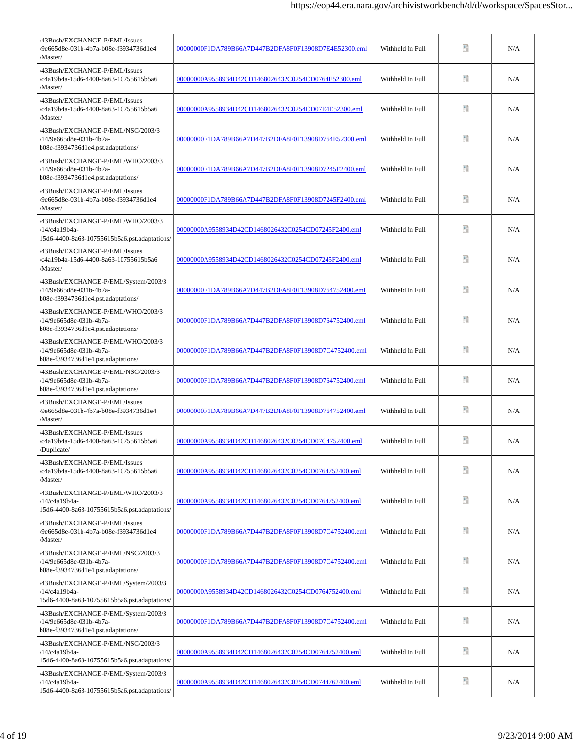| | | | | |
|---|---|---|---|---|
| /43Bush/EXCHANGE-P/EML/Issues /9e665d8e-031b-4b7a-b08e-f3934736d1e4 /Master/ | 00000000F1DA789B66A7D447B2DFA8F0F13908D7E4E52300.eml | Withheld In Full | | N/A |
| /43Bush/EXCHANGE-P/EML/Issues /c4a19b4a-15d6-4400-8a63-10755615b5a6 /Master/ | 00000000A9558934D42CD1468026432C0254CD0764E52300.eml | Withheld In Full | | N/A |
| /43Bush/EXCHANGE-P/EML/Issues /c4a19b4a-15d6-4400-8a63-10755615b5a6 /Master/ | 00000000A9558934D42CD1468026432C0254CD07E4E52300.eml | Withheld In Full | | N/A |
| /43Bush/EXCHANGE-P/EML/NSC/2003/3 /14/9e665d8e-031b-4b7a-b08e-f3934736d1e4.pst.adaptations/ | 00000000F1DA789B66A7D447B2DFA8F0F13908D764E52300.eml | Withheld In Full | | N/A |
| /43Bush/EXCHANGE-P/EML/WHO/2003/3 /14/9e665d8e-031b-4b7a-b08e-f3934736d1e4.pst.adaptations/ | 00000000F1DA789B66A7D447B2DFA8F0F13908D7245F2400.eml | Withheld In Full | | N/A |
| /43Bush/EXCHANGE-P/EML/Issues /9e665d8e-031b-4b7a-b08e-f3934736d1e4 /Master/ | 00000000F1DA789B66A7D447B2DFA8F0F13908D7245F2400.eml | Withheld In Full | | N/A |
| /43Bush/EXCHANGE-P/EML/WHO/2003/3 /14/c4a19b4a-15d6-4400-8a63-10755615b5a6.pst.adaptations/ | 00000000A9558934D42CD1468026432C0254CD07245F2400.eml | Withheld In Full | | N/A |
| /43Bush/EXCHANGE-P/EML/Issues /c4a19b4a-15d6-4400-8a63-10755615b5a6 /Master/ | 00000000A9558934D42CD1468026432C0254CD07245F2400.eml | Withheld In Full | | N/A |
| /43Bush/EXCHANGE-P/EML/System/2003/3 /14/9e665d8e-031b-4b7a-b08e-f3934736d1e4.pst.adaptations/ | 00000000F1DA789B66A7D447B2DFA8F0F13908D764752400.eml | Withheld In Full | | N/A |
| /43Bush/EXCHANGE-P/EML/WHO/2003/3 /14/9e665d8e-031b-4b7a-b08e-f3934736d1e4.pst.adaptations/ | 00000000F1DA789B66A7D447B2DFA8F0F13908D764752400.eml | Withheld In Full | | N/A |
| /43Bush/EXCHANGE-P/EML/WHO/2003/3 /14/9e665d8e-031b-4b7a-b08e-f3934736d1e4.pst.adaptations/ | 00000000F1DA789B66A7D447B2DFA8F0F13908D7C4752400.eml | Withheld In Full | | N/A |
| /43Bush/EXCHANGE-P/EML/NSC/2003/3 /14/9e665d8e-031b-4b7a-b08e-f3934736d1e4.pst.adaptations/ | 00000000F1DA789B66A7D447B2DFA8F0F13908D764752400.eml | Withheld In Full | | N/A |
| /43Bush/EXCHANGE-P/EML/Issues /9e665d8e-031b-4b7a-b08e-f3934736d1e4 /Master/ | 00000000F1DA789B66A7D447B2DFA8F0F13908D764752400.eml | Withheld In Full | | N/A |
| /43Bush/EXCHANGE-P/EML/Issues /c4a19b4a-15d6-4400-8a63-10755615b5a6 /Duplicate/ | 00000000A9558934D42CD1468026432C0254CD07C4752400.eml | Withheld In Full | | N/A |
| /43Bush/EXCHANGE-P/EML/Issues /c4a19b4a-15d6-4400-8a63-10755615b5a6 /Master/ | 00000000A9558934D42CD1468026432C0254CD0764752400.eml | Withheld In Full | | N/A |
| /43Bush/EXCHANGE-P/EML/WHO/2003/3 /14/c4a19b4a-15d6-4400-8a63-10755615b5a6.pst.adaptations/ | 00000000A9558934D42CD1468026432C0254CD0764752400.eml | Withheld In Full | | N/A |
| /43Bush/EXCHANGE-P/EML/Issues /9e665d8e-031b-4b7a-b08e-f3934736d1e4 /Master/ | 00000000F1DA789B66A7D447B2DFA8F0F13908D7C4752400.eml | Withheld In Full | | N/A |
| /43Bush/EXCHANGE-P/EML/NSC/2003/3 /14/9e665d8e-031b-4b7a-b08e-f3934736d1e4.pst.adaptations/ | 00000000F1DA789B66A7D447B2DFA8F0F13908D7C4752400.eml | Withheld In Full | | N/A |
| /43Bush/EXCHANGE-P/EML/System/2003/3 /14/c4a19b4a-15d6-4400-8a63-10755615b5a6.pst.adaptations/ | 00000000A9558934D42CD1468026432C0254CD0764752400.eml | Withheld In Full | | N/A |
| /43Bush/EXCHANGE-P/EML/System/2003/3 /14/9e665d8e-031b-4b7a-b08e-f3934736d1e4.pst.adaptations/ | 00000000F1DA789B66A7D447B2DFA8F0F13908D7C4752400.eml | Withheld In Full | | N/A |
| /43Bush/EXCHANGE-P/EML/NSC/2003/3 /14/c4a19b4a-15d6-4400-8a63-10755615b5a6.pst.adaptations/ | 00000000A9558934D42CD1468026432C0254CD0764752400.eml | Withheld In Full | | N/A |
| /43Bush/EXCHANGE-P/EML/System/2003/3 /14/c4a19b4a-15d6-4400-8a63-10755615b5a6.pst.adaptations/ | 00000000A9558934D42CD1468026432C0254CD0744762400.eml | Withheld In Full | | N/A |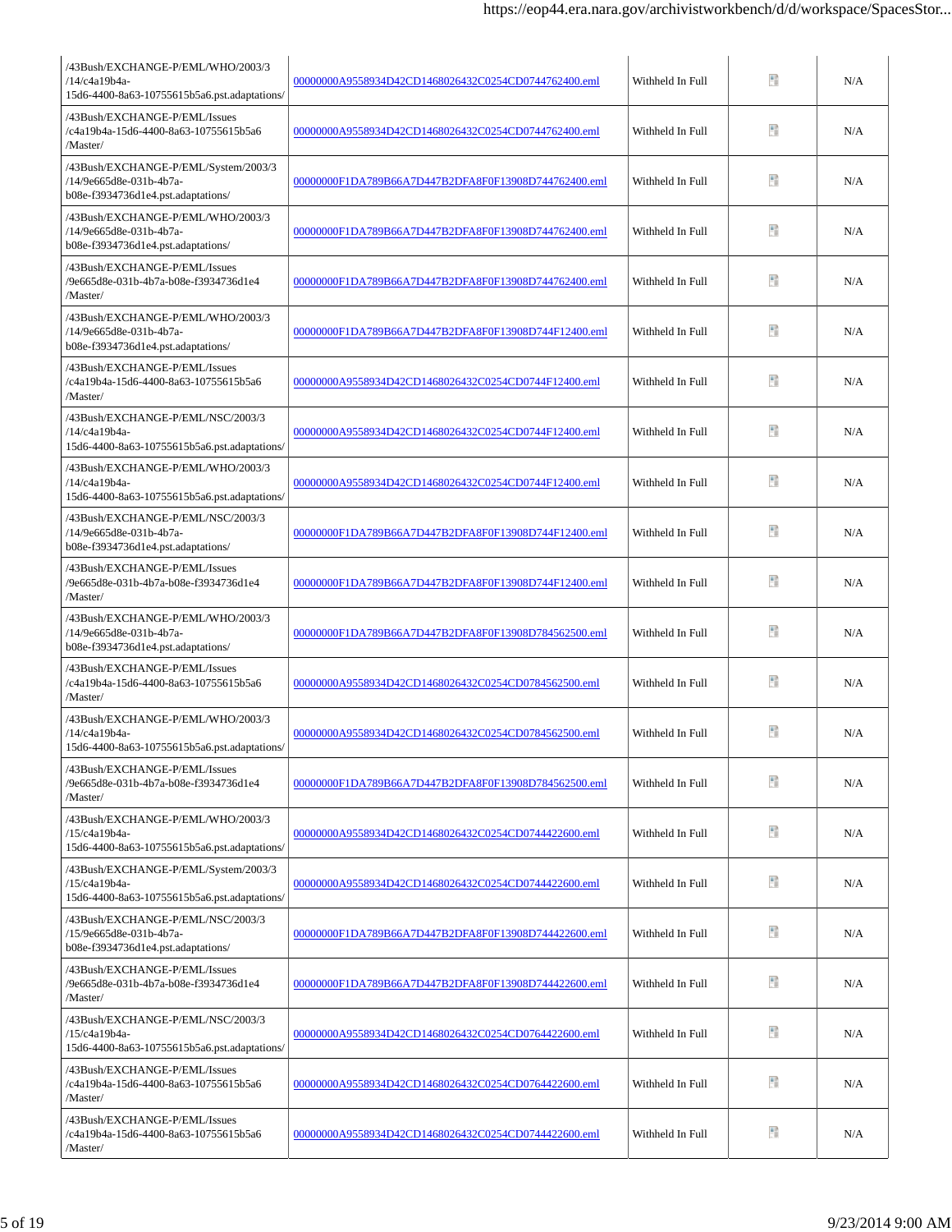| | | | | |
|---|---|---|---|---|
| /43Bush/EXCHANGE-P/EML/WHO/2003/3/14/c4a19b4a-15d6-4400-8a63-10755615b5a6.pst.adaptations/ | 00000000A9558934D42CD1468026432C0254CD0744762400.eml | Withheld In Full | | N/A |
| /43Bush/EXCHANGE-P/EML/Issues/c4a19b4a-15d6-4400-8a63-10755615b5a6/Master/ | 00000000A9558934D42CD1468026432C0254CD0744762400.eml | Withheld In Full | | N/A |
| /43Bush/EXCHANGE-P/EML/System/2003/3/14/9e665d8e-031b-4b7a-b08e-f3934736d1e4.pst.adaptations/ | 00000000F1DA789B66A7D447B2DFA8F0F13908D744762400.eml | Withheld In Full | | N/A |
| /43Bush/EXCHANGE-P/EML/WHO/2003/3/14/9e665d8e-031b-4b7a-b08e-f3934736d1e4.pst.adaptations/ | 00000000F1DA789B66A7D447B2DFA8F0F13908D744762400.eml | Withheld In Full | | N/A |
| /43Bush/EXCHANGE-P/EML/Issues/9e665d8e-031b-4b7a-b08e-f3934736d1e4/Master/ | 00000000F1DA789B66A7D447B2DFA8F0F13908D744762400.eml | Withheld In Full | | N/A |
| /43Bush/EXCHANGE-P/EML/WHO/2003/3/14/9e665d8e-031b-4b7a-b08e-f3934736d1e4.pst.adaptations/ | 00000000F1DA789B66A7D447B2DFA8F0F13908D744F12400.eml | Withheld In Full | | N/A |
| /43Bush/EXCHANGE-P/EML/Issues/c4a19b4a-15d6-4400-8a63-10755615b5a6/Master/ | 00000000A9558934D42CD1468026432C0254CD0744F12400.eml | Withheld In Full | | N/A |
| /43Bush/EXCHANGE-P/EML/NSC/2003/3/14/c4a19b4a-15d6-4400-8a63-10755615b5a6.pst.adaptations/ | 00000000A9558934D42CD1468026432C0254CD0744F12400.eml | Withheld In Full | | N/A |
| /43Bush/EXCHANGE-P/EML/WHO/2003/3/14/c4a19b4a-15d6-4400-8a63-10755615b5a6.pst.adaptations/ | 00000000A9558934D42CD1468026432C0254CD0744F12400.eml | Withheld In Full | | N/A |
| /43Bush/EXCHANGE-P/EML/NSC/2003/3/14/9e665d8e-031b-4b7a-b08e-f3934736d1e4.pst.adaptations/ | 00000000F1DA789B66A7D447B2DFA8F0F13908D744F12400.eml | Withheld In Full | | N/A |
| /43Bush/EXCHANGE-P/EML/Issues/9e665d8e-031b-4b7a-b08e-f3934736d1e4/Master/ | 00000000F1DA789B66A7D447B2DFA8F0F13908D744F12400.eml | Withheld In Full | | N/A |
| /43Bush/EXCHANGE-P/EML/WHO/2003/3/14/9e665d8e-031b-4b7a-b08e-f3934736d1e4.pst.adaptations/ | 00000000F1DA789B66A7D447B2DFA8F0F13908D784562500.eml | Withheld In Full | | N/A |
| /43Bush/EXCHANGE-P/EML/Issues/c4a19b4a-15d6-4400-8a63-10755615b5a6/Master/ | 00000000A9558934D42CD1468026432C0254CD0784562500.eml | Withheld In Full | | N/A |
| /43Bush/EXCHANGE-P/EML/WHO/2003/3/14/c4a19b4a-15d6-4400-8a63-10755615b5a6.pst.adaptations/ | 00000000A9558934D42CD1468026432C0254CD0784562500.eml | Withheld In Full | | N/A |
| /43Bush/EXCHANGE-P/EML/Issues/9e665d8e-031b-4b7a-b08e-f3934736d1e4/Master/ | 00000000F1DA789B66A7D447B2DFA8F0F13908D784562500.eml | Withheld In Full | | N/A |
| /43Bush/EXCHANGE-P/EML/WHO/2003/3/15/c4a19b4a-15d6-4400-8a63-10755615b5a6.pst.adaptations/ | 00000000A9558934D42CD1468026432C0254CD0744422600.eml | Withheld In Full | | N/A |
| /43Bush/EXCHANGE-P/EML/System/2003/3/15/c4a19b4a-15d6-4400-8a63-10755615b5a6.pst.adaptations/ | 00000000A9558934D42CD1468026432C0254CD0744422600.eml | Withheld In Full | | N/A |
| /43Bush/EXCHANGE-P/EML/NSC/2003/3/15/9e665d8e-031b-4b7a-b08e-f3934736d1e4.pst.adaptations/ | 00000000F1DA789B66A7D447B2DFA8F0F13908D744422600.eml | Withheld In Full | | N/A |
| /43Bush/EXCHANGE-P/EML/Issues/9e665d8e-031b-4b7a-b08e-f3934736d1e4/Master/ | 00000000F1DA789B66A7D447B2DFA8F0F13908D744422600.eml | Withheld In Full | | N/A |
| /43Bush/EXCHANGE-P/EML/NSC/2003/3/15/c4a19b4a-15d6-4400-8a63-10755615b5a6.pst.adaptations/ | 00000000A9558934D42CD1468026432C0254CD0764422600.eml | Withheld In Full | | N/A |
| /43Bush/EXCHANGE-P/EML/Issues/c4a19b4a-15d6-4400-8a63-10755615b5a6/Master/ | 00000000A9558934D42CD1468026432C0254CD0764422600.eml | Withheld In Full | | N/A |
| /43Bush/EXCHANGE-P/EML/Issues/c4a19b4a-15d6-4400-8a63-10755615b5a6/Master/ | 00000000A9558934D42CD1468026432C0254CD0744422600.eml | Withheld In Full | | N/A |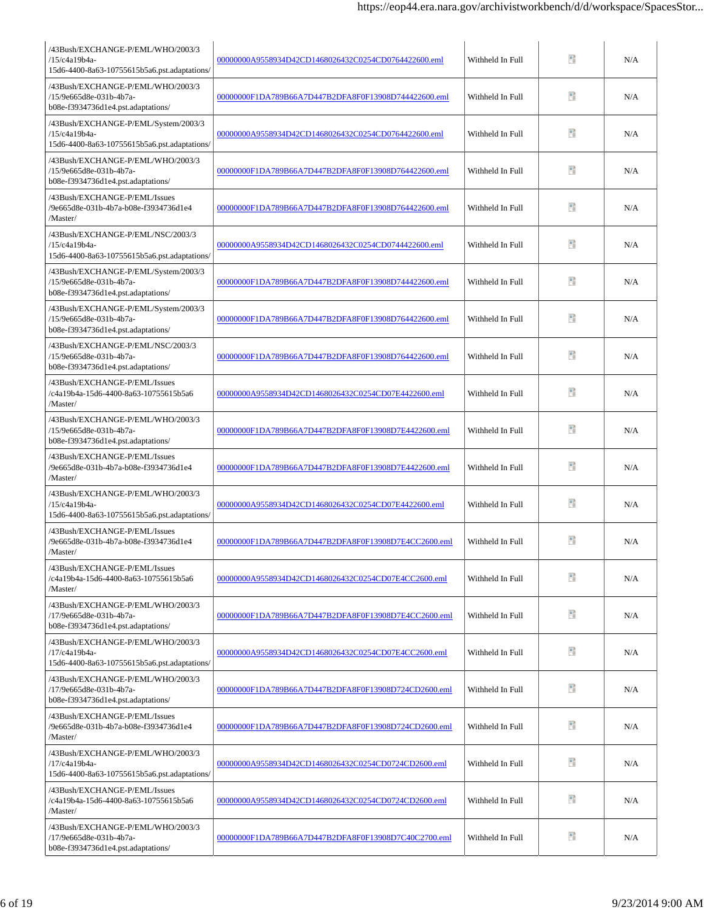| | | | | |
|---|---|---|---|---|
| /43Bush/EXCHANGE-P/EML/WHO/2003/3/15/c4a19b4a-15d6-4400-8a63-10755615b5a6.pst.adaptations/ | 00000000A9558934D42CD1468026432C0254CD0764422600.eml | Withheld In Full | | N/A |
| /43Bush/EXCHANGE-P/EML/WHO/2003/3/15/9e665d8e-031b-4b7a-b08e-f3934736d1e4.pst.adaptations/ | 00000000F1DA789B66A7D447B2DFA8F0F13908D744422600.eml | Withheld In Full | | N/A |
| /43Bush/EXCHANGE-P/EML/System/2003/3/15/c4a19b4a-15d6-4400-8a63-10755615b5a6.pst.adaptations/ | 00000000A9558934D42CD1468026432C0254CD0764422600.eml | Withheld In Full | | N/A |
| /43Bush/EXCHANGE-P/EML/WHO/2003/3/15/9e665d8e-031b-4b7a-b08e-f3934736d1e4.pst.adaptations/ | 00000000F1DA789B66A7D447B2DFA8F0F13908D764422600.eml | Withheld In Full | | N/A |
| /43Bush/EXCHANGE-P/EML/Issues/9e665d8e-031b-4b7a-b08e-f3934736d1e4/Master/ | 00000000F1DA789B66A7D447B2DFA8F0F13908D764422600.eml | Withheld In Full | | N/A |
| /43Bush/EXCHANGE-P/EML/NSC/2003/3/15/c4a19b4a-15d6-4400-8a63-10755615b5a6.pst.adaptations/ | 00000000A9558934D42CD1468026432C0254CD0744422600.eml | Withheld In Full | | N/A |
| /43Bush/EXCHANGE-P/EML/System/2003/3/15/9e665d8e-031b-4b7a-b08e-f3934736d1e4.pst.adaptations/ | 00000000F1DA789B66A7D447B2DFA8F0F13908D744422600.eml | Withheld In Full | | N/A |
| /43Bush/EXCHANGE-P/EML/System/2003/3/15/9e665d8e-031b-4b7a-b08e-f3934736d1e4.pst.adaptations/ | 00000000F1DA789B66A7D447B2DFA8F0F13908D764422600.eml | Withheld In Full | | N/A |
| /43Bush/EXCHANGE-P/EML/NSC/2003/3/15/9e665d8e-031b-4b7a-b08e-f3934736d1e4.pst.adaptations/ | 00000000F1DA789B66A7D447B2DFA8F0F13908D764422600.eml | Withheld In Full | | N/A |
| /43Bush/EXCHANGE-P/EML/Issues/c4a19b4a-15d6-4400-8a63-10755615b5a6/Master/ | 00000000A9558934D42CD1468026432C0254CD07E4422600.eml | Withheld In Full | | N/A |
| /43Bush/EXCHANGE-P/EML/WHO/2003/3/15/9e665d8e-031b-4b7a-b08e-f3934736d1e4.pst.adaptations/ | 00000000F1DA789B66A7D447B2DFA8F0F13908D7E4422600.eml | Withheld In Full | | N/A |
| /43Bush/EXCHANGE-P/EML/Issues/9e665d8e-031b-4b7a-b08e-f3934736d1e4/Master/ | 00000000F1DA789B66A7D447B2DFA8F0F13908D7E4422600.eml | Withheld In Full | | N/A |
| /43Bush/EXCHANGE-P/EML/WHO/2003/3/15/c4a19b4a-15d6-4400-8a63-10755615b5a6.pst.adaptations/ | 00000000A9558934D42CD1468026432C0254CD07E4422600.eml | Withheld In Full | | N/A |
| /43Bush/EXCHANGE-P/EML/Issues/9e665d8e-031b-4b7a-b08e-f3934736d1e4/Master/ | 00000000F1DA789B66A7D447B2DFA8F0F13908D7E4CC2600.eml | Withheld In Full | | N/A |
| /43Bush/EXCHANGE-P/EML/Issues/c4a19b4a-15d6-4400-8a63-10755615b5a6/Master/ | 00000000A9558934D42CD1468026432C0254CD07E4CC2600.eml | Withheld In Full | | N/A |
| /43Bush/EXCHANGE-P/EML/WHO/2003/3/17/9e665d8e-031b-4b7a-b08e-f3934736d1e4.pst.adaptations/ | 00000000F1DA789B66A7D447B2DFA8F0F13908D7E4CC2600.eml | Withheld In Full | | N/A |
| /43Bush/EXCHANGE-P/EML/WHO/2003/3/17/c4a19b4a-15d6-4400-8a63-10755615b5a6.pst.adaptations/ | 00000000A9558934D42CD1468026432C0254CD07E4CC2600.eml | Withheld In Full | | N/A |
| /43Bush/EXCHANGE-P/EML/WHO/2003/3/17/9e665d8e-031b-4b7a-b08e-f3934736d1e4.pst.adaptations/ | 00000000F1DA789B66A7D447B2DFA8F0F13908D724CD2600.eml | Withheld In Full | | N/A |
| /43Bush/EXCHANGE-P/EML/Issues/9e665d8e-031b-4b7a-b08e-f3934736d1e4/Master/ | 00000000F1DA789B66A7D447B2DFA8F0F13908D724CD2600.eml | Withheld In Full | | N/A |
| /43Bush/EXCHANGE-P/EML/WHO/2003/3/17/c4a19b4a-15d6-4400-8a63-10755615b5a6.pst.adaptations/ | 00000000A9558934D42CD1468026432C0254CD0724CD2600.eml | Withheld In Full | | N/A |
| /43Bush/EXCHANGE-P/EML/Issues/c4a19b4a-15d6-4400-8a63-10755615b5a6/Master/ | 00000000A9558934D42CD1468026432C0254CD0724CD2600.eml | Withheld In Full | | N/A |
| /43Bush/EXCHANGE-P/EML/WHO/2003/3/17/9e665d8e-031b-4b7a-b08e-f3934736d1e4.pst.adaptations/ | 00000000F1DA789B66A7D447B2DFA8F0F13908D7C40C2700.eml | Withheld In Full | | N/A |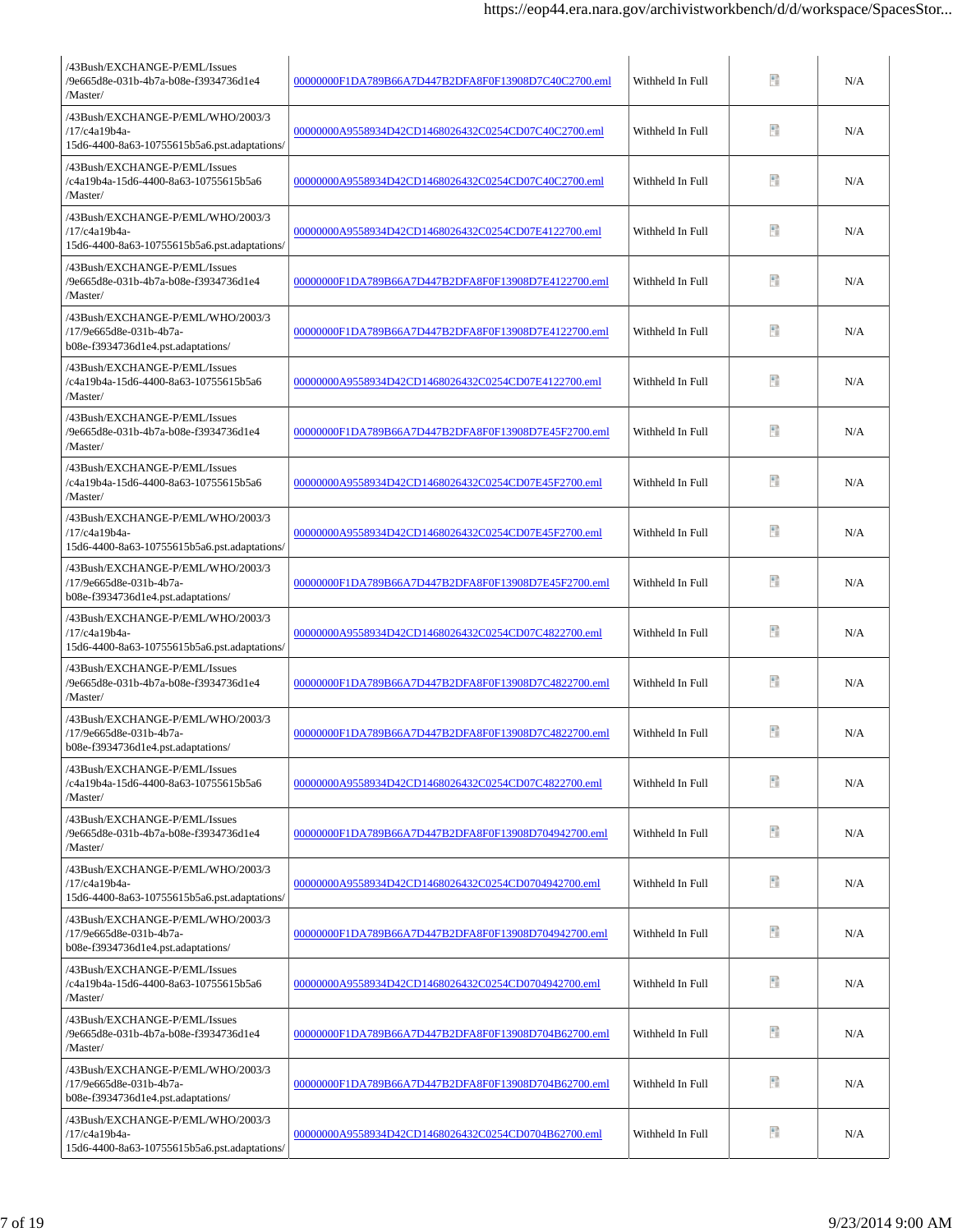| | | | | |
|---|---|---|---|---|
| /43Bush/EXCHANGE-P/EML/Issues /9e665d8e-031b-4b7a-b08e-f3934736d1e4 /Master/ | 00000000F1DA789B66A7D447B2DFA8F0F13908D7C40C2700.eml | Withheld In Full | | N/A |
| /43Bush/EXCHANGE-P/EML/WHO/2003/3 /17/c4a19b4a-15d6-4400-8a63-10755615b5a6.pst.adaptations/ | 00000000A9558934D42CD1468026432C0254CD07C40C2700.eml | Withheld In Full | | N/A |
| /43Bush/EXCHANGE-P/EML/Issues /c4a19b4a-15d6-4400-8a63-10755615b5a6 /Master/ | 00000000A9558934D42CD1468026432C0254CD07C40C2700.eml | Withheld In Full | | N/A |
| /43Bush/EXCHANGE-P/EML/WHO/2003/3 /17/c4a19b4a-15d6-4400-8a63-10755615b5a6.pst.adaptations/ | 00000000A9558934D42CD1468026432C0254CD07E4122700.eml | Withheld In Full | | N/A |
| /43Bush/EXCHANGE-P/EML/Issues /9e665d8e-031b-4b7a-b08e-f3934736d1e4 /Master/ | 00000000F1DA789B66A7D447B2DFA8F0F13908D7E4122700.eml | Withheld In Full | | N/A |
| /43Bush/EXCHANGE-P/EML/WHO/2003/3 /17/9e665d8e-031b-4b7a-b08e-f3934736d1e4.pst.adaptations/ | 00000000F1DA789B66A7D447B2DFA8F0F13908D7E4122700.eml | Withheld In Full | | N/A |
| /43Bush/EXCHANGE-P/EML/Issues /c4a19b4a-15d6-4400-8a63-10755615b5a6 /Master/ | 00000000A9558934D42CD1468026432C0254CD07E4122700.eml | Withheld In Full | | N/A |
| /43Bush/EXCHANGE-P/EML/Issues /9e665d8e-031b-4b7a-b08e-f3934736d1e4 /Master/ | 00000000F1DA789B66A7D447B2DFA8F0F13908D7E45F2700.eml | Withheld In Full | | N/A |
| /43Bush/EXCHANGE-P/EML/Issues /c4a19b4a-15d6-4400-8a63-10755615b5a6 /Master/ | 00000000A9558934D42CD1468026432C0254CD07E45F2700.eml | Withheld In Full | | N/A |
| /43Bush/EXCHANGE-P/EML/WHO/2003/3 /17/c4a19b4a-15d6-4400-8a63-10755615b5a6.pst.adaptations/ | 00000000A9558934D42CD1468026432C0254CD07E45F2700.eml | Withheld In Full | | N/A |
| /43Bush/EXCHANGE-P/EML/WHO/2003/3 /17/9e665d8e-031b-4b7a-b08e-f3934736d1e4.pst.adaptations/ | 00000000F1DA789B66A7D447B2DFA8F0F13908D7E45F2700.eml | Withheld In Full | | N/A |
| /43Bush/EXCHANGE-P/EML/WHO/2003/3 /17/c4a19b4a-15d6-4400-8a63-10755615b5a6.pst.adaptations/ | 00000000A9558934D42CD1468026432C0254CD07C4822700.eml | Withheld In Full | | N/A |
| /43Bush/EXCHANGE-P/EML/Issues /9e665d8e-031b-4b7a-b08e-f3934736d1e4 /Master/ | 00000000F1DA789B66A7D447B2DFA8F0F13908D7C4822700.eml | Withheld In Full | | N/A |
| /43Bush/EXCHANGE-P/EML/WHO/2003/3 /17/9e665d8e-031b-4b7a-b08e-f3934736d1e4.pst.adaptations/ | 00000000F1DA789B66A7D447B2DFA8F0F13908D7C4822700.eml | Withheld In Full | | N/A |
| /43Bush/EXCHANGE-P/EML/Issues /c4a19b4a-15d6-4400-8a63-10755615b5a6 /Master/ | 00000000A9558934D42CD1468026432C0254CD07C4822700.eml | Withheld In Full | | N/A |
| /43Bush/EXCHANGE-P/EML/Issues /9e665d8e-031b-4b7a-b08e-f3934736d1e4 /Master/ | 00000000F1DA789B66A7D447B2DFA8F0F13908D704942700.eml | Withheld In Full | | N/A |
| /43Bush/EXCHANGE-P/EML/WHO/2003/3 /17/c4a19b4a-15d6-4400-8a63-10755615b5a6.pst.adaptations/ | 00000000A9558934D42CD1468026432C0254CD0704942700.eml | Withheld In Full | | N/A |
| /43Bush/EXCHANGE-P/EML/WHO/2003/3 /17/9e665d8e-031b-4b7a-b08e-f3934736d1e4.pst.adaptations/ | 00000000F1DA789B66A7D447B2DFA8F0F13908D704942700.eml | Withheld In Full | | N/A |
| /43Bush/EXCHANGE-P/EML/Issues /c4a19b4a-15d6-4400-8a63-10755615b5a6 /Master/ | 00000000A9558934D42CD1468026432C0254CD0704942700.eml | Withheld In Full | | N/A |
| /43Bush/EXCHANGE-P/EML/Issues /9e665d8e-031b-4b7a-b08e-f3934736d1e4 /Master/ | 00000000F1DA789B66A7D447B2DFA8F0F13908D704B62700.eml | Withheld In Full | | N/A |
| /43Bush/EXCHANGE-P/EML/WHO/2003/3 /17/9e665d8e-031b-4b7a-b08e-f3934736d1e4.pst.adaptations/ | 00000000F1DA789B66A7D447B2DFA8F0F13908D704B62700.eml | Withheld In Full | | N/A |
| /43Bush/EXCHANGE-P/EML/WHO/2003/3 /17/c4a19b4a-15d6-4400-8a63-10755615b5a6.pst.adaptations/ | 00000000A9558934D42CD1468026432C0254CD0704B62700.eml | Withheld In Full | | N/A |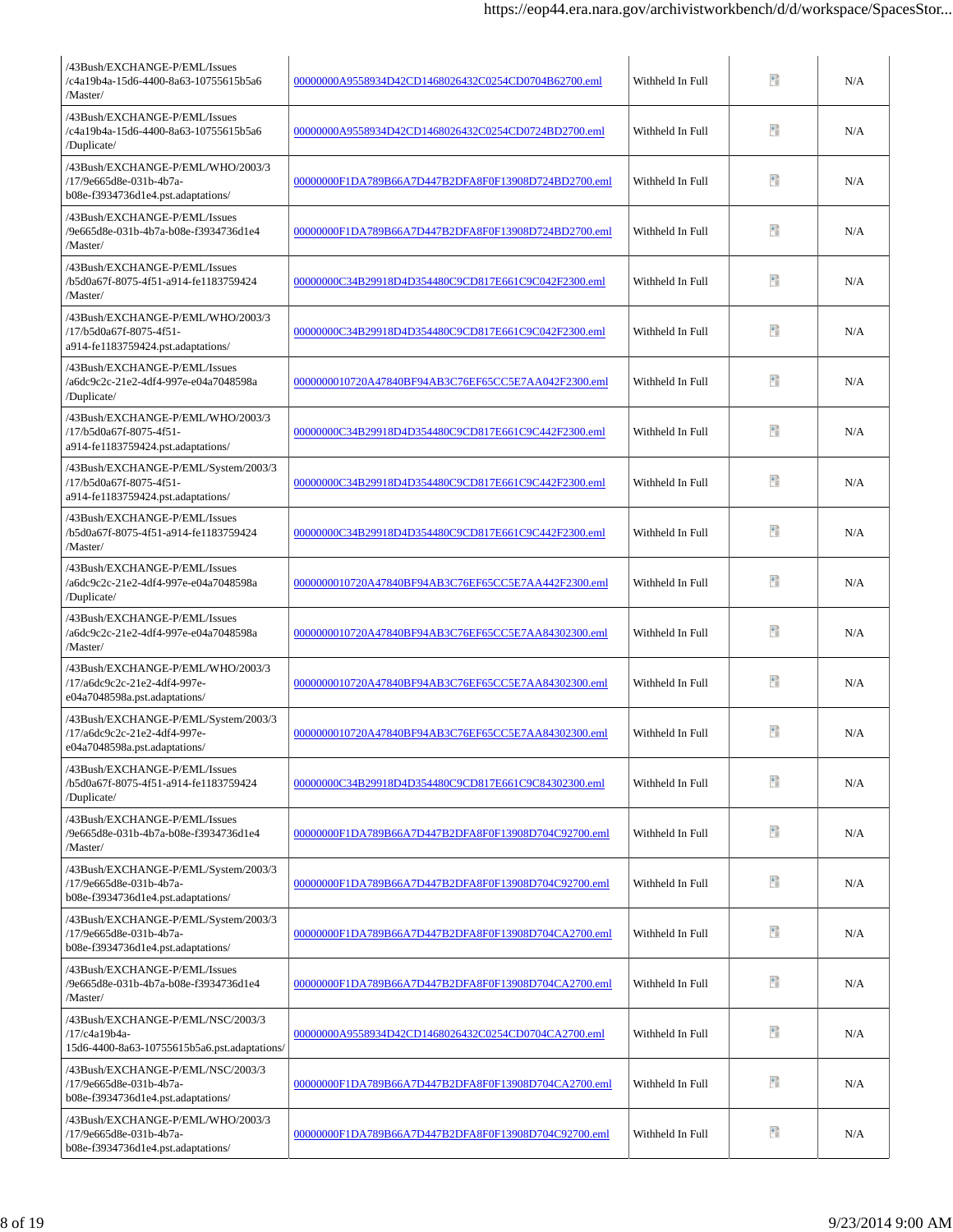| | | | | |
|---|---|---|---|---|
| /43Bush/EXCHANGE-P/EML/Issues /c4a19b4a-15d6-4400-8a63-10755615b5a6 /Master/ | 00000000A9558934D42CD1468026432C0254CD0704B62700.eml | Withheld In Full | | N/A |
| /43Bush/EXCHANGE-P/EML/Issues /c4a19b4a-15d6-4400-8a63-10755615b5a6 /Duplicate/ | 00000000A9558934D42CD1468026432C0254CD0724BD2700.eml | Withheld In Full | | N/A |
| /43Bush/EXCHANGE-P/EML/WHO/2003/3 /17/9e665d8e-031b-4b7a-b08e-f3934736d1e4.pst.adaptations/ | 00000000F1DA789B66A7D447B2DFA8F0F13908D724BD2700.eml | Withheld In Full | | N/A |
| /43Bush/EXCHANGE-P/EML/Issues /9e665d8e-031b-4b7a-b08e-f3934736d1e4 /Master/ | 00000000F1DA789B66A7D447B2DFA8F0F13908D724BD2700.eml | Withheld In Full | | N/A |
| /43Bush/EXCHANGE-P/EML/Issues /b5d0a67f-8075-4f51-a914-fe1183759424 /Master/ | 00000000C34B29918D4D354480C9CD817E661C9C042F2300.eml | Withheld In Full | | N/A |
| /43Bush/EXCHANGE-P/EML/WHO/2003/3 /17/b5d0a67f-8075-4f51-a914-fe1183759424.pst.adaptations/ | 00000000C34B29918D4D354480C9CD817E661C9C042F2300.eml | Withheld In Full | | N/A |
| /43Bush/EXCHANGE-P/EML/Issues /a6dc9c2c-21e2-4df4-997e-e04a7048598a /Duplicate/ | 0000000010720A47840BF94AB3C76EF65CC5E7AA042F2300.eml | Withheld In Full | | N/A |
| /43Bush/EXCHANGE-P/EML/WHO/2003/3 /17/b5d0a67f-8075-4f51-a914-fe1183759424.pst.adaptations/ | 00000000C34B29918D4D354480C9CD817E661C9C442F2300.eml | Withheld In Full | | N/A |
| /43Bush/EXCHANGE-P/EML/System/2003/3 /17/b5d0a67f-8075-4f51-a914-fe1183759424.pst.adaptations/ | 00000000C34B29918D4D354480C9CD817E661C9C442F2300.eml | Withheld In Full | | N/A |
| /43Bush/EXCHANGE-P/EML/Issues /b5d0a67f-8075-4f51-a914-fe1183759424 /Master/ | 00000000C34B29918D4D354480C9CD817E661C9C442F2300.eml | Withheld In Full | | N/A |
| /43Bush/EXCHANGE-P/EML/Issues /a6dc9c2c-21e2-4df4-997e-e04a7048598a /Duplicate/ | 0000000010720A47840BF94AB3C76EF65CC5E7AA442F2300.eml | Withheld In Full | | N/A |
| /43Bush/EXCHANGE-P/EML/Issues /a6dc9c2c-21e2-4df4-997e-e04a7048598a /Master/ | 0000000010720A47840BF94AB3C76EF65CC5E7AA84302300.eml | Withheld In Full | | N/A |
| /43Bush/EXCHANGE-P/EML/WHO/2003/3 /17/a6dc9c2c-21e2-4df4-997e-e04a7048598a.pst.adaptations/ | 0000000010720A47840BF94AB3C76EF65CC5E7AA84302300.eml | Withheld In Full | | N/A |
| /43Bush/EXCHANGE-P/EML/System/2003/3 /17/a6dc9c2c-21e2-4df4-997e-e04a7048598a.pst.adaptations/ | 0000000010720A47840BF94AB3C76EF65CC5E7AA84302300.eml | Withheld In Full | | N/A |
| /43Bush/EXCHANGE-P/EML/Issues /b5d0a67f-8075-4f51-a914-fe1183759424 /Duplicate/ | 00000000C34B29918D4D354480C9CD817E661C9C84302300.eml | Withheld In Full | | N/A |
| /43Bush/EXCHANGE-P/EML/Issues /9e665d8e-031b-4b7a-b08e-f3934736d1e4 /Master/ | 00000000F1DA789B66A7D447B2DFA8F0F13908D704C92700.eml | Withheld In Full | | N/A |
| /43Bush/EXCHANGE-P/EML/System/2003/3 /17/9e665d8e-031b-4b7a-b08e-f3934736d1e4.pst.adaptations/ | 00000000F1DA789B66A7D447B2DFA8F0F13908D704C92700.eml | Withheld In Full | | N/A |
| /43Bush/EXCHANGE-P/EML/System/2003/3 /17/9e665d8e-031b-4b7a-b08e-f3934736d1e4.pst.adaptations/ | 00000000F1DA789B66A7D447B2DFA8F0F13908D704CA2700.eml | Withheld In Full | | N/A |
| /43Bush/EXCHANGE-P/EML/Issues /9e665d8e-031b-4b7a-b08e-f3934736d1e4 /Master/ | 00000000F1DA789B66A7D447B2DFA8F0F13908D704CA2700.eml | Withheld In Full | | N/A |
| /43Bush/EXCHANGE-P/EML/NSC/2003/3 /17/c4a19b4a-15d6-4400-8a63-10755615b5a6.pst.adaptations/ | 00000000A9558934D42CD1468026432C0254CD0704CA2700.eml | Withheld In Full | | N/A |
| /43Bush/EXCHANGE-P/EML/NSC/2003/3 /17/9e665d8e-031b-4b7a-b08e-f3934736d1e4.pst.adaptations/ | 00000000F1DA789B66A7D447B2DFA8F0F13908D704CA2700.eml | Withheld In Full | | N/A |
| /43Bush/EXCHANGE-P/EML/WHO/2003/3 /17/9e665d8e-031b-4b7a-b08e-f3934736d1e4.pst.adaptations/ | 00000000F1DA789B66A7D447B2DFA8F0F13908D704C92700.eml | Withheld In Full | | N/A |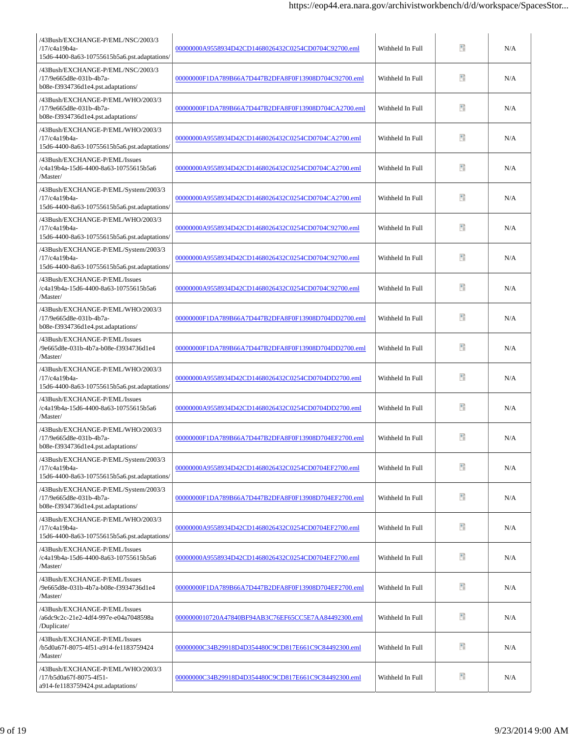| | | | | |
|---|---|---|---|---|
| /43Bush/EXCHANGE-P/EML/NSC/2003/3 /17/c4a19b4a-15d6-4400-8a63-10755615b5a6.pst.adaptations/ | 00000000A9558934D42CD1468026432C0254CD0704C92700.eml | Withheld In Full | | N/A |
| /43Bush/EXCHANGE-P/EML/NSC/2003/3 /17/9e665d8e-031b-4b7a-b08e-f3934736d1e4.pst.adaptations/ | 00000000F1DA789B66A7D447B2DFA8F0F13908D704C92700.eml | Withheld In Full | | N/A |
| /43Bush/EXCHANGE-P/EML/WHO/2003/3 /17/9e665d8e-031b-4b7a-b08e-f3934736d1e4.pst.adaptations/ | 00000000F1DA789B66A7D447B2DFA8F0F13908D704CA2700.eml | Withheld In Full | | N/A |
| /43Bush/EXCHANGE-P/EML/WHO/2003/3 /17/c4a19b4a-15d6-4400-8a63-10755615b5a6.pst.adaptations/ | 00000000A9558934D42CD1468026432C0254CD0704CA2700.eml | Withheld In Full | | N/A |
| /43Bush/EXCHANGE-P/EML/Issues /c4a19b4a-15d6-4400-8a63-10755615b5a6 /Master/ | 00000000A9558934D42CD1468026432C0254CD0704CA2700.eml | Withheld In Full | | N/A |
| /43Bush/EXCHANGE-P/EML/System/2003/3 /17/c4a19b4a-15d6-4400-8a63-10755615b5a6.pst.adaptations/ | 00000000A9558934D42CD1468026432C0254CD0704CA2700.eml | Withheld In Full | | N/A |
| /43Bush/EXCHANGE-P/EML/WHO/2003/3 /17/c4a19b4a-15d6-4400-8a63-10755615b5a6.pst.adaptations/ | 00000000A9558934D42CD1468026432C0254CD0704C92700.eml | Withheld In Full | | N/A |
| /43Bush/EXCHANGE-P/EML/System/2003/3 /17/c4a19b4a-15d6-4400-8a63-10755615b5a6.pst.adaptations/ | 00000000A9558934D42CD1468026432C0254CD0704C92700.eml | Withheld In Full | | N/A |
| /43Bush/EXCHANGE-P/EML/Issues /c4a19b4a-15d6-4400-8a63-10755615b5a6 /Master/ | 00000000A9558934D42CD1468026432C0254CD0704C92700.eml | Withheld In Full | | N/A |
| /43Bush/EXCHANGE-P/EML/WHO/2003/3 /17/9e665d8e-031b-4b7a-b08e-f3934736d1e4.pst.adaptations/ | 00000000F1DA789B66A7D447B2DFA8F0F13908D704DD2700.eml | Withheld In Full | | N/A |
| /43Bush/EXCHANGE-P/EML/Issues /9e665d8e-031b-4b7a-b08e-f3934736d1e4 /Master/ | 00000000F1DA789B66A7D447B2DFA8F0F13908D704DD2700.eml | Withheld In Full | | N/A |
| /43Bush/EXCHANGE-P/EML/WHO/2003/3 /17/c4a19b4a-15d6-4400-8a63-10755615b5a6.pst.adaptations/ | 00000000A9558934D42CD1468026432C0254CD0704DD2700.eml | Withheld In Full | | N/A |
| /43Bush/EXCHANGE-P/EML/Issues /c4a19b4a-15d6-4400-8a63-10755615b5a6 /Master/ | 00000000A9558934D42CD1468026432C0254CD0704DD2700.eml | Withheld In Full | | N/A |
| /43Bush/EXCHANGE-P/EML/WHO/2003/3 /17/9e665d8e-031b-4b7a-b08e-f3934736d1e4.pst.adaptations/ | 00000000F1DA789B66A7D447B2DFA8F0F13908D704EF2700.eml | Withheld In Full | | N/A |
| /43Bush/EXCHANGE-P/EML/System/2003/3 /17/c4a19b4a-15d6-4400-8a63-10755615b5a6.pst.adaptations/ | 00000000A9558934D42CD1468026432C0254CD0704EF2700.eml | Withheld In Full | | N/A |
| /43Bush/EXCHANGE-P/EML/System/2003/3 /17/9e665d8e-031b-4b7a-b08e-f3934736d1e4.pst.adaptations/ | 00000000F1DA789B66A7D447B2DFA8F0F13908D704EF2700.eml | Withheld In Full | | N/A |
| /43Bush/EXCHANGE-P/EML/WHO/2003/3 /17/c4a19b4a-15d6-4400-8a63-10755615b5a6.pst.adaptations/ | 00000000A9558934D42CD1468026432C0254CD0704EF2700.eml | Withheld In Full | | N/A |
| /43Bush/EXCHANGE-P/EML/Issues /c4a19b4a-15d6-4400-8a63-10755615b5a6 /Master/ | 00000000A9558934D42CD1468026432C0254CD0704EF2700.eml | Withheld In Full | | N/A |
| /43Bush/EXCHANGE-P/EML/Issues /9e665d8e-031b-4b7a-b08e-f3934736d1e4 /Master/ | 00000000F1DA789B66A7D447B2DFA8F0F13908D704EF2700.eml | Withheld In Full | | N/A |
| /43Bush/EXCHANGE-P/EML/Issues /a6dc9c2c-21e2-4df4-997e-e04a7048598a /Duplicate/ | 0000000010720A47840BF94AB3C76EF65CC5E7AA84492300.eml | Withheld In Full | | N/A |
| /43Bush/EXCHANGE-P/EML/Issues /b5d0a67f-8075-4f51-a914-fe1183759424 /Master/ | 00000000C34B29918D4D354480C9CD817E661C9C84492300.eml | Withheld In Full | | N/A |
| /43Bush/EXCHANGE-P/EML/WHO/2003/3 /17/b5d0a67f-8075-4f51-a914-fe1183759424.pst.adaptations/ | 00000000C34B29918D4D354480C9CD817E661C9C84492300.eml | Withheld In Full | | N/A |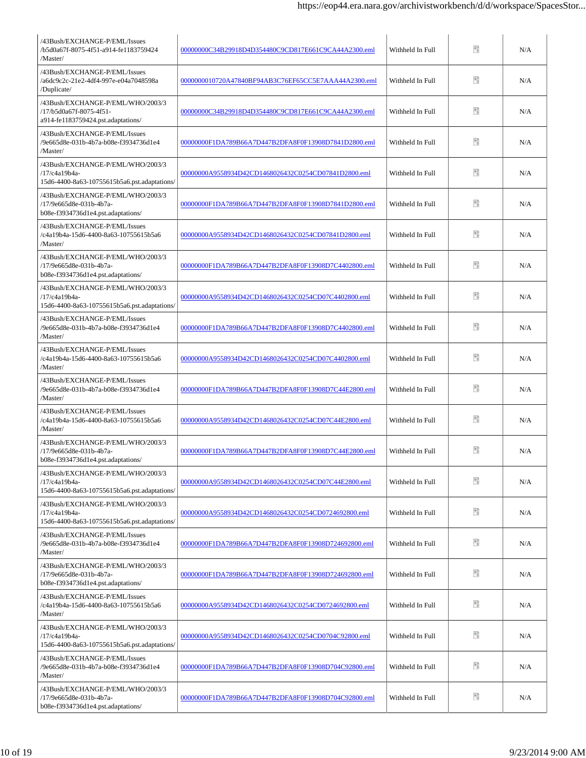| | | | | |
|---|---|---|---|---|
| /43Bush/EXCHANGE-P/EML/Issues /b5d0a67f-8075-4f51-a914-fe1183759424 /Master/ | 00000000C34B29918D4D354480C9CD817E661C9CA44A2300.eml | Withheld In Full | | N/A |
| /43Bush/EXCHANGE-P/EML/Issues /a6dc9c2c-21e2-4df4-997e-e04a7048598a /Duplicate/ | 0000000010720A47840BF94AB3C76EF65CC5E7AAA44A2300.eml | Withheld In Full | | N/A |
| /43Bush/EXCHANGE-P/EML/WHO/2003/3 /17/b5d0a67f-8075-4f51-a914-fe1183759424.pst.adaptations/ | 00000000C34B29918D4D354480C9CD817E661C9CA44A2300.eml | Withheld In Full | | N/A |
| /43Bush/EXCHANGE-P/EML/Issues /9e665d8e-031b-4b7a-b08e-f3934736d1e4 /Master/ | 00000000F1DA789B66A7D447B2DFA8F0F13908D7841D2800.eml | Withheld In Full | | N/A |
| /43Bush/EXCHANGE-P/EML/WHO/2003/3 /17/c4a19b4a-15d6-4400-8a63-10755615b5a6.pst.adaptations/ | 00000000A9558934D42CD1468026432C0254CD07841D2800.eml | Withheld In Full | | N/A |
| /43Bush/EXCHANGE-P/EML/WHO/2003/3 /17/9e665d8e-031b-4b7a-b08e-f3934736d1e4.pst.adaptations/ | 00000000F1DA789B66A7D447B2DFA8F0F13908D7841D2800.eml | Withheld In Full | | N/A |
| /43Bush/EXCHANGE-P/EML/Issues /c4a19b4a-15d6-4400-8a63-10755615b5a6 /Master/ | 00000000A9558934D42CD1468026432C0254CD07841D2800.eml | Withheld In Full | | N/A |
| /43Bush/EXCHANGE-P/EML/WHO/2003/3 /17/9e665d8e-031b-4b7a-b08e-f3934736d1e4.pst.adaptations/ | 00000000F1DA789B66A7D447B2DFA8F0F13908D7C4402800.eml | Withheld In Full | | N/A |
| /43Bush/EXCHANGE-P/EML/WHO/2003/3 /17/c4a19b4a-15d6-4400-8a63-10755615b5a6.pst.adaptations/ | 00000000A9558934D42CD1468026432C0254CD07C4402800.eml | Withheld In Full | | N/A |
| /43Bush/EXCHANGE-P/EML/Issues /9e665d8e-031b-4b7a-b08e-f3934736d1e4 /Master/ | 00000000F1DA789B66A7D447B2DFA8F0F13908D7C4402800.eml | Withheld In Full | | N/A |
| /43Bush/EXCHANGE-P/EML/Issues /c4a19b4a-15d6-4400-8a63-10755615b5a6 /Master/ | 00000000A9558934D42CD1468026432C0254CD07C4402800.eml | Withheld In Full | | N/A |
| /43Bush/EXCHANGE-P/EML/Issues /9e665d8e-031b-4b7a-b08e-f3934736d1e4 /Master/ | 00000000F1DA789B66A7D447B2DFA8F0F13908D7C44E2800.eml | Withheld In Full | | N/A |
| /43Bush/EXCHANGE-P/EML/Issues /c4a19b4a-15d6-4400-8a63-10755615b5a6 /Master/ | 00000000A9558934D42CD1468026432C0254CD07C44E2800.eml | Withheld In Full | | N/A |
| /43Bush/EXCHANGE-P/EML/WHO/2003/3 /17/9e665d8e-031b-4b7a-b08e-f3934736d1e4.pst.adaptations/ | 00000000F1DA789B66A7D447B2DFA8F0F13908D7C44E2800.eml | Withheld In Full | | N/A |
| /43Bush/EXCHANGE-P/EML/WHO/2003/3 /17/c4a19b4a-15d6-4400-8a63-10755615b5a6.pst.adaptations/ | 00000000A9558934D42CD1468026432C0254CD07C44E2800.eml | Withheld In Full | | N/A |
| /43Bush/EXCHANGE-P/EML/WHO/2003/3 /17/c4a19b4a-15d6-4400-8a63-10755615b5a6.pst.adaptations/ | 00000000A9558934D42CD1468026432C0254CD0724692800.eml | Withheld In Full | | N/A |
| /43Bush/EXCHANGE-P/EML/Issues /9e665d8e-031b-4b7a-b08e-f3934736d1e4 /Master/ | 00000000F1DA789B66A7D447B2DFA8F0F13908D724692800.eml | Withheld In Full | | N/A |
| /43Bush/EXCHANGE-P/EML/WHO/2003/3 /17/9e665d8e-031b-4b7a-b08e-f3934736d1e4.pst.adaptations/ | 00000000F1DA789B66A7D447B2DFA8F0F13908D724692800.eml | Withheld In Full | | N/A |
| /43Bush/EXCHANGE-P/EML/Issues /c4a19b4a-15d6-4400-8a63-10755615b5a6 /Master/ | 00000000A9558934D42CD1468026432C0254CD0724692800.eml | Withheld In Full | | N/A |
| /43Bush/EXCHANGE-P/EML/WHO/2003/3 /17/c4a19b4a-15d6-4400-8a63-10755615b5a6.pst.adaptations/ | 00000000A9558934D42CD1468026432C0254CD0704C92800.eml | Withheld In Full | | N/A |
| /43Bush/EXCHANGE-P/EML/Issues /9e665d8e-031b-4b7a-b08e-f3934736d1e4 /Master/ | 00000000F1DA789B66A7D447B2DFA8F0F13908D704C92800.eml | Withheld In Full | | N/A |
| /43Bush/EXCHANGE-P/EML/WHO/2003/3 /17/9e665d8e-031b-4b7a-b08e-f3934736d1e4.pst.adaptations/ | 00000000F1DA789B66A7D447B2DFA8F0F13908D704C92800.eml | Withheld In Full | | N/A |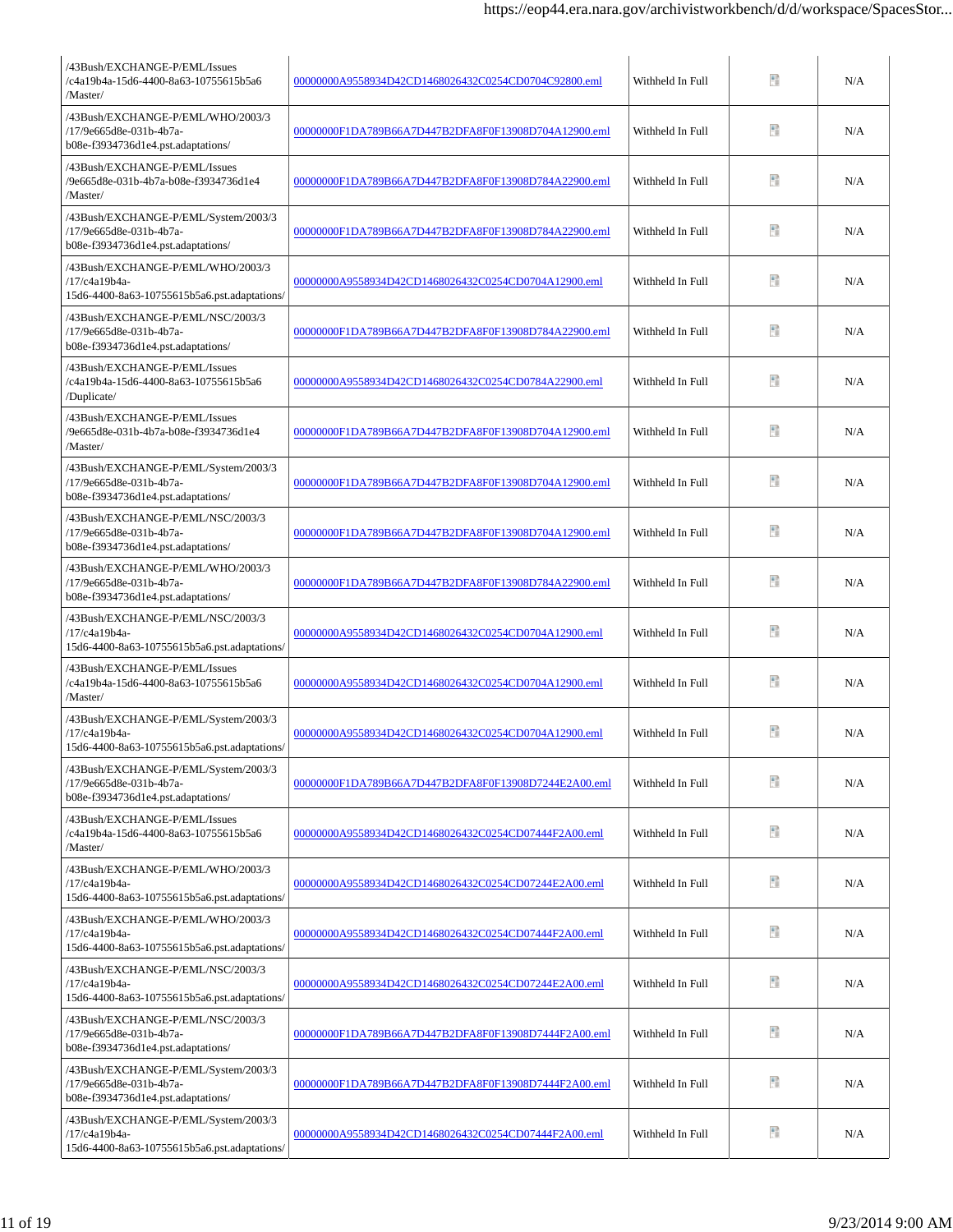| | | | | |
|---|---|---|---|---|
| /43Bush/EXCHANGE-P/EML/Issues /c4a19b4a-15d6-4400-8a63-10755615b5a6 /Master/ | 00000000A9558934D42CD1468026432C0254CD0704C92800.eml | Withheld In Full | | N/A |
| /43Bush/EXCHANGE-P/EML/WHO/2003/3 /17/9e665d8e-031b-4b7a-b08e-f3934736d1e4.pst.adaptations/ | 00000000F1DA789B66A7D447B2DFA8F0F13908D704A12900.eml | Withheld In Full | | N/A |
| /43Bush/EXCHANGE-P/EML/Issues /9e665d8e-031b-4b7a-b08e-f3934736d1e4 /Master/ | 00000000F1DA789B66A7D447B2DFA8F0F13908D784A22900.eml | Withheld In Full | | N/A |
| /43Bush/EXCHANGE-P/EML/System/2003/3 /17/9e665d8e-031b-4b7a-b08e-f3934736d1e4.pst.adaptations/ | 00000000F1DA789B66A7D447B2DFA8F0F13908D784A22900.eml | Withheld In Full | | N/A |
| /43Bush/EXCHANGE-P/EML/WHO/2003/3 /17/c4a19b4a-15d6-4400-8a63-10755615b5a6.pst.adaptations/ | 00000000A9558934D42CD1468026432C0254CD0704A12900.eml | Withheld In Full | | N/A |
| /43Bush/EXCHANGE-P/EML/NSC/2003/3 /17/9e665d8e-031b-4b7a-b08e-f3934736d1e4.pst.adaptations/ | 00000000F1DA789B66A7D447B2DFA8F0F13908D784A22900.eml | Withheld In Full | | N/A |
| /43Bush/EXCHANGE-P/EML/Issues /c4a19b4a-15d6-4400-8a63-10755615b5a6 /Duplicate/ | 00000000A9558934D42CD1468026432C0254CD0784A22900.eml | Withheld In Full | | N/A |
| /43Bush/EXCHANGE-P/EML/Issues /9e665d8e-031b-4b7a-b08e-f3934736d1e4 /Master/ | 00000000F1DA789B66A7D447B2DFA8F0F13908D704A12900.eml | Withheld In Full | | N/A |
| /43Bush/EXCHANGE-P/EML/System/2003/3 /17/9e665d8e-031b-4b7a-b08e-f3934736d1e4.pst.adaptations/ | 00000000F1DA789B66A7D447B2DFA8F0F13908D704A12900.eml | Withheld In Full | | N/A |
| /43Bush/EXCHANGE-P/EML/NSC/2003/3 /17/9e665d8e-031b-4b7a-b08e-f3934736d1e4.pst.adaptations/ | 00000000F1DA789B66A7D447B2DFA8F0F13908D704A12900.eml | Withheld In Full | | N/A |
| /43Bush/EXCHANGE-P/EML/WHO/2003/3 /17/9e665d8e-031b-4b7a-b08e-f3934736d1e4.pst.adaptations/ | 00000000F1DA789B66A7D447B2DFA8F0F13908D784A22900.eml | Withheld In Full | | N/A |
| /43Bush/EXCHANGE-P/EML/NSC/2003/3 /17/c4a19b4a-15d6-4400-8a63-10755615b5a6.pst.adaptations/ | 00000000A9558934D42CD1468026432C0254CD0704A12900.eml | Withheld In Full | | N/A |
| /43Bush/EXCHANGE-P/EML/Issues /c4a19b4a-15d6-4400-8a63-10755615b5a6 /Master/ | 00000000A9558934D42CD1468026432C0254CD0704A12900.eml | Withheld In Full | | N/A |
| /43Bush/EXCHANGE-P/EML/System/2003/3 /17/c4a19b4a-15d6-4400-8a63-10755615b5a6.pst.adaptations/ | 00000000A9558934D42CD1468026432C0254CD0704A12900.eml | Withheld In Full | | N/A |
| /43Bush/EXCHANGE-P/EML/System/2003/3 /17/9e665d8e-031b-4b7a-b08e-f3934736d1e4.pst.adaptations/ | 00000000F1DA789B66A7D447B2DFA8F0F13908D7244E2A00.eml | Withheld In Full | | N/A |
| /43Bush/EXCHANGE-P/EML/Issues /c4a19b4a-15d6-4400-8a63-10755615b5a6 /Master/ | 00000000A9558934D42CD1468026432C0254CD07444F2A00.eml | Withheld In Full | | N/A |
| /43Bush/EXCHANGE-P/EML/WHO/2003/3 /17/c4a19b4a-15d6-4400-8a63-10755615b5a6.pst.adaptations/ | 00000000A9558934D42CD1468026432C0254CD07244E2A00.eml | Withheld In Full | | N/A |
| /43Bush/EXCHANGE-P/EML/WHO/2003/3 /17/c4a19b4a-15d6-4400-8a63-10755615b5a6.pst.adaptations/ | 00000000A9558934D42CD1468026432C0254CD07444F2A00.eml | Withheld In Full | | N/A |
| /43Bush/EXCHANGE-P/EML/NSC/2003/3 /17/c4a19b4a-15d6-4400-8a63-10755615b5a6.pst.adaptations/ | 00000000A9558934D42CD1468026432C0254CD07244E2A00.eml | Withheld In Full | | N/A |
| /43Bush/EXCHANGE-P/EML/NSC/2003/3 /17/9e665d8e-031b-4b7a-b08e-f3934736d1e4.pst.adaptations/ | 00000000F1DA789B66A7D447B2DFA8F0F13908D7444F2A00.eml | Withheld In Full | | N/A |
| /43Bush/EXCHANGE-P/EML/System/2003/3 /17/9e665d8e-031b-4b7a-b08e-f3934736d1e4.pst.adaptations/ | 00000000F1DA789B66A7D447B2DFA8F0F13908D7444F2A00.eml | Withheld In Full | | N/A |
| /43Bush/EXCHANGE-P/EML/System/2003/3 /17/c4a19b4a-15d6-4400-8a63-10755615b5a6.pst.adaptations/ | 00000000A9558934D42CD1468026432C0254CD07444F2A00.eml | Withheld In Full | | N/A |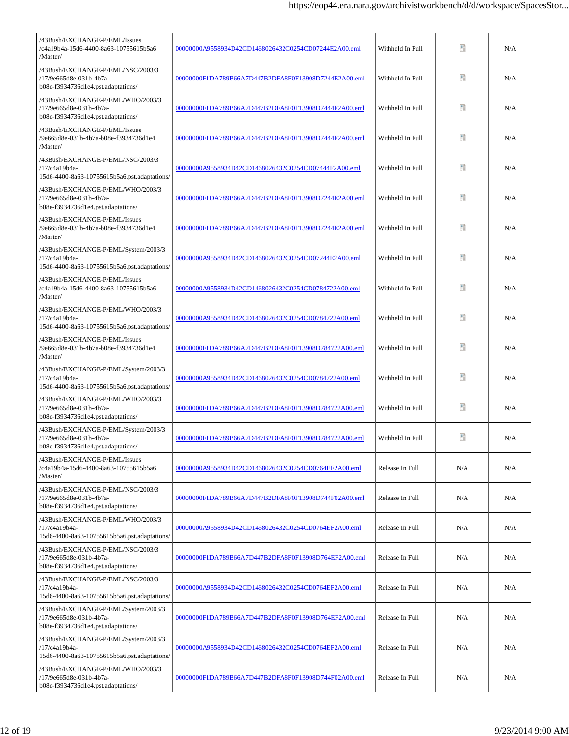| | | | | |
|---|---|---|---|---|
| /43Bush/EXCHANGE-P/EML/Issues /c4a19b4a-15d6-4400-8a63-10755615b5a6 /Master/ | 00000000A9558934D42CD1468026432C0254CD07244E2A00.eml | Withheld In Full | | N/A |
| /43Bush/EXCHANGE-P/EML/NSC/2003/3 /17/9e665d8e-031b-4b7a-b08e-f3934736d1e4.pst.adaptations/ | 00000000F1DA789B66A7D447B2DFA8F0F13908D7244E2A00.eml | Withheld In Full | | N/A |
| /43Bush/EXCHANGE-P/EML/WHO/2003/3 /17/9e665d8e-031b-4b7a-b08e-f3934736d1e4.pst.adaptations/ | 00000000F1DA789B66A7D447B2DFA8F0F13908D7444F2A00.eml | Withheld In Full | | N/A |
| /43Bush/EXCHANGE-P/EML/Issues /9e665d8e-031b-4b7a-b08e-f3934736d1e4 /Master/ | 00000000F1DA789B66A7D447B2DFA8F0F13908D7444F2A00.eml | Withheld In Full | | N/A |
| /43Bush/EXCHANGE-P/EML/NSC/2003/3 /17/c4a19b4a-15d6-4400-8a63-10755615b5a6.pst.adaptations/ | 00000000A9558934D42CD1468026432C0254CD07444F2A00.eml | Withheld In Full | | N/A |
| /43Bush/EXCHANGE-P/EML/WHO/2003/3 /17/9e665d8e-031b-4b7a-b08e-f3934736d1e4.pst.adaptations/ | 00000000F1DA789B66A7D447B2DFA8F0F13908D7244E2A00.eml | Withheld In Full | | N/A |
| /43Bush/EXCHANGE-P/EML/Issues /9e665d8e-031b-4b7a-b08e-f3934736d1e4 /Master/ | 00000000F1DA789B66A7D447B2DFA8F0F13908D7244E2A00.eml | Withheld In Full | | N/A |
| /43Bush/EXCHANGE-P/EML/System/2003/3 /17/c4a19b4a-15d6-4400-8a63-10755615b5a6.pst.adaptations/ | 00000000A9558934D42CD1468026432C0254CD07244E2A00.eml | Withheld In Full | | N/A |
| /43Bush/EXCHANGE-P/EML/Issues /c4a19b4a-15d6-4400-8a63-10755615b5a6 /Master/ | 00000000A9558934D42CD1468026432C0254CD0784722A00.eml | Withheld In Full | | N/A |
| /43Bush/EXCHANGE-P/EML/WHO/2003/3 /17/c4a19b4a-15d6-4400-8a63-10755615b5a6.pst.adaptations/ | 00000000A9558934D42CD1468026432C0254CD0784722A00.eml | Withheld In Full | | N/A |
| /43Bush/EXCHANGE-P/EML/Issues /9e665d8e-031b-4b7a-b08e-f3934736d1e4 /Master/ | 00000000F1DA789B66A7D447B2DFA8F0F13908D784722A00.eml | Withheld In Full | | N/A |
| /43Bush/EXCHANGE-P/EML/System/2003/3 /17/c4a19b4a-15d6-4400-8a63-10755615b5a6.pst.adaptations/ | 00000000A9558934D42CD1468026432C0254CD0784722A00.eml | Withheld In Full | | N/A |
| /43Bush/EXCHANGE-P/EML/WHO/2003/3 /17/9e665d8e-031b-4b7a-b08e-f3934736d1e4.pst.adaptations/ | 00000000F1DA789B66A7D447B2DFA8F0F13908D784722A00.eml | Withheld In Full | | N/A |
| /43Bush/EXCHANGE-P/EML/System/2003/3 /17/9e665d8e-031b-4b7a-b08e-f3934736d1e4.pst.adaptations/ | 00000000F1DA789B66A7D447B2DFA8F0F13908D784722A00.eml | Withheld In Full | | N/A |
| /43Bush/EXCHANGE-P/EML/Issues /c4a19b4a-15d6-4400-8a63-10755615b5a6 /Master/ | 00000000A9558934D42CD1468026432C0254CD0764EF2A00.eml | Release In Full | N/A | N/A |
| /43Bush/EXCHANGE-P/EML/NSC/2003/3 /17/9e665d8e-031b-4b7a-b08e-f3934736d1e4.pst.adaptations/ | 00000000F1DA789B66A7D447B2DFA8F0F13908D744F02A00.eml | Release In Full | N/A | N/A |
| /43Bush/EXCHANGE-P/EML/WHO/2003/3 /17/c4a19b4a-15d6-4400-8a63-10755615b5a6.pst.adaptations/ | 00000000A9558934D42CD1468026432C0254CD0764EF2A00.eml | Release In Full | N/A | N/A |
| /43Bush/EXCHANGE-P/EML/NSC/2003/3 /17/9e665d8e-031b-4b7a-b08e-f3934736d1e4.pst.adaptations/ | 00000000F1DA789B66A7D447B2DFA8F0F13908D764EF2A00.eml | Release In Full | N/A | N/A |
| /43Bush/EXCHANGE-P/EML/NSC/2003/3 /17/c4a19b4a-15d6-4400-8a63-10755615b5a6.pst.adaptations/ | 00000000A9558934D42CD1468026432C0254CD0764EF2A00.eml | Release In Full | N/A | N/A |
| /43Bush/EXCHANGE-P/EML/System/2003/3 /17/9e665d8e-031b-4b7a-b08e-f3934736d1e4.pst.adaptations/ | 00000000F1DA789B66A7D447B2DFA8F0F13908D764EF2A00.eml | Release In Full | N/A | N/A |
| /43Bush/EXCHANGE-P/EML/System/2003/3 /17/c4a19b4a-15d6-4400-8a63-10755615b5a6.pst.adaptations/ | 00000000A9558934D42CD1468026432C0254CD0764EF2A00.eml | Release In Full | N/A | N/A |
| /43Bush/EXCHANGE-P/EML/WHO/2003/3 /17/9e665d8e-031b-4b7a-b08e-f3934736d1e4.pst.adaptations/ | 00000000F1DA789B66A7D447B2DFA8F0F13908D744F02A00.eml | Release In Full | N/A | N/A |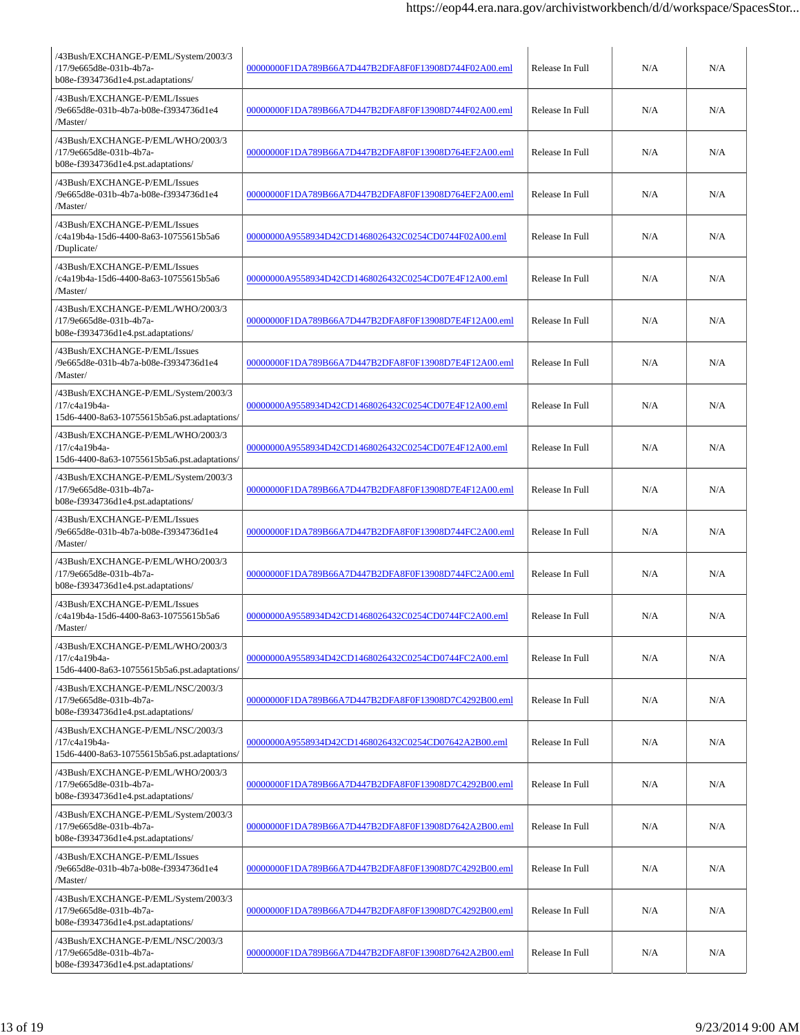| | | | | |
|---|---|---|---|---|
| /43Bush/EXCHANGE-P/EML/System/2003/3/17/9e665d8e-031b-4b7a-b08e-f3934736d1e4.pst.adaptations/ | 00000000F1DA789B66A7D447B2DFA8F0F13908D744F02A00.eml | Release In Full | N/A | N/A |
| /43Bush/EXCHANGE-P/EML/Issues/9e665d8e-031b-4b7a-b08e-f3934736d1e4/Master/ | 00000000F1DA789B66A7D447B2DFA8F0F13908D744F02A00.eml | Release In Full | N/A | N/A |
| /43Bush/EXCHANGE-P/EML/WHO/2003/3/17/9e665d8e-031b-4b7a-b08e-f3934736d1e4.pst.adaptations/ | 00000000F1DA789B66A7D447B2DFA8F0F13908D764EF2A00.eml | Release In Full | N/A | N/A |
| /43Bush/EXCHANGE-P/EML/Issues/9e665d8e-031b-4b7a-b08e-f3934736d1e4/Master/ | 00000000F1DA789B66A7D447B2DFA8F0F13908D764EF2A00.eml | Release In Full | N/A | N/A |
| /43Bush/EXCHANGE-P/EML/Issues/c4a19b4a-15d6-4400-8a63-10755615b5a6/Duplicate/ | 00000000A9558934D42CD1468026432C0254CD0744F02A00.eml | Release In Full | N/A | N/A |
| /43Bush/EXCHANGE-P/EML/Issues/c4a19b4a-15d6-4400-8a63-10755615b5a6/Master/ | 00000000A9558934D42CD1468026432C0254CD07E4F12A00.eml | Release In Full | N/A | N/A |
| /43Bush/EXCHANGE-P/EML/WHO/2003/3/17/9e665d8e-031b-4b7a-b08e-f3934736d1e4.pst.adaptations/ | 00000000F1DA789B66A7D447B2DFA8F0F13908D7E4F12A00.eml | Release In Full | N/A | N/A |
| /43Bush/EXCHANGE-P/EML/Issues/9e665d8e-031b-4b7a-b08e-f3934736d1e4/Master/ | 00000000F1DA789B66A7D447B2DFA8F0F13908D7E4F12A00.eml | Release In Full | N/A | N/A |
| /43Bush/EXCHANGE-P/EML/System/2003/3/17/c4a19b4a-15d6-4400-8a63-10755615b5a6.pst.adaptations/ | 00000000A9558934D42CD1468026432C0254CD07E4F12A00.eml | Release In Full | N/A | N/A |
| /43Bush/EXCHANGE-P/EML/WHO/2003/3/17/c4a19b4a-15d6-4400-8a63-10755615b5a6.pst.adaptations/ | 00000000A9558934D42CD1468026432C0254CD07E4F12A00.eml | Release In Full | N/A | N/A |
| /43Bush/EXCHANGE-P/EML/System/2003/3/17/9e665d8e-031b-4b7a-b08e-f3934736d1e4.pst.adaptations/ | 00000000F1DA789B66A7D447B2DFA8F0F13908D7E4F12A00.eml | Release In Full | N/A | N/A |
| /43Bush/EXCHANGE-P/EML/Issues/9e665d8e-031b-4b7a-b08e-f3934736d1e4/Master/ | 00000000F1DA789B66A7D447B2DFA8F0F13908D744FC2A00.eml | Release In Full | N/A | N/A |
| /43Bush/EXCHANGE-P/EML/WHO/2003/3/17/9e665d8e-031b-4b7a-b08e-f3934736d1e4.pst.adaptations/ | 00000000F1DA789B66A7D447B2DFA8F0F13908D744FC2A00.eml | Release In Full | N/A | N/A |
| /43Bush/EXCHANGE-P/EML/Issues/c4a19b4a-15d6-4400-8a63-10755615b5a6/Master/ | 00000000A9558934D42CD1468026432C0254CD0744FC2A00.eml | Release In Full | N/A | N/A |
| /43Bush/EXCHANGE-P/EML/WHO/2003/3/17/c4a19b4a-15d6-4400-8a63-10755615b5a6.pst.adaptations/ | 00000000A9558934D42CD1468026432C0254CD0744FC2A00.eml | Release In Full | N/A | N/A |
| /43Bush/EXCHANGE-P/EML/NSC/2003/3/17/9e665d8e-031b-4b7a-b08e-f3934736d1e4.pst.adaptations/ | 00000000F1DA789B66A7D447B2DFA8F0F13908D7C4292B00.eml | Release In Full | N/A | N/A |
| /43Bush/EXCHANGE-P/EML/NSC/2003/3/17/c4a19b4a-15d6-4400-8a63-10755615b5a6.pst.adaptations/ | 00000000A9558934D42CD1468026432C0254CD07642A2B00.eml | Release In Full | N/A | N/A |
| /43Bush/EXCHANGE-P/EML/WHO/2003/3/17/9e665d8e-031b-4b7a-b08e-f3934736d1e4.pst.adaptations/ | 00000000F1DA789B66A7D447B2DFA8F0F13908D7C4292B00.eml | Release In Full | N/A | N/A |
| /43Bush/EXCHANGE-P/EML/System/2003/3/17/9e665d8e-031b-4b7a-b08e-f3934736d1e4.pst.adaptations/ | 00000000F1DA789B66A7D447B2DFA8F0F13908D7642A2B00.eml | Release In Full | N/A | N/A |
| /43Bush/EXCHANGE-P/EML/Issues/9e665d8e-031b-4b7a-b08e-f3934736d1e4/Master/ | 00000000F1DA789B66A7D447B2DFA8F0F13908D7C4292B00.eml | Release In Full | N/A | N/A |
| /43Bush/EXCHANGE-P/EML/System/2003/3/17/9e665d8e-031b-4b7a-b08e-f3934736d1e4.pst.adaptations/ | 00000000F1DA789B66A7D447B2DFA8F0F13908D7C4292B00.eml | Release In Full | N/A | N/A |
| /43Bush/EXCHANGE-P/EML/NSC/2003/3/17/9e665d8e-031b-4b7a-b08e-f3934736d1e4.pst.adaptations/ | 00000000F1DA789B66A7D447B2DFA8F0F13908D7642A2B00.eml | Release In Full | N/A | N/A |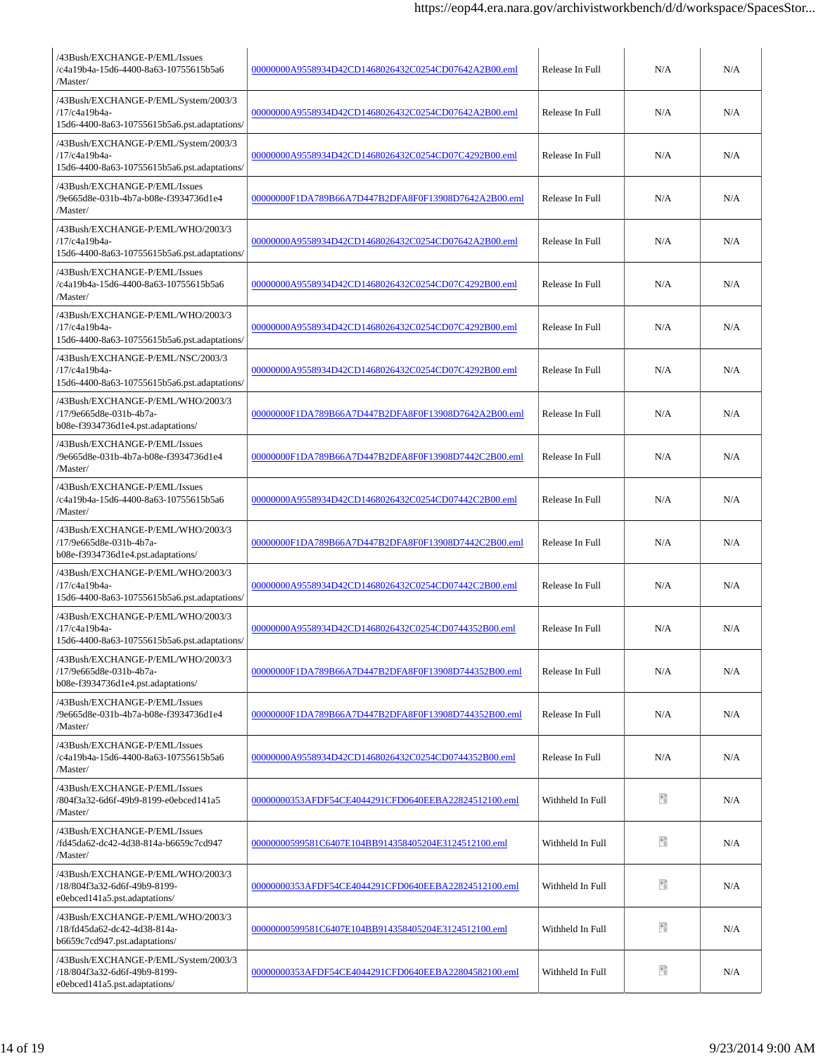| | | | | |
|---|---|---|---|---|
| /43Bush/EXCHANGE-P/EML/Issues /c4a19b4a-15d6-4400-8a63-10755615b5a6 /Master/ | 00000000A9558934D42CD1468026432C0254CD07642A2B00.eml | Release In Full | N/A | N/A |
| /43Bush/EXCHANGE-P/EML/System/2003/3 /17/c4a19b4a-15d6-4400-8a63-10755615b5a6.pst.adaptations/ | 00000000A9558934D42CD1468026432C0254CD07642A2B00.eml | Release In Full | N/A | N/A |
| /43Bush/EXCHANGE-P/EML/System/2003/3 /17/c4a19b4a-15d6-4400-8a63-10755615b5a6.pst.adaptations/ | 00000000A9558934D42CD1468026432C0254CD07C4292B00.eml | Release In Full | N/A | N/A |
| /43Bush/EXCHANGE-P/EML/Issues /9e665d8e-031b-4b7a-b08e-f3934736d1e4 /Master/ | 00000000F1DA789B66A7D447B2DFA8F0F13908D7642A2B00.eml | Release In Full | N/A | N/A |
| /43Bush/EXCHANGE-P/EML/WHO/2003/3 /17/c4a19b4a-15d6-4400-8a63-10755615b5a6.pst.adaptations/ | 00000000A9558934D42CD1468026432C0254CD07642A2B00.eml | Release In Full | N/A | N/A |
| /43Bush/EXCHANGE-P/EML/Issues /c4a19b4a-15d6-4400-8a63-10755615b5a6 /Master/ | 00000000A9558934D42CD1468026432C0254CD07C4292B00.eml | Release In Full | N/A | N/A |
| /43Bush/EXCHANGE-P/EML/WHO/2003/3 /17/c4a19b4a-15d6-4400-8a63-10755615b5a6.pst.adaptations/ | 00000000A9558934D42CD1468026432C0254CD07C4292B00.eml | Release In Full | N/A | N/A |
| /43Bush/EXCHANGE-P/EML/NSC/2003/3 /17/c4a19b4a-15d6-4400-8a63-10755615b5a6.pst.adaptations/ | 00000000A9558934D42CD1468026432C0254CD07C4292B00.eml | Release In Full | N/A | N/A |
| /43Bush/EXCHANGE-P/EML/WHO/2003/3 /17/9e665d8e-031b-4b7a-b08e-f3934736d1e4.pst.adaptations/ | 00000000F1DA789B66A7D447B2DFA8F0F13908D7642A2B00.eml | Release In Full | N/A | N/A |
| /43Bush/EXCHANGE-P/EML/Issues /9e665d8e-031b-4b7a-b08e-f3934736d1e4 /Master/ | 00000000F1DA789B66A7D447B2DFA8F0F13908D7442C2B00.eml | Release In Full | N/A | N/A |
| /43Bush/EXCHANGE-P/EML/Issues /c4a19b4a-15d6-4400-8a63-10755615b5a6 /Master/ | 00000000A9558934D42CD1468026432C0254CD07442C2B00.eml | Release In Full | N/A | N/A |
| /43Bush/EXCHANGE-P/EML/WHO/2003/3 /17/9e665d8e-031b-4b7a-b08e-f3934736d1e4.pst.adaptations/ | 00000000F1DA789B66A7D447B2DFA8F0F13908D7442C2B00.eml | Release In Full | N/A | N/A |
| /43Bush/EXCHANGE-P/EML/WHO/2003/3 /17/c4a19b4a-15d6-4400-8a63-10755615b5a6.pst.adaptations/ | 00000000A9558934D42CD1468026432C0254CD07442C2B00.eml | Release In Full | N/A | N/A |
| /43Bush/EXCHANGE-P/EML/WHO/2003/3 /17/c4a19b4a-15d6-4400-8a63-10755615b5a6.pst.adaptations/ | 00000000A9558934D42CD1468026432C0254CD0744352B00.eml | Release In Full | N/A | N/A |
| /43Bush/EXCHANGE-P/EML/WHO/2003/3 /17/9e665d8e-031b-4b7a-b08e-f3934736d1e4.pst.adaptations/ | 00000000F1DA789B66A7D447B2DFA8F0F13908D744352B00.eml | Release In Full | N/A | N/A |
| /43Bush/EXCHANGE-P/EML/Issues /9e665d8e-031b-4b7a-b08e-f3934736d1e4 /Master/ | 00000000F1DA789B66A7D447B2DFA8F0F13908D744352B00.eml | Release In Full | N/A | N/A |
| /43Bush/EXCHANGE-P/EML/Issues /c4a19b4a-15d6-4400-8a63-10755615b5a6 /Master/ | 00000000A9558934D42CD1468026432C0254CD0744352B00.eml | Release In Full | N/A | N/A |
| /43Bush/EXCHANGE-P/EML/Issues /804f3a32-6d6f-49b9-8199-e0ebced141a5 /Master/ | 00000000353AFDF54CE4044291CFD0640EEBA22824512100.eml | Withheld In Full | | N/A |
| /43Bush/EXCHANGE-P/EML/Issues /fd45da62-dc42-4d38-814a-b6659c7cd947 /Master/ | 00000000599581C6407E104BB914358405204E3124512100.eml | Withheld In Full | | N/A |
| /43Bush/EXCHANGE-P/EML/WHO/2003/3 /18/804f3a32-6d6f-49b9-8199-e0ebced141a5.pst.adaptations/ | 00000000353AFDF54CE4044291CFD0640EEBA22824512100.eml | Withheld In Full | | N/A |
| /43Bush/EXCHANGE-P/EML/WHO/2003/3 /18/fd45da62-dc42-4d38-814a-b6659c7cd947.pst.adaptations/ | 00000000599581C6407E104BB914358405204E3124512100.eml | Withheld In Full | | N/A |
| /43Bush/EXCHANGE-P/EML/System/2003/3 /18/804f3a32-6d6f-49b9-8199-e0ebced141a5.pst.adaptations/ | 00000000353AFDF54CE4044291CFD0640EEBA22804582100.eml | Withheld In Full | | N/A |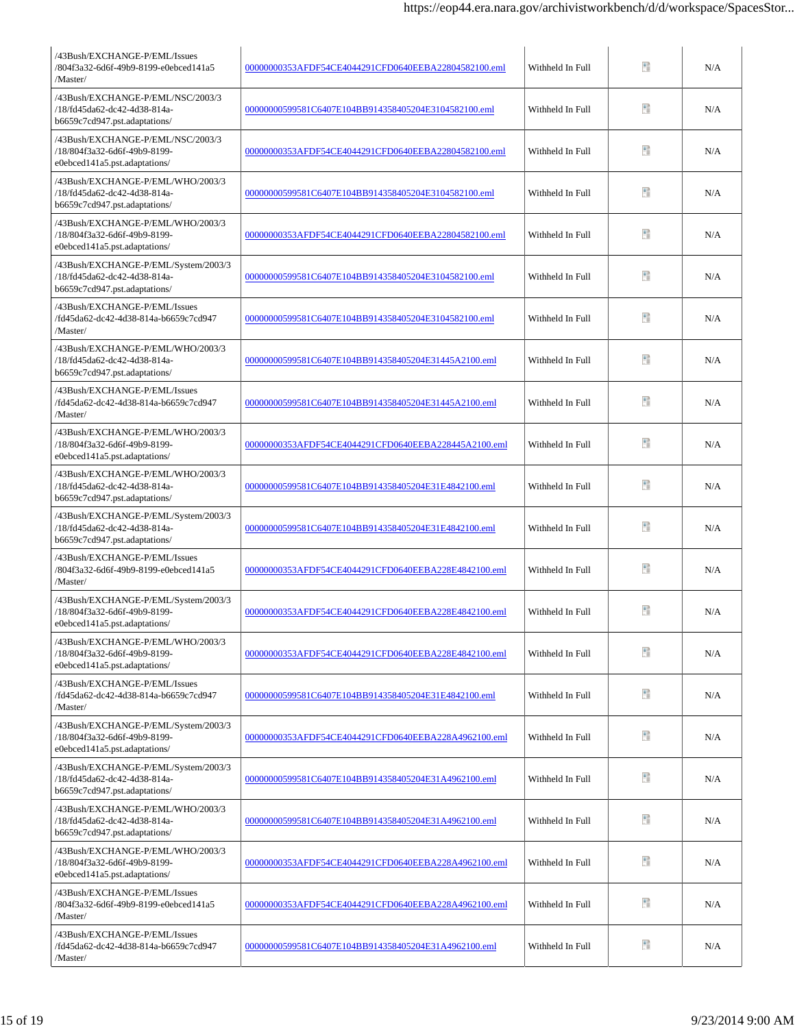| | | | | |
|---|---|---|---|---|
| /43Bush/EXCHANGE-P/EML/Issues /804f3a32-6d6f-49b9-8199-e0ebced141a5 /Master/ | 00000000353AFDF54CE4044291CFD0640EEBA22804582100.eml | Withheld In Full | | N/A |
| /43Bush/EXCHANGE-P/EML/NSC/2003/3 /18/fd45da62-dc42-4d38-814a-b6659c7cd947.pst.adaptations/ | 00000000599581C6407E104BB914358405204E3104582100.eml | Withheld In Full | | N/A |
| /43Bush/EXCHANGE-P/EML/NSC/2003/3 /18/804f3a32-6d6f-49b9-8199-e0ebced141a5.pst.adaptations/ | 00000000353AFDF54CE4044291CFD0640EEBA22804582100.eml | Withheld In Full | | N/A |
| /43Bush/EXCHANGE-P/EML/WHO/2003/3 /18/fd45da62-dc42-4d38-814a-b6659c7cd947.pst.adaptations/ | 00000000599581C6407E104BB914358405204E3104582100.eml | Withheld In Full | | N/A |
| /43Bush/EXCHANGE-P/EML/WHO/2003/3 /18/804f3a32-6d6f-49b9-8199-e0ebced141a5.pst.adaptations/ | 00000000353AFDF54CE4044291CFD0640EEBA22804582100.eml | Withheld In Full | | N/A |
| /43Bush/EXCHANGE-P/EML/System/2003/3 /18/fd45da62-dc42-4d38-814a-b6659c7cd947.pst.adaptations/ | 00000000599581C6407E104BB914358405204E3104582100.eml | Withheld In Full | | N/A |
| /43Bush/EXCHANGE-P/EML/Issues /fd45da62-dc42-4d38-814a-b6659c7cd947 /Master/ | 00000000599581C6407E104BB914358405204E3104582100.eml | Withheld In Full | | N/A |
| /43Bush/EXCHANGE-P/EML/WHO/2003/3 /18/fd45da62-dc42-4d38-814a-b6659c7cd947.pst.adaptations/ | 00000000599581C6407E104BB914358405204E31445A2100.eml | Withheld In Full | | N/A |
| /43Bush/EXCHANGE-P/EML/Issues /fd45da62-dc42-4d38-814a-b6659c7cd947 /Master/ | 00000000599581C6407E104BB914358405204E31445A2100.eml | Withheld In Full | | N/A |
| /43Bush/EXCHANGE-P/EML/WHO/2003/3 /18/804f3a32-6d6f-49b9-8199-e0ebced141a5.pst.adaptations/ | 00000000353AFDF54CE4044291CFD0640EEBA228445A2100.eml | Withheld In Full | | N/A |
| /43Bush/EXCHANGE-P/EML/WHO/2003/3 /18/fd45da62-dc42-4d38-814a-b6659c7cd947.pst.adaptations/ | 00000000599581C6407E104BB914358405204E31E4842100.eml | Withheld In Full | | N/A |
| /43Bush/EXCHANGE-P/EML/System/2003/3 /18/fd45da62-dc42-4d38-814a-b6659c7cd947.pst.adaptations/ | 00000000599581C6407E104BB914358405204E31E4842100.eml | Withheld In Full | | N/A |
| /43Bush/EXCHANGE-P/EML/Issues /804f3a32-6d6f-49b9-8199-e0ebced141a5 /Master/ | 00000000353AFDF54CE4044291CFD0640EEBA228E4842100.eml | Withheld In Full | | N/A |
| /43Bush/EXCHANGE-P/EML/System/2003/3 /18/804f3a32-6d6f-49b9-8199-e0ebced141a5.pst.adaptations/ | 00000000353AFDF54CE4044291CFD0640EEBA228E4842100.eml | Withheld In Full | | N/A |
| /43Bush/EXCHANGE-P/EML/WHO/2003/3 /18/804f3a32-6d6f-49b9-8199-e0ebced141a5.pst.adaptations/ | 00000000353AFDF54CE4044291CFD0640EEBA228E4842100.eml | Withheld In Full | | N/A |
| /43Bush/EXCHANGE-P/EML/Issues /fd45da62-dc42-4d38-814a-b6659c7cd947 /Master/ | 00000000599581C6407E104BB914358405204E31E4842100.eml | Withheld In Full | | N/A |
| /43Bush/EXCHANGE-P/EML/System/2003/3 /18/804f3a32-6d6f-49b9-8199-e0ebced141a5.pst.adaptations/ | 00000000353AFDF54CE4044291CFD0640EEBA228A4962100.eml | Withheld In Full | | N/A |
| /43Bush/EXCHANGE-P/EML/System/2003/3 /18/fd45da62-dc42-4d38-814a-b6659c7cd947.pst.adaptations/ | 00000000599581C6407E104BB914358405204E31A4962100.eml | Withheld In Full | | N/A |
| /43Bush/EXCHANGE-P/EML/WHO/2003/3 /18/fd45da62-dc42-4d38-814a-b6659c7cd947.pst.adaptations/ | 00000000599581C6407E104BB914358405204E31A4962100.eml | Withheld In Full | | N/A |
| /43Bush/EXCHANGE-P/EML/WHO/2003/3 /18/804f3a32-6d6f-49b9-8199-e0ebced141a5.pst.adaptations/ | 00000000353AFDF54CE4044291CFD0640EEBA228A4962100.eml | Withheld In Full | | N/A |
| /43Bush/EXCHANGE-P/EML/Issues /804f3a32-6d6f-49b9-8199-e0ebced141a5 /Master/ | 00000000353AFDF54CE4044291CFD0640EEBA228A4962100.eml | Withheld In Full | | N/A |
| /43Bush/EXCHANGE-P/EML/Issues /fd45da62-dc42-4d38-814a-b6659c7cd947 /Master/ | 00000000599581C6407E104BB914358405204E31A4962100.eml | Withheld In Full | | N/A |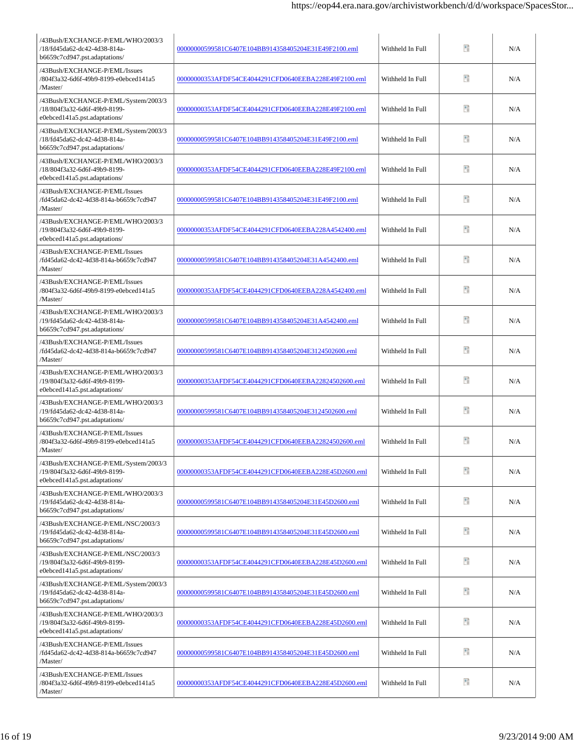| | | | | |
|---|---|---|---|---|
| /43Bush/EXCHANGE-P/EML/WHO/2003/3/18/fd45da62-dc42-4d38-814a-b6659c7cd947.pst.adaptations/ | 00000000599581C6407E104BB914358405204E31E49F2100.eml | Withheld In Full | | N/A |
| /43Bush/EXCHANGE-P/EML/Issues/804f3a32-6d6f-49b9-8199-e0ebced141a5/Master/ | 00000000353AFDF54CE4044291CFD0640EEBA228E49F2100.eml | Withheld In Full | | N/A |
| /43Bush/EXCHANGE-P/EML/System/2003/3/18/804f3a32-6d6f-49b9-8199-e0ebced141a5.pst.adaptations/ | 00000000353AFDF54CE4044291CFD0640EEBA228E49F2100.eml | Withheld In Full | | N/A |
| /43Bush/EXCHANGE-P/EML/System/2003/3/18/fd45da62-dc42-4d38-814a-b6659c7cd947.pst.adaptations/ | 00000000599581C6407E104BB914358405204E31E49F2100.eml | Withheld In Full | | N/A |
| /43Bush/EXCHANGE-P/EML/WHO/2003/3/18/804f3a32-6d6f-49b9-8199-e0ebced141a5.pst.adaptations/ | 00000000353AFDF54CE4044291CFD0640EEBA228E49F2100.eml | Withheld In Full | | N/A |
| /43Bush/EXCHANGE-P/EML/Issues/fd45da62-dc42-4d38-814a-b6659c7cd947/Master/ | 00000000599581C6407E104BB914358405204E31E49F2100.eml | Withheld In Full | | N/A |
| /43Bush/EXCHANGE-P/EML/WHO/2003/3/19/804f3a32-6d6f-49b9-8199-e0ebced141a5.pst.adaptations/ | 00000000353AFDF54CE4044291CFD0640EEBA228A4542400.eml | Withheld In Full | | N/A |
| /43Bush/EXCHANGE-P/EML/Issues/fd45da62-dc42-4d38-814a-b6659c7cd947/Master/ | 00000000599581C6407E104BB914358405204E31A4542400.eml | Withheld In Full | | N/A |
| /43Bush/EXCHANGE-P/EML/Issues/804f3a32-6d6f-49b9-8199-e0ebced141a5/Master/ | 00000000353AFDF54CE4044291CFD0640EEBA228A4542400.eml | Withheld In Full | | N/A |
| /43Bush/EXCHANGE-P/EML/WHO/2003/3/19/fd45da62-dc42-4d38-814a-b6659c7cd947.pst.adaptations/ | 00000000599581C6407E104BB914358405204E31A4542400.eml | Withheld In Full | | N/A |
| /43Bush/EXCHANGE-P/EML/Issues/fd45da62-dc42-4d38-814a-b6659c7cd947/Master/ | 00000000599581C6407E104BB914358405204E3124502600.eml | Withheld In Full | | N/A |
| /43Bush/EXCHANGE-P/EML/WHO/2003/3/19/804f3a32-6d6f-49b9-8199-e0ebced141a5.pst.adaptations/ | 00000000353AFDF54CE4044291CFD0640EEBA22824502600.eml | Withheld In Full | | N/A |
| /43Bush/EXCHANGE-P/EML/WHO/2003/3/19/fd45da62-dc42-4d38-814a-b6659c7cd947.pst.adaptations/ | 00000000599581C6407E104BB914358405204E3124502600.eml | Withheld In Full | | N/A |
| /43Bush/EXCHANGE-P/EML/Issues/804f3a32-6d6f-49b9-8199-e0ebced141a5/Master/ | 00000000353AFDF54CE4044291CFD0640EEBA22824502600.eml | Withheld In Full | | N/A |
| /43Bush/EXCHANGE-P/EML/System/2003/3/19/804f3a32-6d6f-49b9-8199-e0ebced141a5.pst.adaptations/ | 00000000353AFDF54CE4044291CFD0640EEBA228E45D2600.eml | Withheld In Full | | N/A |
| /43Bush/EXCHANGE-P/EML/WHO/2003/3/19/fd45da62-dc42-4d38-814a-b6659c7cd947.pst.adaptations/ | 00000000599581C6407E104BB914358405204E31E45D2600.eml | Withheld In Full | | N/A |
| /43Bush/EXCHANGE-P/EML/NSC/2003/3/19/fd45da62-dc42-4d38-814a-b6659c7cd947.pst.adaptations/ | 00000000599581C6407E104BB914358405204E31E45D2600.eml | Withheld In Full | | N/A |
| /43Bush/EXCHANGE-P/EML/NSC/2003/3/19/804f3a32-6d6f-49b9-8199-e0ebced141a5.pst.adaptations/ | 00000000353AFDF54CE4044291CFD0640EEBA228E45D2600.eml | Withheld In Full | | N/A |
| /43Bush/EXCHANGE-P/EML/System/2003/3/19/fd45da62-dc42-4d38-814a-b6659c7cd947.pst.adaptations/ | 00000000599581C6407E104BB914358405204E31E45D2600.eml | Withheld In Full | | N/A |
| /43Bush/EXCHANGE-P/EML/WHO/2003/3/19/804f3a32-6d6f-49b9-8199-e0ebced141a5.pst.adaptations/ | 00000000353AFDF54CE4044291CFD0640EEBA228E45D2600.eml | Withheld In Full | | N/A |
| /43Bush/EXCHANGE-P/EML/Issues/fd45da62-dc42-4d38-814a-b6659c7cd947/Master/ | 00000000599581C6407E104BB914358405204E31E45D2600.eml | Withheld In Full | | N/A |
| /43Bush/EXCHANGE-P/EML/Issues/804f3a32-6d6f-49b9-8199-e0ebced141a5/Master/ | 00000000353AFDF54CE4044291CFD0640EEBA228E45D2600.eml | Withheld In Full | | N/A |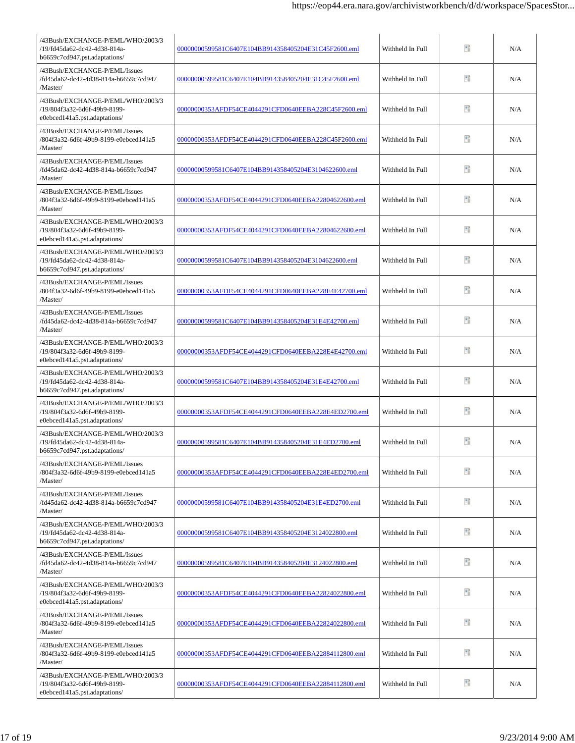| /43Bush/EXCHANGE-P/EML/WHO/2003/3/19/fd45da62-dc42-4d38-814a-b6659c7cd947.pst.adaptations/ | 00000000599581C6407E104BB914358405204E31C45F2600.eml | Withheld In Full | | N/A |
|---|---|---|---|---|
| /43Bush/EXCHANGE-P/EML/Issues/fd45da62-dc42-4d38-814a-b6659c7cd947/Master/ | 00000000599581C6407E104BB914358405204E31C45F2600.eml | Withheld In Full | | N/A |
| /43Bush/EXCHANGE-P/EML/WHO/2003/3/19/804f3a32-6d6f-49b9-8199-e0ebced141a5.pst.adaptations/ | 00000000353AFDF54CE4044291CFD0640EEBA228C45F2600.eml | Withheld In Full | | N/A |
| /43Bush/EXCHANGE-P/EML/Issues/804f3a32-6d6f-49b9-8199-e0ebced141a5/Master/ | 00000000353AFDF54CE4044291CFD0640EEBA228C45F2600.eml | Withheld In Full | | N/A |
| /43Bush/EXCHANGE-P/EML/Issues/fd45da62-dc42-4d38-814a-b6659c7cd947/Master/ | 00000000599581C6407E104BB914358405204E3104622600.eml | Withheld In Full | | N/A |
| /43Bush/EXCHANGE-P/EML/Issues/804f3a32-6d6f-49b9-8199-e0ebced141a5/Master/ | 00000000353AFDF54CE4044291CFD0640EEBA22804622600.eml | Withheld In Full | | N/A |
| /43Bush/EXCHANGE-P/EML/WHO/2003/3/19/804f3a32-6d6f-49b9-8199-e0ebced141a5.pst.adaptations/ | 00000000353AFDF54CE4044291CFD0640EEBA22804622600.eml | Withheld In Full | | N/A |
| /43Bush/EXCHANGE-P/EML/WHO/2003/3/19/fd45da62-dc42-4d38-814a-b6659c7cd947.pst.adaptations/ | 00000000599581C6407E104BB914358405204E3104622600.eml | Withheld In Full | | N/A |
| /43Bush/EXCHANGE-P/EML/Issues/804f3a32-6d6f-49b9-8199-e0ebced141a5/Master/ | 00000000353AFDF54CE4044291CFD0640EEBA228E4E42700.eml | Withheld In Full | | N/A |
| /43Bush/EXCHANGE-P/EML/Issues/fd45da62-dc42-4d38-814a-b6659c7cd947/Master/ | 00000000599581C6407E104BB914358405204E31E4E42700.eml | Withheld In Full | | N/A |
| /43Bush/EXCHANGE-P/EML/WHO/2003/3/19/804f3a32-6d6f-49b9-8199-e0ebced141a5.pst.adaptations/ | 00000000353AFDF54CE4044291CFD0640EEBA228E4E42700.eml | Withheld In Full | | N/A |
| /43Bush/EXCHANGE-P/EML/WHO/2003/3/19/fd45da62-dc42-4d38-814a-b6659c7cd947.pst.adaptations/ | 00000000599581C6407E104BB914358405204E31E4E42700.eml | Withheld In Full | | N/A |
| /43Bush/EXCHANGE-P/EML/WHO/2003/3/19/804f3a32-6d6f-49b9-8199-e0ebced141a5.pst.adaptations/ | 00000000353AFDF54CE4044291CFD0640EEBA228E4ED2700.eml | Withheld In Full | | N/A |
| /43Bush/EXCHANGE-P/EML/WHO/2003/3/19/fd45da62-dc42-4d38-814a-b6659c7cd947.pst.adaptations/ | 00000000599581C6407E104BB914358405204E31E4ED2700.eml | Withheld In Full | | N/A |
| /43Bush/EXCHANGE-P/EML/Issues/804f3a32-6d6f-49b9-8199-e0ebced141a5/Master/ | 00000000353AFDF54CE4044291CFD0640EEBA228E4ED2700.eml | Withheld In Full | | N/A |
| /43Bush/EXCHANGE-P/EML/Issues/fd45da62-dc42-4d38-814a-b6659c7cd947/Master/ | 00000000599581C6407E104BB914358405204E31E4ED2700.eml | Withheld In Full | | N/A |
| /43Bush/EXCHANGE-P/EML/WHO/2003/3/19/fd45da62-dc42-4d38-814a-b6659c7cd947.pst.adaptations/ | 00000000599581C6407E104BB914358405204E3124022800.eml | Withheld In Full | | N/A |
| /43Bush/EXCHANGE-P/EML/Issues/fd45da62-dc42-4d38-814a-b6659c7cd947/Master/ | 00000000599581C6407E104BB914358405204E3124022800.eml | Withheld In Full | | N/A |
| /43Bush/EXCHANGE-P/EML/WHO/2003/3/19/804f3a32-6d6f-49b9-8199-e0ebced141a5.pst.adaptations/ | 00000000353AFDF54CE4044291CFD0640EEBA22824022800.eml | Withheld In Full | | N/A |
| /43Bush/EXCHANGE-P/EML/Issues/804f3a32-6d6f-49b9-8199-e0ebced141a5/Master/ | 00000000353AFDF54CE4044291CFD0640EEBA22824022800.eml | Withheld In Full | | N/A |
| /43Bush/EXCHANGE-P/EML/Issues/804f3a32-6d6f-49b9-8199-e0ebced141a5/Master/ | 00000000353AFDF54CE4044291CFD0640EEBA22884112800.eml | Withheld In Full | | N/A |
| /43Bush/EXCHANGE-P/EML/WHO/2003/3/19/804f3a32-6d6f-49b9-8199-e0ebced141a5.pst.adaptations/ | 00000000353AFDF54CE4044291CFD0640EEBA22884112800.eml | Withheld In Full | | N/A |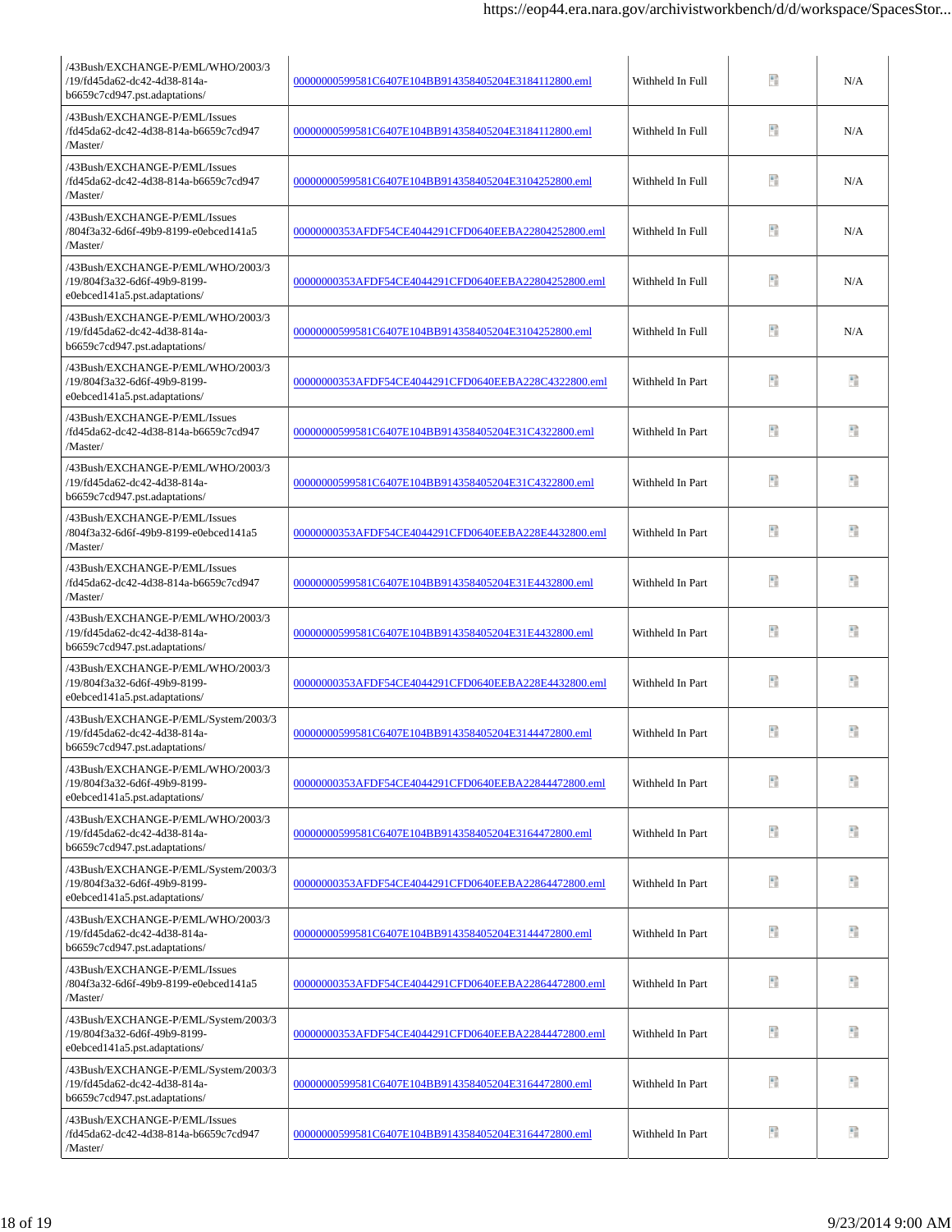| /43Bush/EXCHANGE-P/EML/WHO/2003/3/19/fd45da62-dc42-4d38-814a-b6659c7cd947.pst.adaptations/ | 00000000599581C6407E104BB914358405204E3184112800.eml | Withheld In Full | | N/A |
|---|---|---|---|---|
| /43Bush/EXCHANGE-P/EML/Issues/fd45da62-dc42-4d38-814a-b6659c7cd947/Master/ | 00000000599581C6407E104BB914358405204E3184112800.eml | Withheld In Full | | N/A |
| /43Bush/EXCHANGE-P/EML/Issues/fd45da62-dc42-4d38-814a-b6659c7cd947/Master/ | 00000000599581C6407E104BB914358405204E3104252800.eml | Withheld In Full | | N/A |
| /43Bush/EXCHANGE-P/EML/Issues/804f3a32-6d6f-49b9-8199-e0ebced141a5/Master/ | 00000000353AFDF54CE4044291CFD0640EEBA22804252800.eml | Withheld In Full | | N/A |
| /43Bush/EXCHANGE-P/EML/WHO/2003/3/19/804f3a32-6d6f-49b9-8199-e0ebced141a5.pst.adaptations/ | 00000000353AFDF54CE4044291CFD0640EEBA22804252800.eml | Withheld In Full | | N/A |
| /43Bush/EXCHANGE-P/EML/WHO/2003/3/19/fd45da62-dc42-4d38-814a-b6659c7cd947.pst.adaptations/ | 00000000599581C6407E104BB914358405204E3104252800.eml | Withheld In Full | | N/A |
| /43Bush/EXCHANGE-P/EML/WHO/2003/3/19/804f3a32-6d6f-49b9-8199-e0ebced141a5.pst.adaptations/ | 00000000353AFDF54CE4044291CFD0640EEBA228C4322800.eml | Withheld In Part | | |
| /43Bush/EXCHANGE-P/EML/Issues/fd45da62-dc42-4d38-814a-b6659c7cd947/Master/ | 00000000599581C6407E104BB914358405204E31C4322800.eml | Withheld In Part | | |
| /43Bush/EXCHANGE-P/EML/WHO/2003/3/19/fd45da62-dc42-4d38-814a-b6659c7cd947.pst.adaptations/ | 00000000599581C6407E104BB914358405204E31C4322800.eml | Withheld In Part | | |
| /43Bush/EXCHANGE-P/EML/Issues/804f3a32-6d6f-49b9-8199-e0ebced141a5/Master/ | 00000000353AFDF54CE4044291CFD0640EEBA228E4432800.eml | Withheld In Part | | |
| /43Bush/EXCHANGE-P/EML/Issues/fd45da62-dc42-4d38-814a-b6659c7cd947/Master/ | 00000000599581C6407E104BB914358405204E31E4432800.eml | Withheld In Part | | |
| /43Bush/EXCHANGE-P/EML/WHO/2003/3/19/fd45da62-dc42-4d38-814a-b6659c7cd947.pst.adaptations/ | 00000000599581C6407E104BB914358405204E31E4432800.eml | Withheld In Part | | |
| /43Bush/EXCHANGE-P/EML/WHO/2003/3/19/804f3a32-6d6f-49b9-8199-e0ebced141a5.pst.adaptations/ | 00000000353AFDF54CE4044291CFD0640EEBA228E4432800.eml | Withheld In Part | | |
| /43Bush/EXCHANGE-P/EML/System/2003/3/19/fd45da62-dc42-4d38-814a-b6659c7cd947.pst.adaptations/ | 00000000599581C6407E104BB914358405204E3144472800.eml | Withheld In Part | | |
| /43Bush/EXCHANGE-P/EML/WHO/2003/3/19/804f3a32-6d6f-49b9-8199-e0ebced141a5.pst.adaptations/ | 00000000353AFDF54CE4044291CFD0640EEBA22844472800.eml | Withheld In Part | | |
| /43Bush/EXCHANGE-P/EML/WHO/2003/3/19/fd45da62-dc42-4d38-814a-b6659c7cd947.pst.adaptations/ | 00000000599581C6407E104BB914358405204E3164472800.eml | Withheld In Part | | |
| /43Bush/EXCHANGE-P/EML/System/2003/3/19/804f3a32-6d6f-49b9-8199-e0ebced141a5.pst.adaptations/ | 00000000353AFDF54CE4044291CFD0640EEBA22864472800.eml | Withheld In Part | | |
| /43Bush/EXCHANGE-P/EML/WHO/2003/3/19/fd45da62-dc42-4d38-814a-b6659c7cd947.pst.adaptations/ | 00000000599581C6407E104BB914358405204E3144472800.eml | Withheld In Part | | |
| /43Bush/EXCHANGE-P/EML/Issues/804f3a32-6d6f-49b9-8199-e0ebced141a5/Master/ | 00000000353AFDF54CE4044291CFD0640EEBA22864472800.eml | Withheld In Part | | |
| /43Bush/EXCHANGE-P/EML/System/2003/3/19/804f3a32-6d6f-49b9-8199-e0ebced141a5.pst.adaptations/ | 00000000353AFDF54CE4044291CFD0640EEBA22844472800.eml | Withheld In Part | | |
| /43Bush/EXCHANGE-P/EML/System/2003/3/19/fd45da62-dc42-4d38-814a-b6659c7cd947.pst.adaptations/ | 00000000599581C6407E104BB914358405204E3164472800.eml | Withheld In Part | | |
| /43Bush/EXCHANGE-P/EML/Issues/fd45da62-dc42-4d38-814a-b6659c7cd947/Master/ | 00000000599581C6407E104BB914358405204E3164472800.eml | Withheld In Part | | |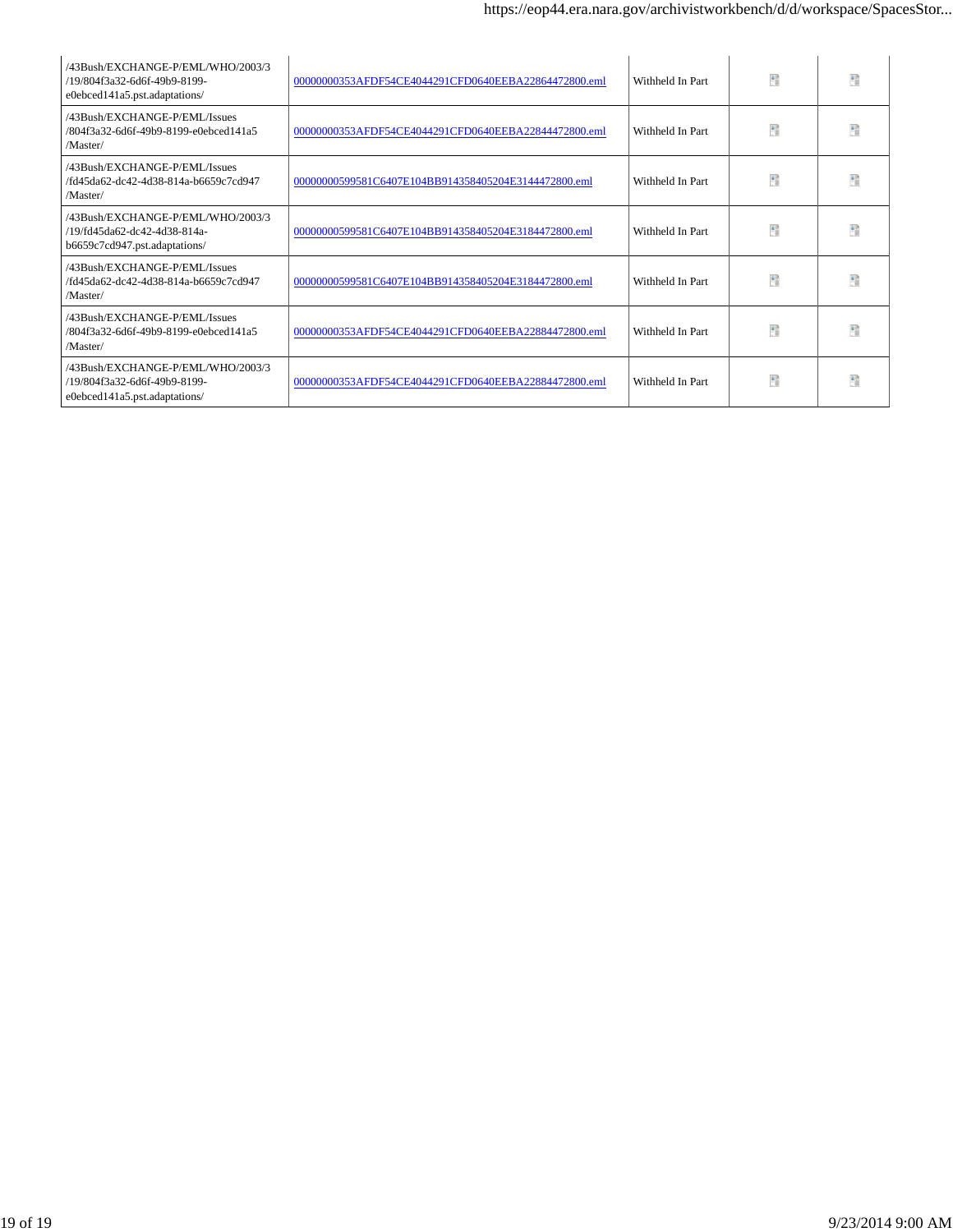| | | | | |
|---|---|---|---|---|
| /43Bush/EXCHANGE-P/EML/WHO/2003/3/19/804f3a32-6d6f-49b9-8199-e0ebced141a5.pst.adaptations/ | 00000000353AFDF54CE4044291CFD0640EEBA22864472800.eml | Withheld In Part | | |
| /43Bush/EXCHANGE-P/EML/Issues/804f3a32-6d6f-49b9-8199-e0ebced141a5/Master/ | 00000000353AFDF54CE4044291CFD0640EEBA22844472800.eml | Withheld In Part | | |
| /43Bush/EXCHANGE-P/EML/Issues/fd45da62-dc42-4d38-814a-b6659c7cd947/Master/ | 00000000599581C6407E104BB914358405204E3144472800.eml | Withheld In Part | | |
| /43Bush/EXCHANGE-P/EML/WHO/2003/3/19/fd45da62-dc42-4d38-814a-b6659c7cd947.pst.adaptations/ | 00000000599581C6407E104BB914358405204E3184472800.eml | Withheld In Part | | |
| /43Bush/EXCHANGE-P/EML/Issues/fd45da62-dc42-4d38-814a-b6659c7cd947/Master/ | 00000000599581C6407E104BB914358405204E3184472800.eml | Withheld In Part | | |
| /43Bush/EXCHANGE-P/EML/Issues/804f3a32-6d6f-49b9-8199-e0ebced141a5/Master/ | 00000000353AFDF54CE4044291CFD0640EEBA22884472800.eml | Withheld In Part | | |
| /43Bush/EXCHANGE-P/EML/WHO/2003/3/19/804f3a32-6d6f-49b9-8199-e0ebced141a5.pst.adaptations/ | 00000000353AFDF54CE4044291CFD0640EEBA22884472800.eml | Withheld In Part | | |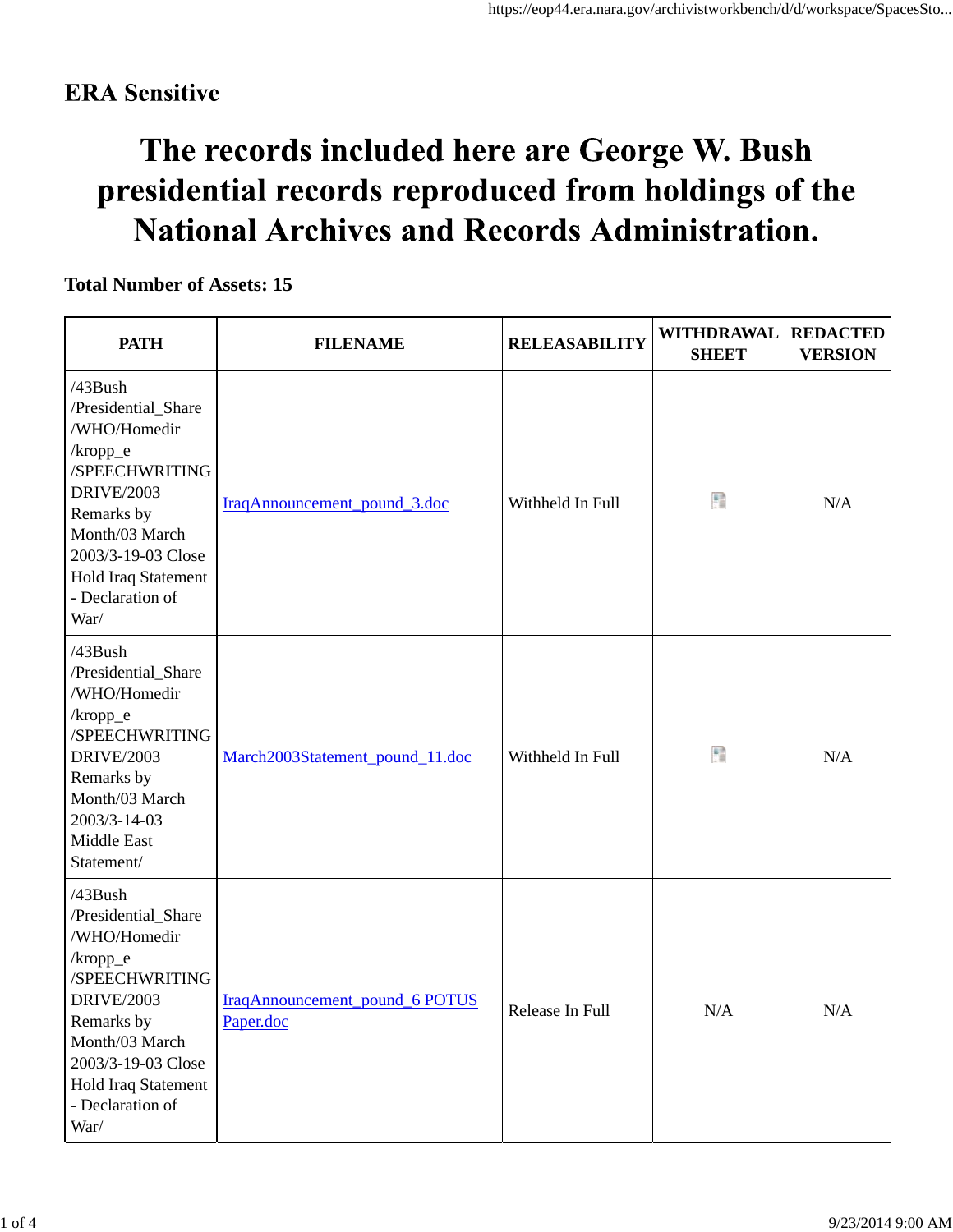**ERA Sensitive**

# The records included here are George W. Bush presidential records reproduced from holdings of the National Archives and Records Administration.

**Total Number of Assets: 15**

| PATH | FILENAME | RELEASABILITY | WITHDRAWAL SHEET | REDACTED VERSION |
|---|---|---|---|---|
| /43Bush /Presidential_Share /WHO/Homedir /kropp_e /SPEECHWRITING DRIVE/2003 Remarks by Month/03 March 2003/3-19-03 Close Hold Iraq Statement - Declaration of War/ | IraqAnnouncement_pound_3.doc | Withheld In Full | | N/A |
| /43Bush /Presidential_Share /WHO/Homedir /kropp_e /SPEECHWRITING DRIVE/2003 Remarks by Month/03 March 2003/3-14-03 Middle East Statement/ | March2003Statement_pound_11.doc | Withheld In Full | | N/A |
| /43Bush /Presidential_Share /WHO/Homedir /kropp_e /SPEECHWRITING DRIVE/2003 Remarks by Month/03 March 2003/3-19-03 Close Hold Iraq Statement - Declaration of War/ | IraqAnnouncement_pound_6 POTUS Paper.doc | Release In Full | N/A | N/A |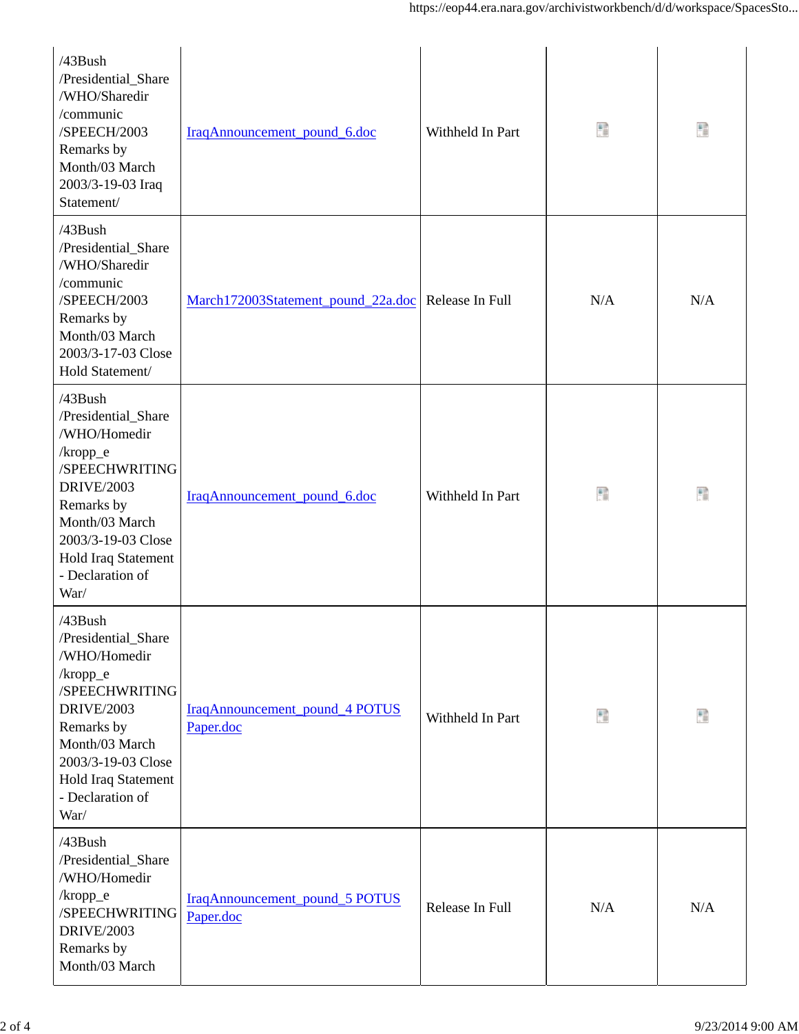| | | | | |
|---|---|---|---|---|
| /43Bush /Presidential_Share /WHO/Sharedir /communic /SPEECH/2003 Remarks by Month/03 March 2003/3-19-03 Iraq Statement/ | IraqAnnouncement_pound_6.doc | Withheld In Part | | |
| /43Bush /Presidential_Share /WHO/Sharedir /communic /SPEECH/2003 Remarks by Month/03 March 2003/3-17-03 Close Hold Statement/ | March172003Statement_pound_22a.doc | Release In Full | N/A | N/A |
| /43Bush /Presidential_Share /WHO/Homedir /kropp_e /SPEECHWRITING DRIVE/2003 Remarks by Month/03 March 2003/3-19-03 Close Hold Iraq Statement - Declaration of War/ | IraqAnnouncement_pound_6.doc | Withheld In Part | | |
| /43Bush /Presidential_Share /WHO/Homedir /kropp_e /SPEECHWRITING DRIVE/2003 Remarks by Month/03 March 2003/3-19-03 Close Hold Iraq Statement - Declaration of War/ | IraqAnnouncement_pound_4 POTUS Paper.doc | Withheld In Part | | |
| /43Bush /Presidential_Share /WHO/Homedir /kropp_e /SPEECHWRITING DRIVE/2003 Remarks by Month/03 March | IraqAnnouncement_pound_5 POTUS Paper.doc | Release In Full | N/A | N/A |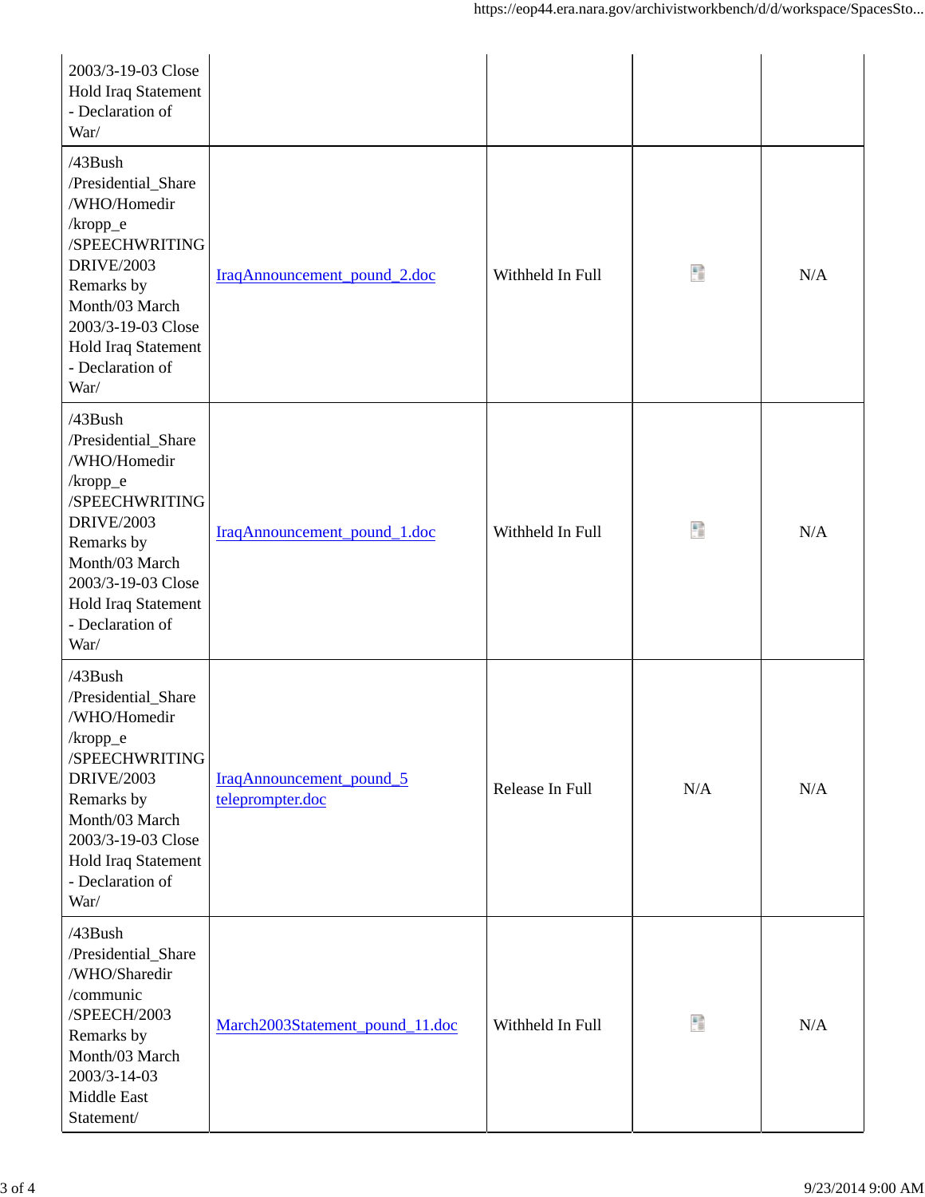| | | | | |
|---|---|---|---|---|
| 2003/3-19-03 Close Hold Iraq Statement - Declaration of War/ | | | | |
| /43Bush /Presidential_Share /WHO/Homedir /kropp_e /SPEECHWRITING DRIVE/2003 Remarks by Month/03 March 2003/3-19-03 Close Hold Iraq Statement - Declaration of War/ | IraqAnnouncement_pound_2.doc | Withheld In Full | | N/A |
| /43Bush /Presidential_Share /WHO/Homedir /kropp_e /SPEECHWRITING DRIVE/2003 Remarks by Month/03 March 2003/3-19-03 Close Hold Iraq Statement - Declaration of War/ | IraqAnnouncement_pound_1.doc | Withheld In Full | | N/A |
| /43Bush /Presidential_Share /WHO/Homedir /kropp_e /SPEECHWRITING DRIVE/2003 Remarks by Month/03 March 2003/3-19-03 Close Hold Iraq Statement - Declaration of War/ | IraqAnnouncement_pound_5 teleprompter.doc | Release In Full | N/A | N/A |
| /43Bush /Presidential_Share /WHO/Sharedir /communic /SPEECH/2003 Remarks by Month/03 March 2003/3-14-03 Middle East Statement/ | March2003Statement_pound_11.doc | Withheld In Full | | N/A |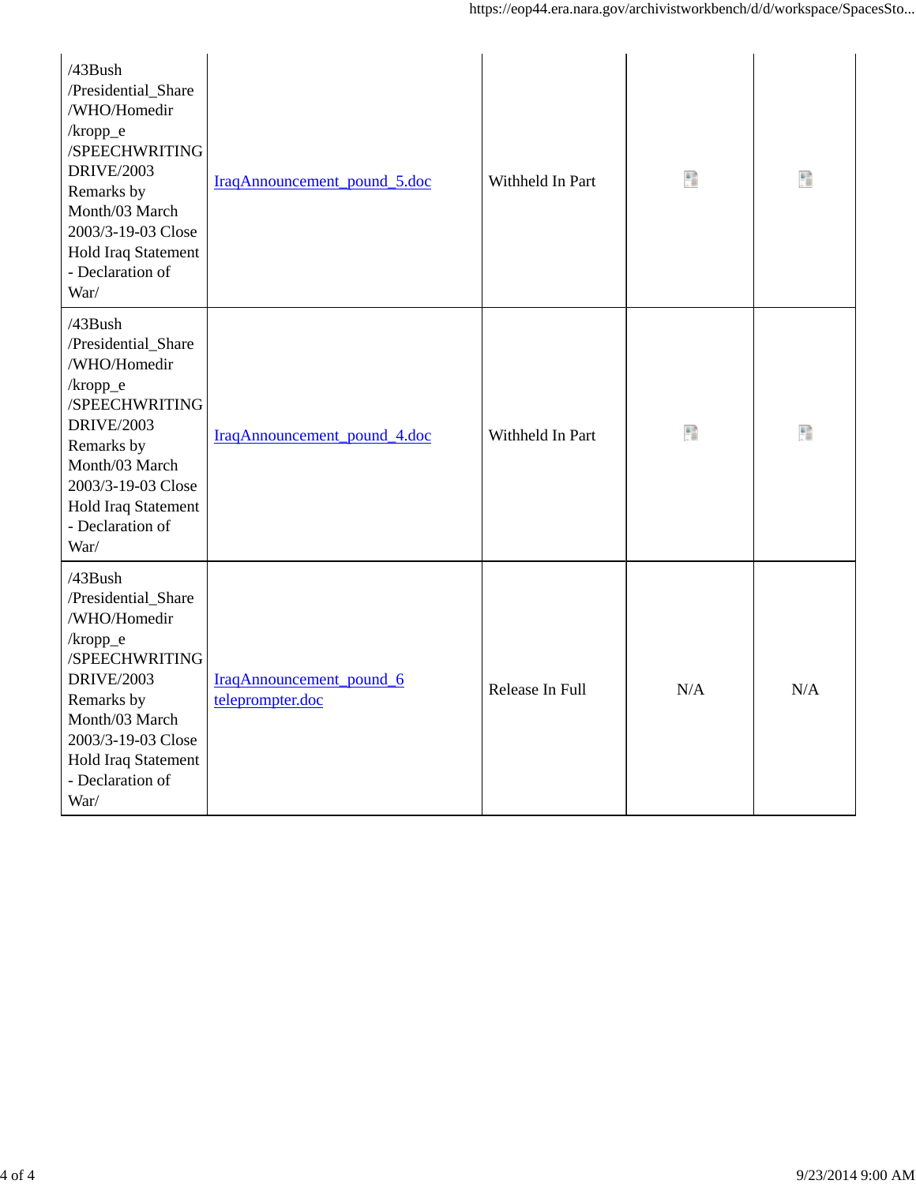| | | | | |
|---|---|---|---|---|
| /43Bush /Presidential_Share /WHO/Homedir /kropp_e /SPEECHWRITING DRIVE/2003 Remarks by Month/03 March 2003/3-19-03 Close Hold Iraq Statement - Declaration of War/ | IraqAnnouncement_pound_5.doc | Withheld In Part | | |
| /43Bush /Presidential_Share /WHO/Homedir /kropp_e /SPEECHWRITING DRIVE/2003 Remarks by Month/03 March 2003/3-19-03 Close Hold Iraq Statement - Declaration of War/ | IraqAnnouncement_pound_4.doc | Withheld In Part | | |
| /43Bush /Presidential_Share /WHO/Homedir /kropp_e /SPEECHWRITING DRIVE/2003 Remarks by Month/03 March 2003/3-19-03 Close Hold Iraq Statement - Declaration of War/ | IraqAnnouncement_pound_6 teleprompter.doc | Release In Full | N/A | N/A |